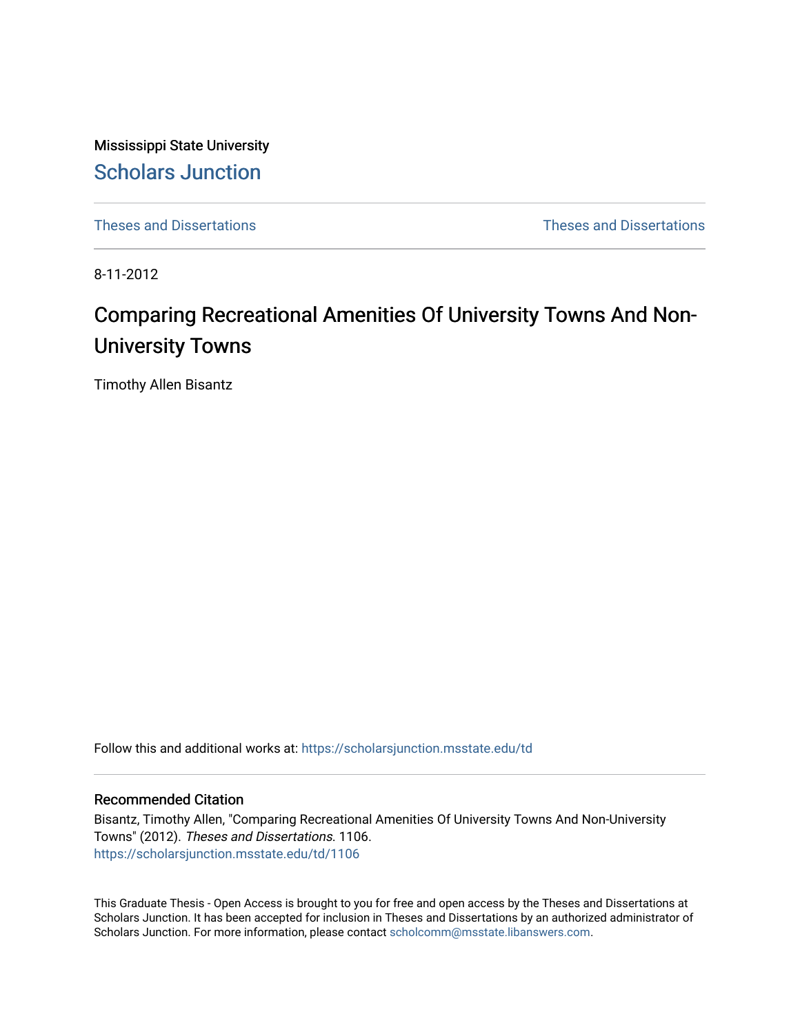Mississippi State University

# Scholars Junction

Theses and Dissertations | Theses and Dissertations

8-11-2012

## Comparing Recreational Amenities Of University Towns And Non-University Towns

Timothy Allen Bisantz

Follow this and additional works at: https://scholarsjunction.msstate.edu/td

### Recommended Citation

Bisantz, Timothy Allen, "Comparing Recreational Amenities Of University Towns And Non-University Towns" (2012). *Theses and Dissertations*. 1106.
https://scholarsjunction.msstate.edu/td/1106

This Graduate Thesis - Open Access is brought to you for free and open access by the Theses and Dissertations at Scholars Junction. It has been accepted for inclusion in Theses and Dissertations by an authorized administrator of Scholars Junction. For more information, please contact scholcomm@msstate.libanswers.com.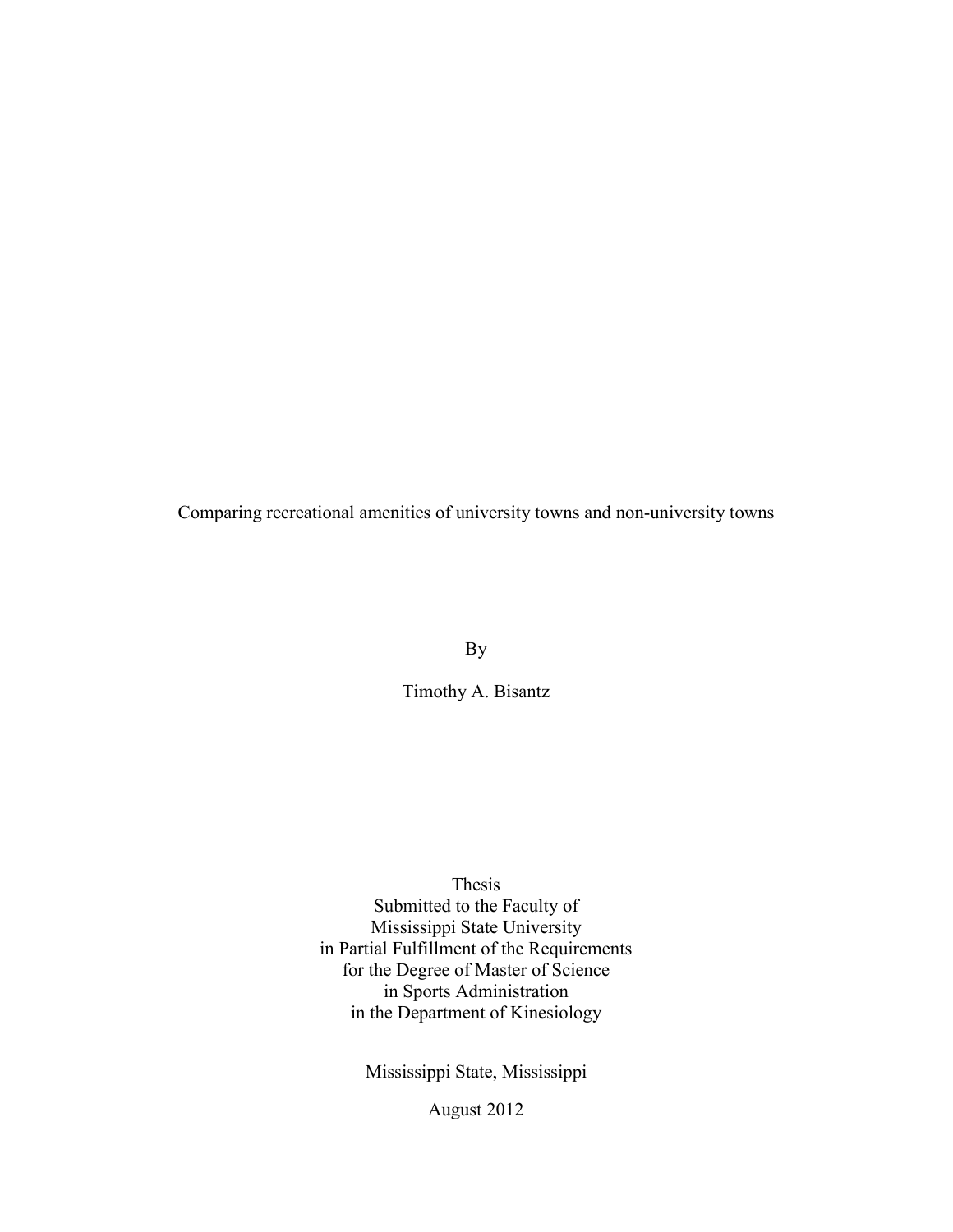Comparing recreational amenities of university towns and non-university towns

By

Timothy A. Bisantz

Thesis
Submitted to the Faculty of
Mississippi State University
in Partial Fulfillment of the Requirements
for the Degree of Master of Science
in Sports Administration
in the Department of Kinesiology

Mississippi State, Mississippi

August 2012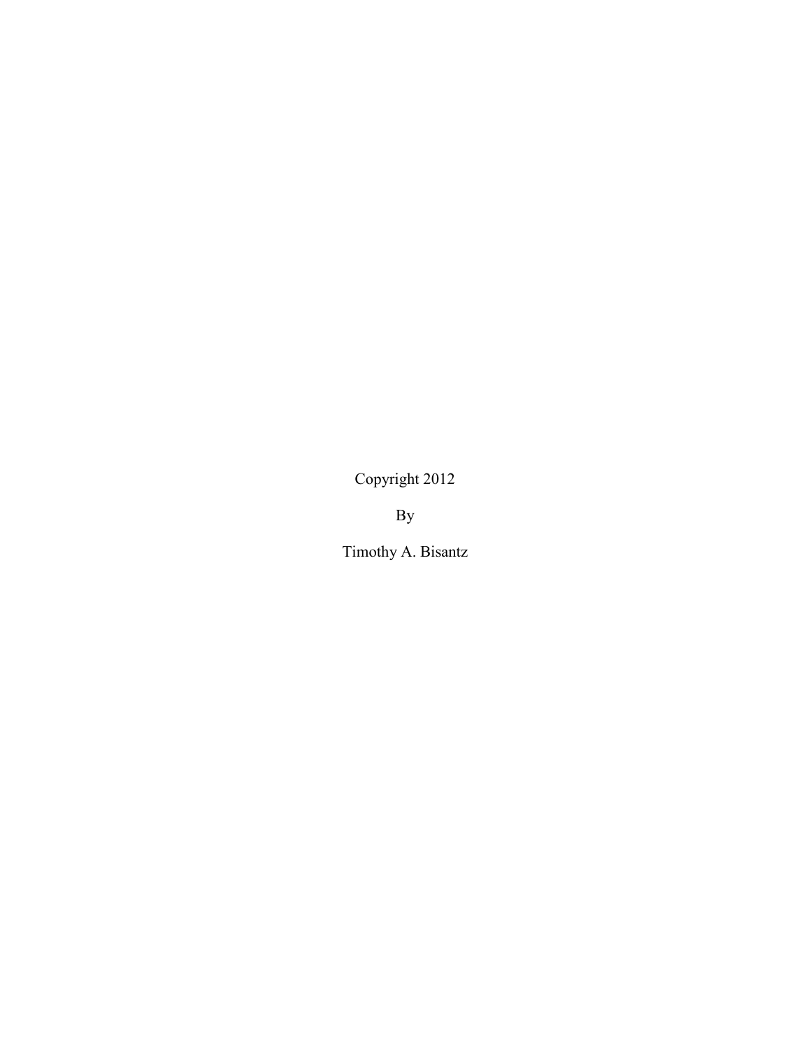Copyright 2012

By

Timothy A. Bisantz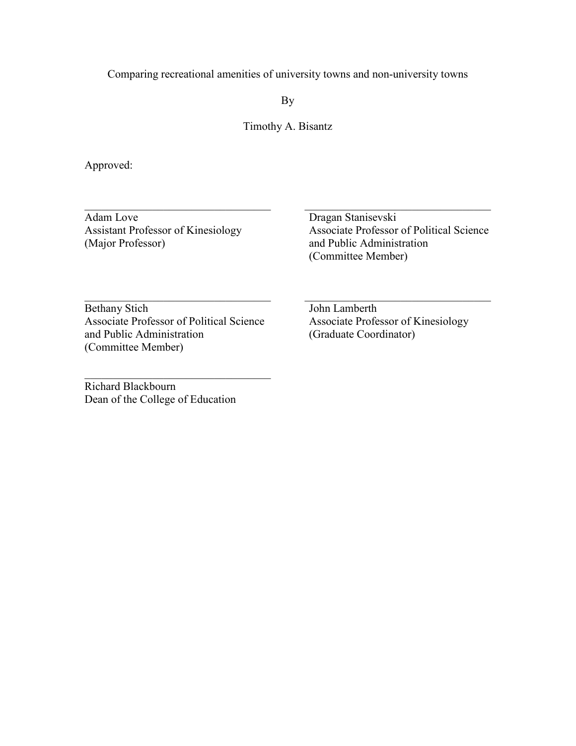Comparing recreational amenities of university towns and non-university towns

By

Timothy A. Bisantz

Approved:

\_\_\_\_\_\_\_\_\_\_\_\_\_\_\_\_\_\_\_\_\_\_\_\_\_\_\_\_\_\_\_\_\_\_
Adam Love
Assistant Professor of Kinesiology
(Major Professor)

\_\_\_\_\_\_\_\_\_\_\_\_\_\_\_\_\_\_\_\_\_\_\_\_\_\_\_\_\_\_\_\_\_\_
Dragan Stanisevski
Associate Professor of Political Science and Public Administration
(Committee Member)

\_\_\_\_\_\_\_\_\_\_\_\_\_\_\_\_\_\_\_\_\_\_\_\_\_\_\_\_\_\_\_\_\_\_
Bethany Stich
Associate Professor of Political Science and Public Administration
(Committee Member)

\_\_\_\_\_\_\_\_\_\_\_\_\_\_\_\_\_\_\_\_\_\_\_\_\_\_\_\_\_\_\_\_\_\_
John Lamberth
Associate Professor of Kinesiology
(Graduate Coordinator)

\_\_\_\_\_\_\_\_\_\_\_\_\_\_\_\_\_\_\_\_\_\_\_\_\_\_\_\_\_\_\_\_\_\_
Richard Blackbourn
Dean of the College of Education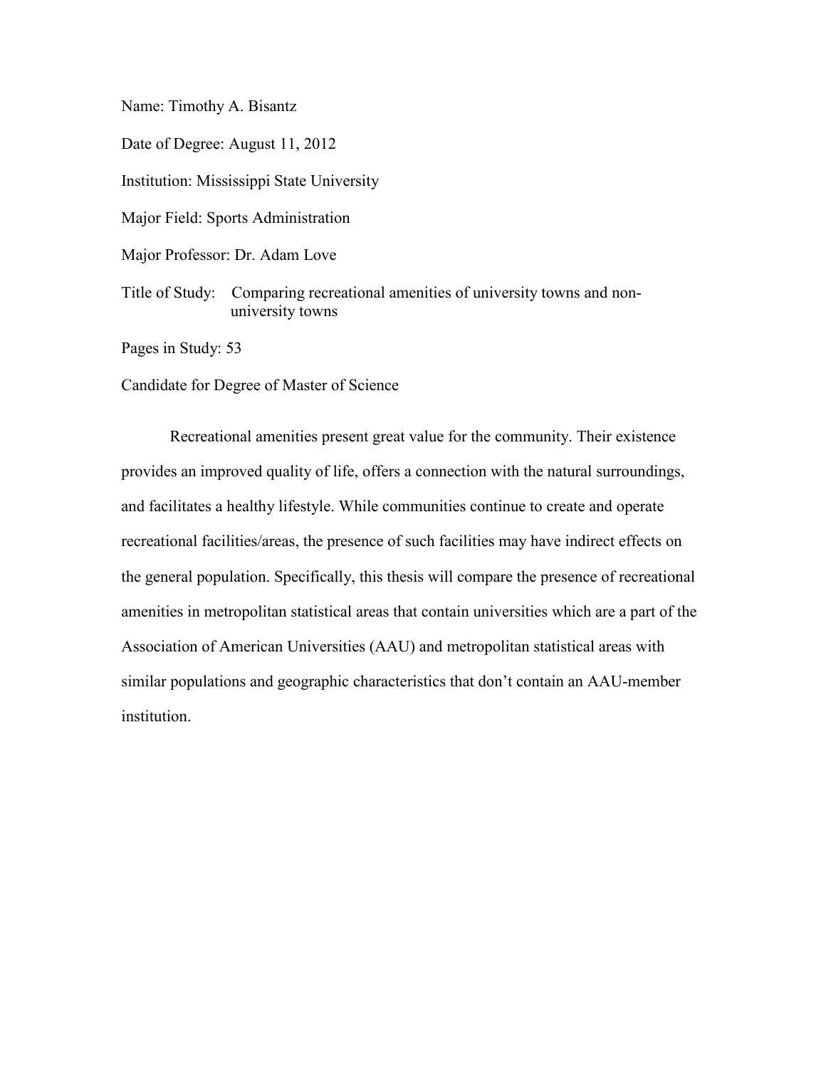Name: Timothy A. Bisantz

Date of Degree: August 11, 2012

Institution: Mississippi State University

Major Field: Sports Administration

Major Professor: Dr. Adam Love

Title of Study: Comparing recreational amenities of university towns and non-university towns

Pages in Study: 53

Candidate for Degree of Master of Science

Recreational amenities present great value for the community. Their existence provides an improved quality of life, offers a connection with the natural surroundings, and facilitates a healthy lifestyle. While communities continue to create and operate recreational facilities/areas, the presence of such facilities may have indirect effects on the general population. Specifically, this thesis will compare the presence of recreational amenities in metropolitan statistical areas that contain universities which are a part of the Association of American Universities (AAU) and metropolitan statistical areas with similar populations and geographic characteristics that don't contain an AAU-member institution.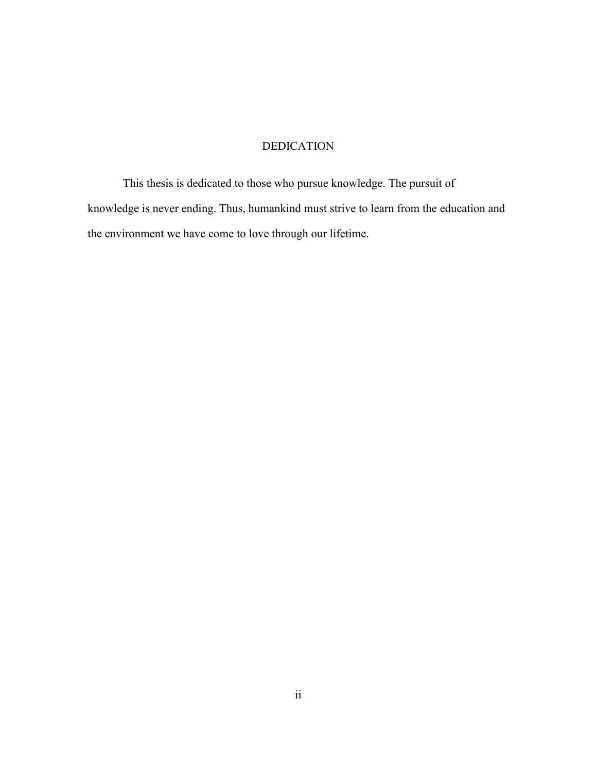# DEDICATION

This thesis is dedicated to those who pursue knowledge. The pursuit of knowledge is never ending. Thus, humankind must strive to learn from the education and the environment we have come to love through our lifetime.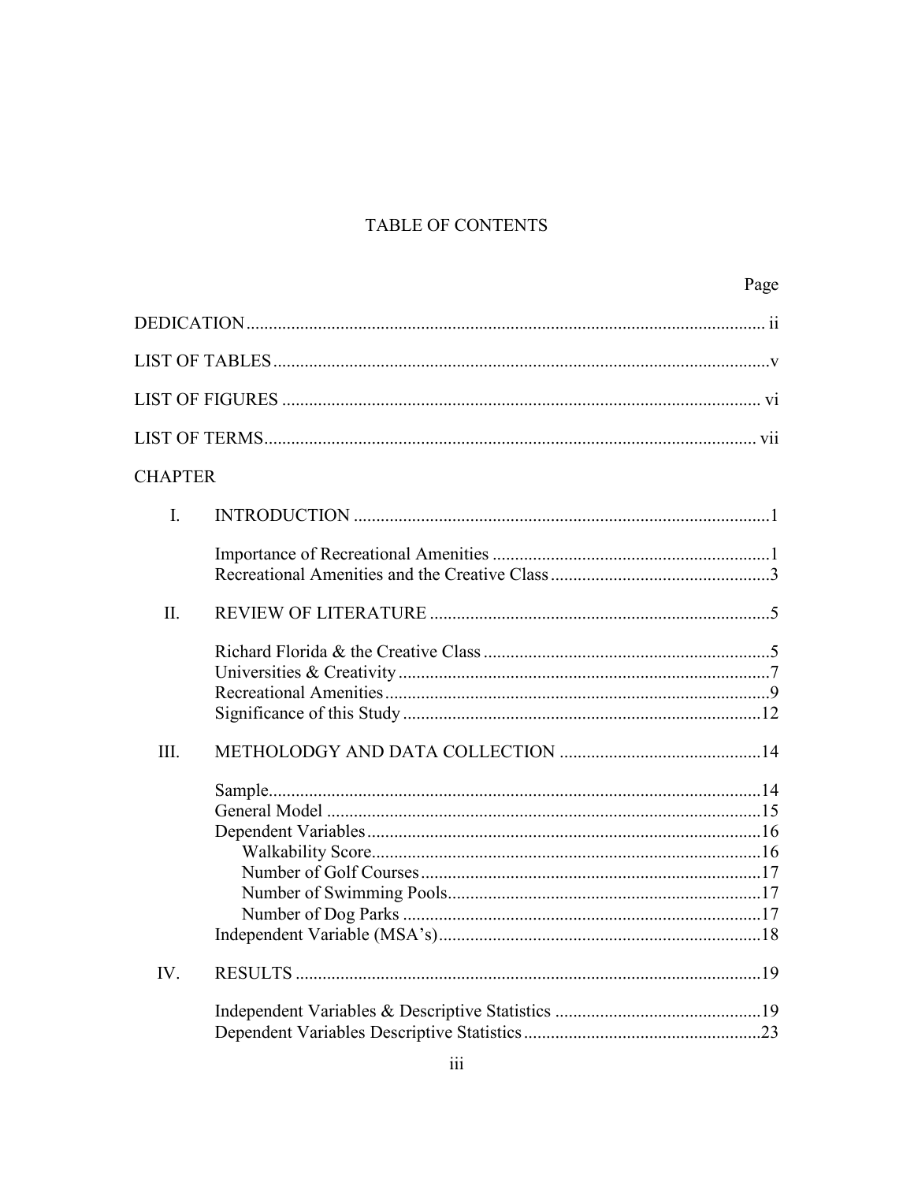# TABLE OF CONTENTS

| | | Page |
|---|---|---|
| DEDICATION | | ii |
| LIST OF TABLES | | v |
| LIST OF FIGURES | | vi |
| LIST OF TERMS | | vii |
| CHAPTER | | |
| I. | INTRODUCTION | 1 |
| | Importance of Recreational Amenities | 1 |
| | Recreational Amenities and the Creative Class | 3 |
| II. | REVIEW OF LITERATURE | 5 |
| | Richard Florida & the Creative Class | 5 |
| | Universities & Creativity | 7 |
| | Recreational Amenities | 9 |
| | Significance of this Study | 12 |
| III. | METHOLODGY AND DATA COLLECTION | 14 |
| | Sample | 14 |
| | General Model | 15 |
| | Dependent Variables | 16 |
| | Walkability Score | 16 |
| | Number of Golf Courses | 17 |
| | Number of Swimming Pools | 17 |
| | Number of Dog Parks | 17 |
| | Independent Variable (MSA's) | 18 |
| IV. | RESULTS | 19 |
| | Independent Variables & Descriptive Statistics | 19 |
| | Dependent Variables Descriptive Statistics | 23 |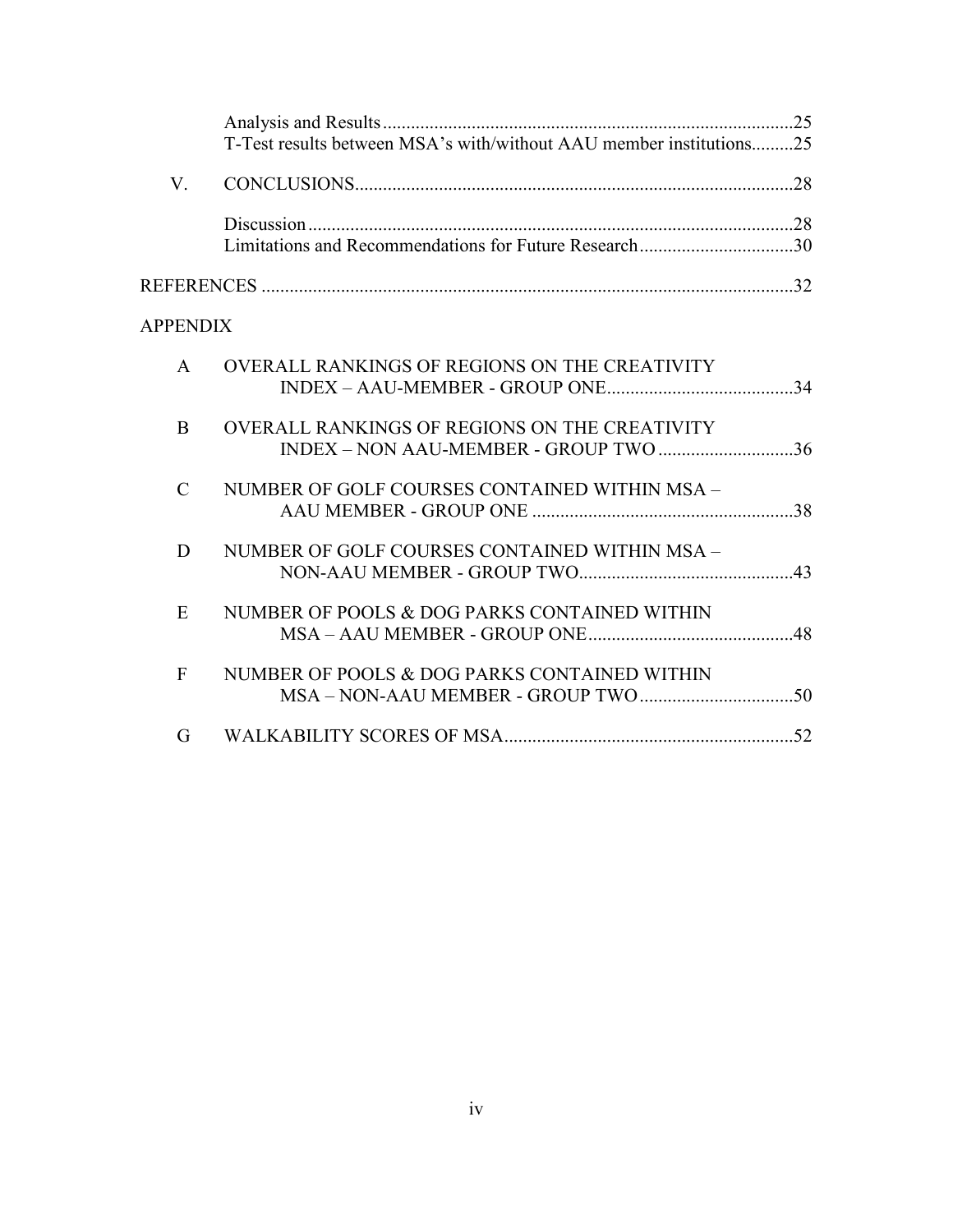Analysis and Results ........................................................................................25
T-Test results between MSA's with/without AAU member institutions.........25

V. CONCLUSIONS..............................................................................................28

Discussion ........................................................................................................28
Limitations and Recommendations for Future Research .................................30

REFERENCES ..................................................................................................................32

APPENDIX

A OVERALL RANKINGS OF REGIONS ON THE CREATIVITY INDEX – AAU-MEMBER - GROUP ONE........................................34

B OVERALL RANKINGS OF REGIONS ON THE CREATIVITY INDEX – NON AAU-MEMBER - GROUP TWO .............................36

C NUMBER OF GOLF COURSES CONTAINED WITHIN MSA – AAU MEMBER - GROUP ONE ........................................................38

D NUMBER OF GOLF COURSES CONTAINED WITHIN MSA – NON-AAU MEMBER - GROUP TWO..............................................43

E NUMBER OF POOLS & DOG PARKS CONTAINED WITHIN MSA – AAU MEMBER - GROUP ONE............................................48

F NUMBER OF POOLS & DOG PARKS CONTAINED WITHIN MSA – NON-AAU MEMBER - GROUP TWO .................................50

G WALKABILITY SCORES OF MSA..............................................................52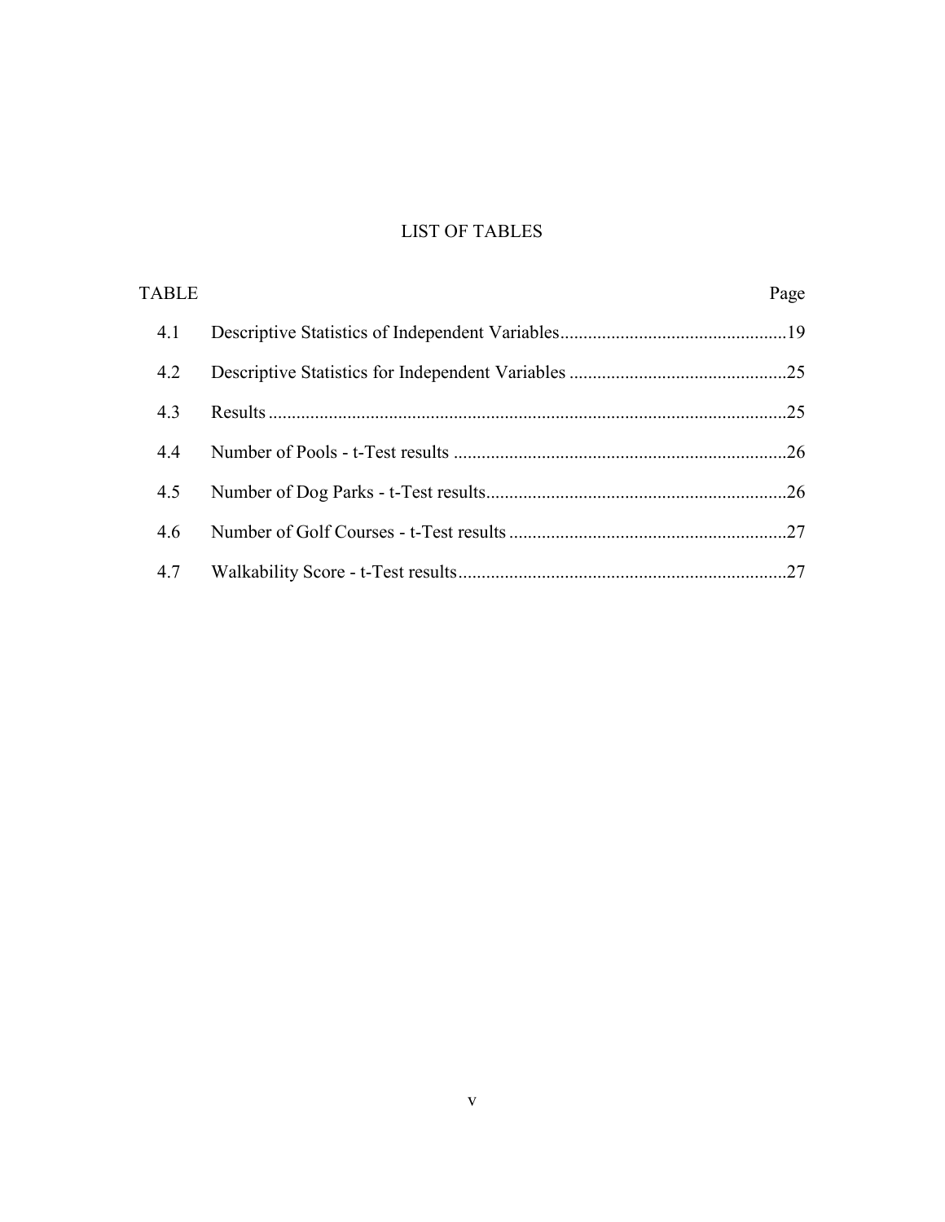# LIST OF TABLES

| TABLE | | Page |
|---|---|---|
| 4.1 | Descriptive Statistics of Independent Variables | 19 |
| 4.2 | Descriptive Statistics for Independent Variables | 25 |
| 4.3 | Results | 25 |
| 4.4 | Number of Pools - t-Test results | 26 |
| 4.5 | Number of Dog Parks - t-Test results | 26 |
| 4.6 | Number of Golf Courses - t-Test results | 27 |
| 4.7 | Walkability Score - t-Test results | 27 |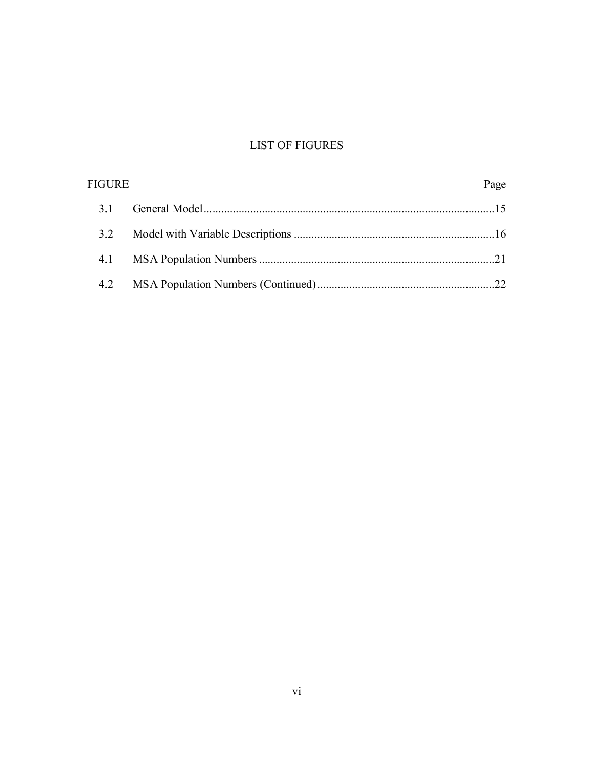# LIST OF FIGURES

| FIGURE | | Page |
| --- | --- | --- |
| 3.1 | General Model | 15 |
| 3.2 | Model with Variable Descriptions | 16 |
| 4.1 | MSA Population Numbers | 21 |
| 4.2 | MSA Population Numbers (Continued) | 22 |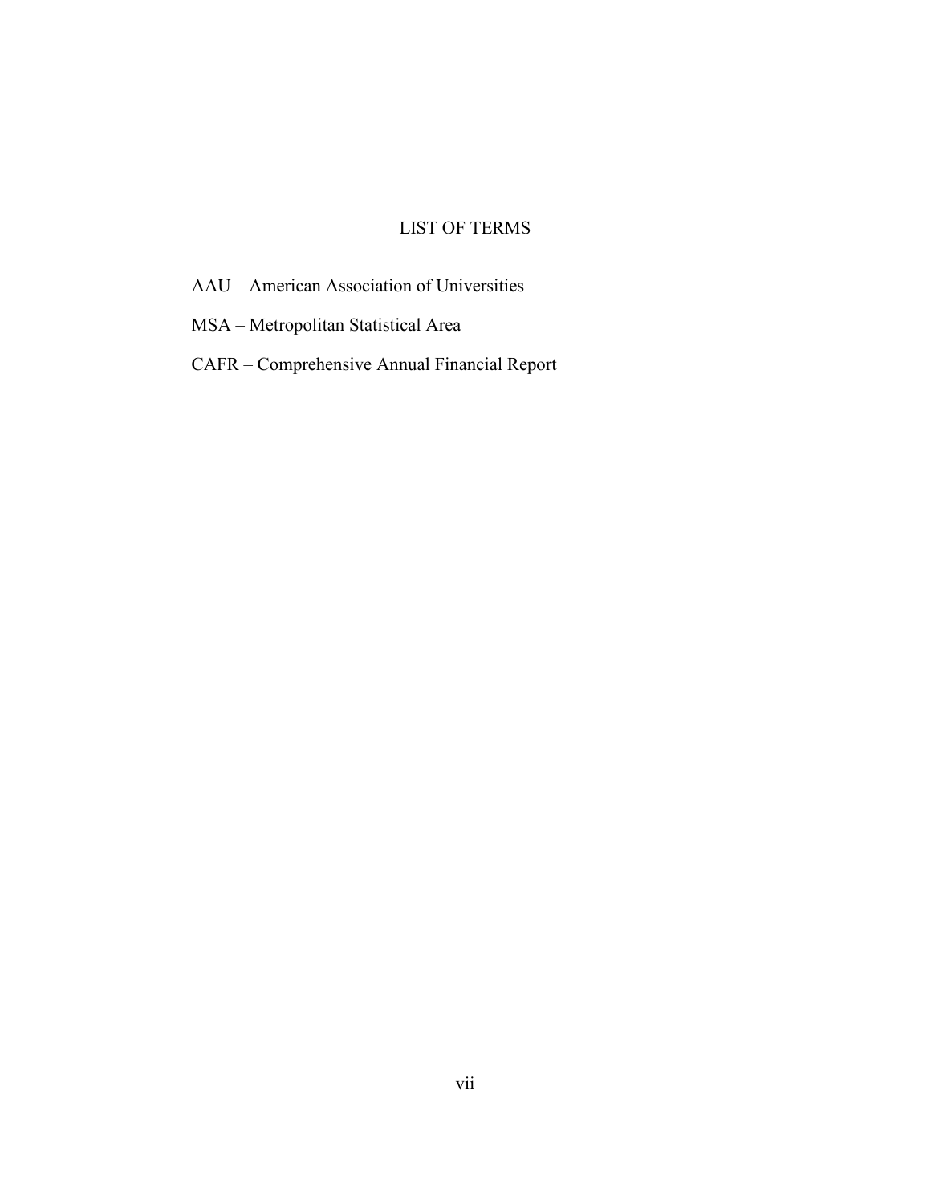# LIST OF TERMS

AAU – American Association of Universities

MSA – Metropolitan Statistical Area

CAFR – Comprehensive Annual Financial Report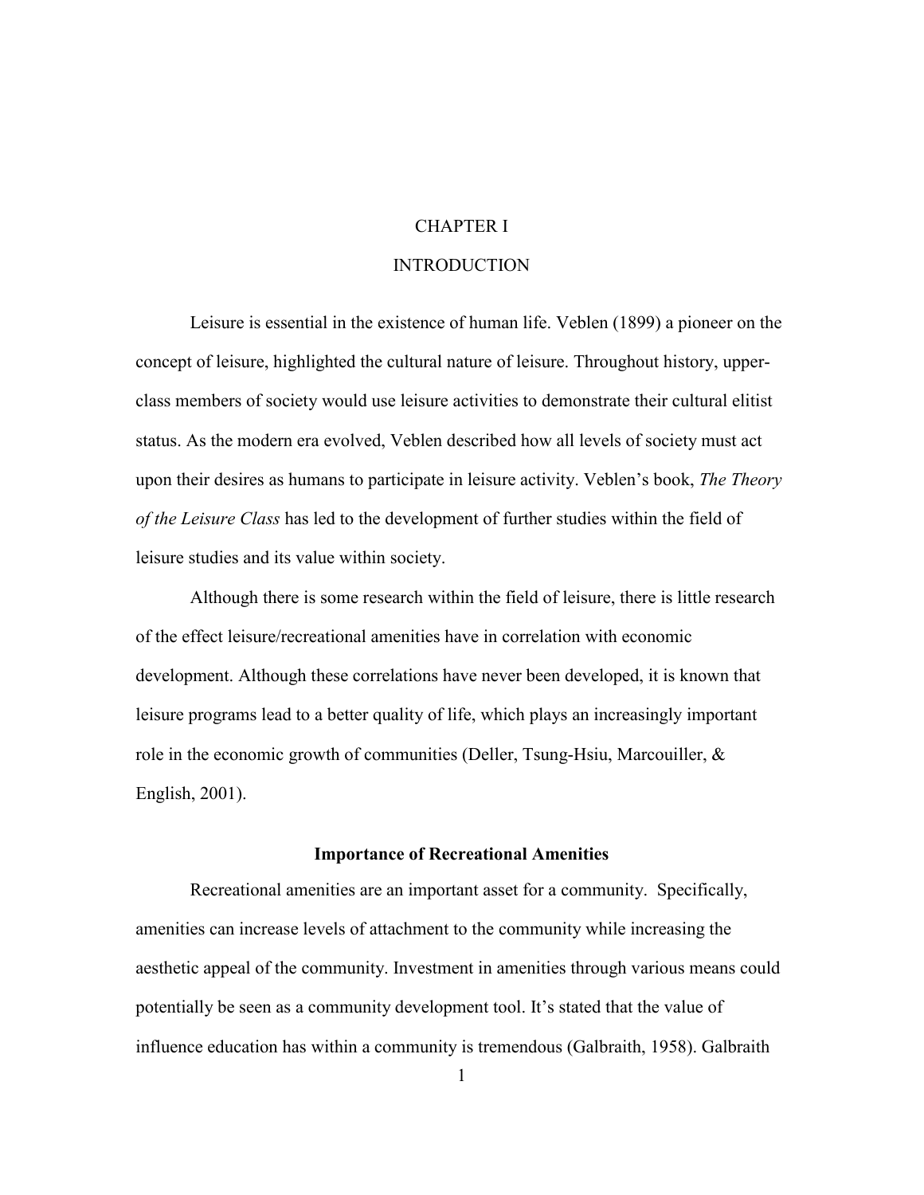# CHAPTER I

# INTRODUCTION

Leisure is essential in the existence of human life. Veblen (1899) a pioneer on the concept of leisure, highlighted the cultural nature of leisure. Throughout history, upper-class members of society would use leisure activities to demonstrate their cultural elitist status. As the modern era evolved, Veblen described how all levels of society must act upon their desires as humans to participate in leisure activity. Veblen's book, *The Theory of the Leisure Class* has led to the development of further studies within the field of leisure studies and its value within society.

Although there is some research within the field of leisure, there is little research of the effect leisure/recreational amenities have in correlation with economic development. Although these correlations have never been developed, it is known that leisure programs lead to a better quality of life, which plays an increasingly important role in the economic growth of communities (Deller, Tsung-Hsiu, Marcouiller, & English, 2001).

## Importance of Recreational Amenities

Recreational amenities are an important asset for a community. Specifically, amenities can increase levels of attachment to the community while increasing the aesthetic appeal of the community. Investment in amenities through various means could potentially be seen as a community development tool. It's stated that the value of influence education has within a community is tremendous (Galbraith, 1958). Galbraith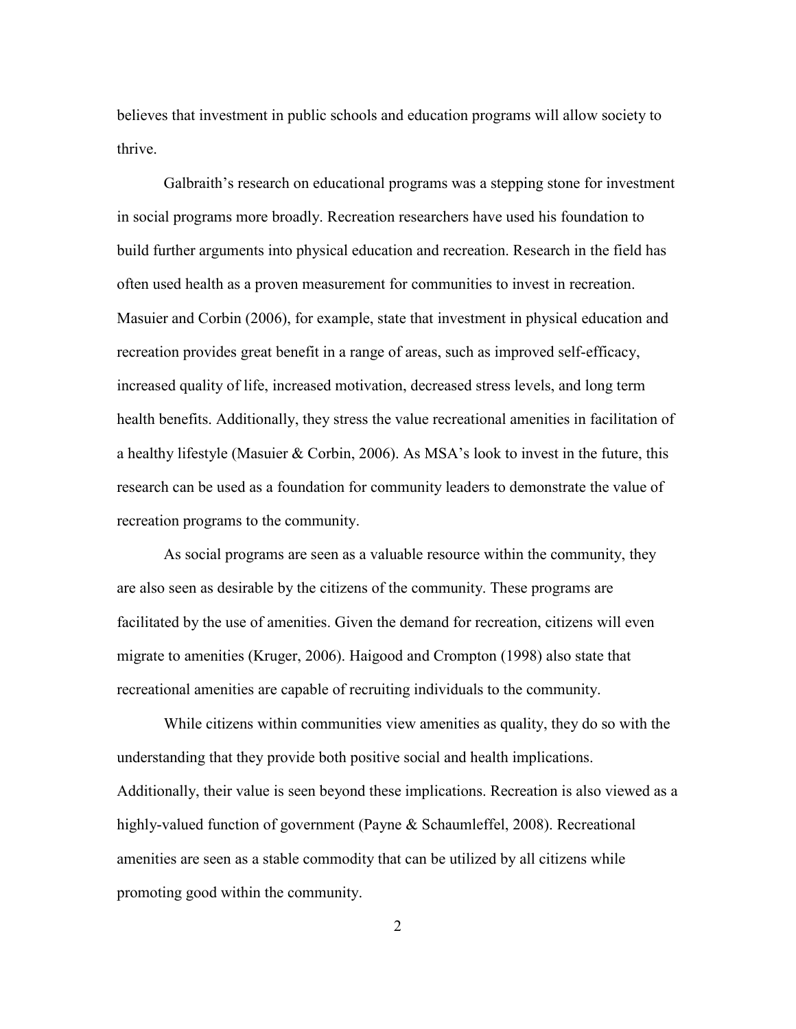believes that investment in public schools and education programs will allow society to thrive.

Galbraith's research on educational programs was a stepping stone for investment in social programs more broadly. Recreation researchers have used his foundation to build further arguments into physical education and recreation. Research in the field has often used health as a proven measurement for communities to invest in recreation. Masuier and Corbin (2006), for example, state that investment in physical education and recreation provides great benefit in a range of areas, such as improved self-efficacy, increased quality of life, increased motivation, decreased stress levels, and long term health benefits. Additionally, they stress the value recreational amenities in facilitation of a healthy lifestyle (Masuier & Corbin, 2006). As MSA's look to invest in the future, this research can be used as a foundation for community leaders to demonstrate the value of recreation programs to the community.

As social programs are seen as a valuable resource within the community, they are also seen as desirable by the citizens of the community. These programs are facilitated by the use of amenities. Given the demand for recreation, citizens will even migrate to amenities (Kruger, 2006). Haigood and Crompton (1998) also state that recreational amenities are capable of recruiting individuals to the community.

While citizens within communities view amenities as quality, they do so with the understanding that they provide both positive social and health implications. Additionally, their value is seen beyond these implications. Recreation is also viewed as a highly-valued function of government (Payne & Schaumleffel, 2008). Recreational amenities are seen as a stable commodity that can be utilized by all citizens while promoting good within the community.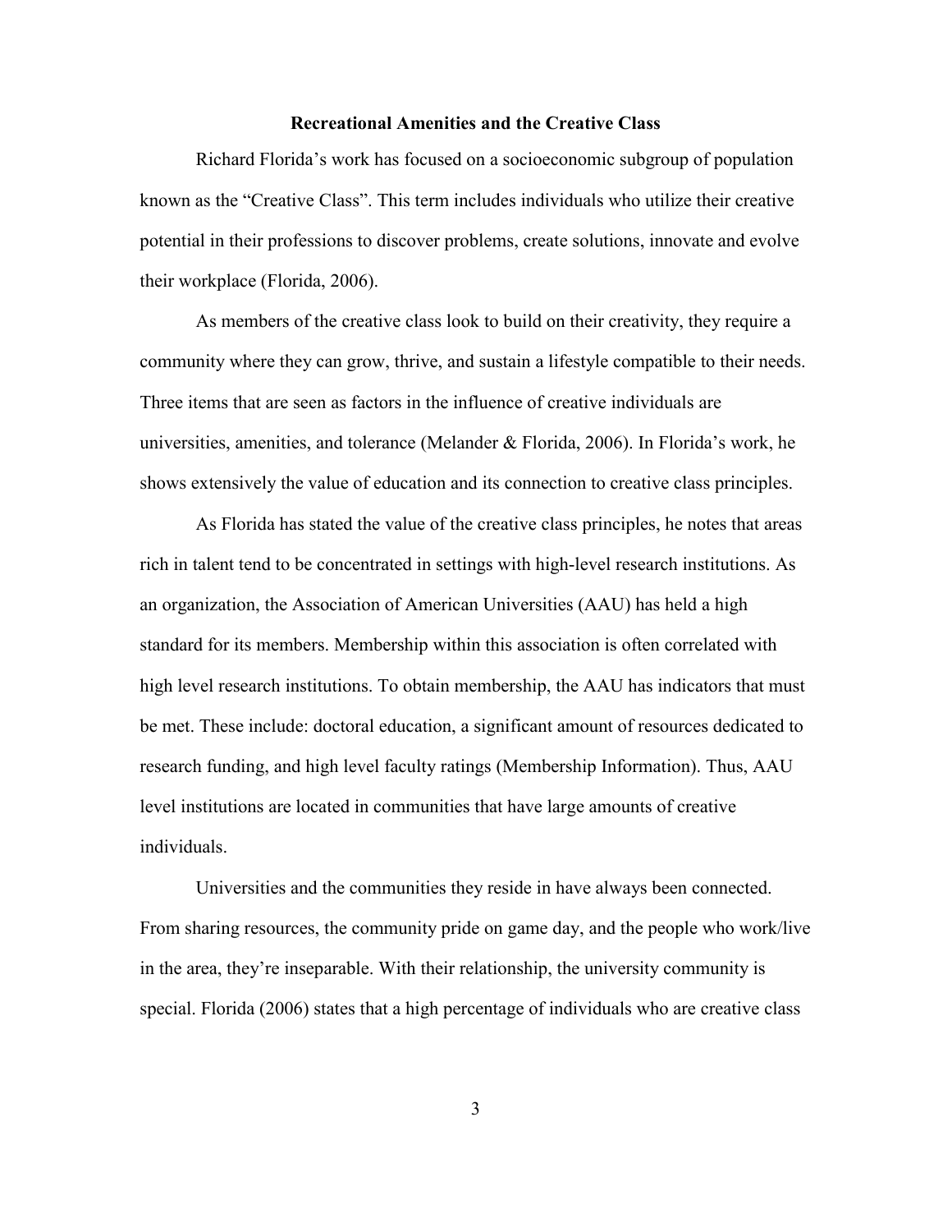## Recreational Amenities and the Creative Class

Richard Florida's work has focused on a socioeconomic subgroup of population known as the "Creative Class". This term includes individuals who utilize their creative potential in their professions to discover problems, create solutions, innovate and evolve their workplace (Florida, 2006).

As members of the creative class look to build on their creativity, they require a community where they can grow, thrive, and sustain a lifestyle compatible to their needs. Three items that are seen as factors in the influence of creative individuals are universities, amenities, and tolerance (Melander & Florida, 2006). In Florida's work, he shows extensively the value of education and its connection to creative class principles.

As Florida has stated the value of the creative class principles, he notes that areas rich in talent tend to be concentrated in settings with high-level research institutions. As an organization, the Association of American Universities (AAU) has held a high standard for its members. Membership within this association is often correlated with high level research institutions. To obtain membership, the AAU has indicators that must be met. These include: doctoral education, a significant amount of resources dedicated to research funding, and high level faculty ratings (Membership Information). Thus, AAU level institutions are located in communities that have large amounts of creative individuals.

Universities and the communities they reside in have always been connected. From sharing resources, the community pride on game day, and the people who work/live in the area, they're inseparable. With their relationship, the university community is special. Florida (2006) states that a high percentage of individuals who are creative class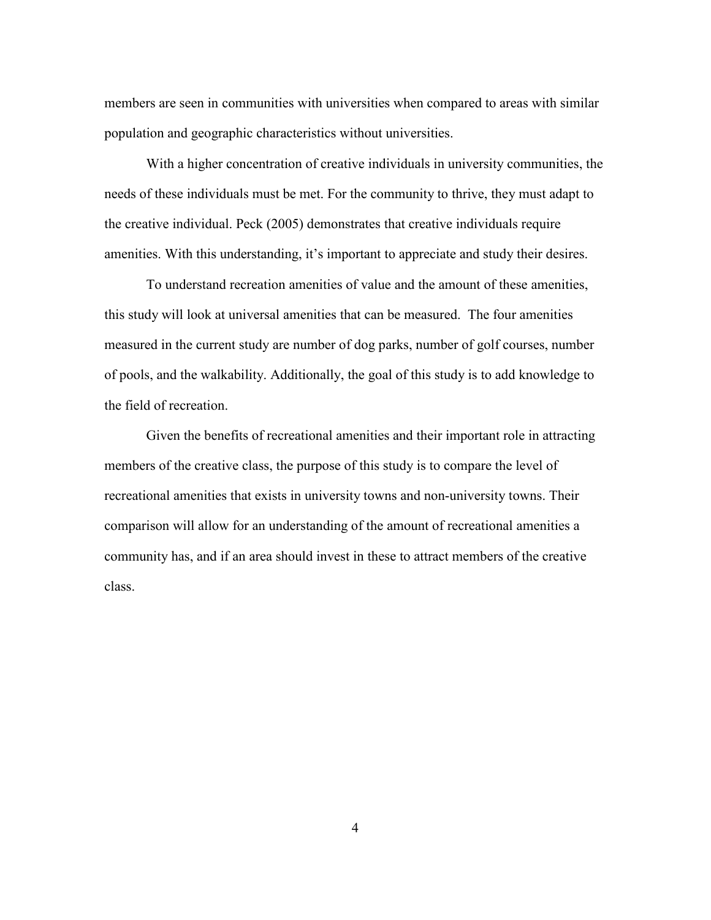members are seen in communities with universities when compared to areas with similar population and geographic characteristics without universities.

With a higher concentration of creative individuals in university communities, the needs of these individuals must be met. For the community to thrive, they must adapt to the creative individual. Peck (2005) demonstrates that creative individuals require amenities. With this understanding, it's important to appreciate and study their desires.

To understand recreation amenities of value and the amount of these amenities, this study will look at universal amenities that can be measured. The four amenities measured in the current study are number of dog parks, number of golf courses, number of pools, and the walkability. Additionally, the goal of this study is to add knowledge to the field of recreation.

Given the benefits of recreational amenities and their important role in attracting members of the creative class, the purpose of this study is to compare the level of recreational amenities that exists in university towns and non-university towns. Their comparison will allow for an understanding of the amount of recreational amenities a community has, and if an area should invest in these to attract members of the creative class.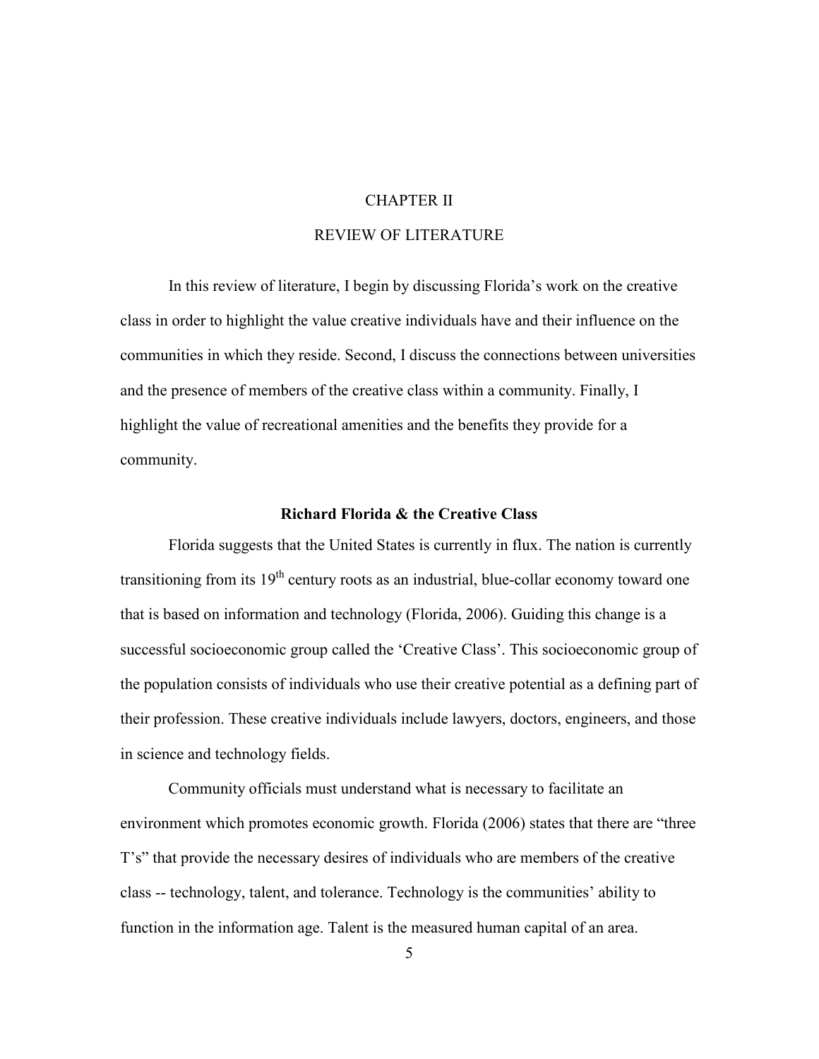# CHAPTER II

# REVIEW OF LITERATURE

In this review of literature, I begin by discussing Florida's work on the creative class in order to highlight the value creative individuals have and their influence on the communities in which they reside. Second, I discuss the connections between universities and the presence of members of the creative class within a community. Finally, I highlight the value of recreational amenities and the benefits they provide for a community.

## Richard Florida & the Creative Class

Florida suggests that the United States is currently in flux. The nation is currently transitioning from its 19th century roots as an industrial, blue-collar economy toward one that is based on information and technology (Florida, 2006). Guiding this change is a successful socioeconomic group called the 'Creative Class'. This socioeconomic group of the population consists of individuals who use their creative potential as a defining part of their profession. These creative individuals include lawyers, doctors, engineers, and those in science and technology fields.

Community officials must understand what is necessary to facilitate an environment which promotes economic growth. Florida (2006) states that there are "three T's" that provide the necessary desires of individuals who are members of the creative class -- technology, talent, and tolerance. Technology is the communities' ability to function in the information age. Talent is the measured human capital of an area.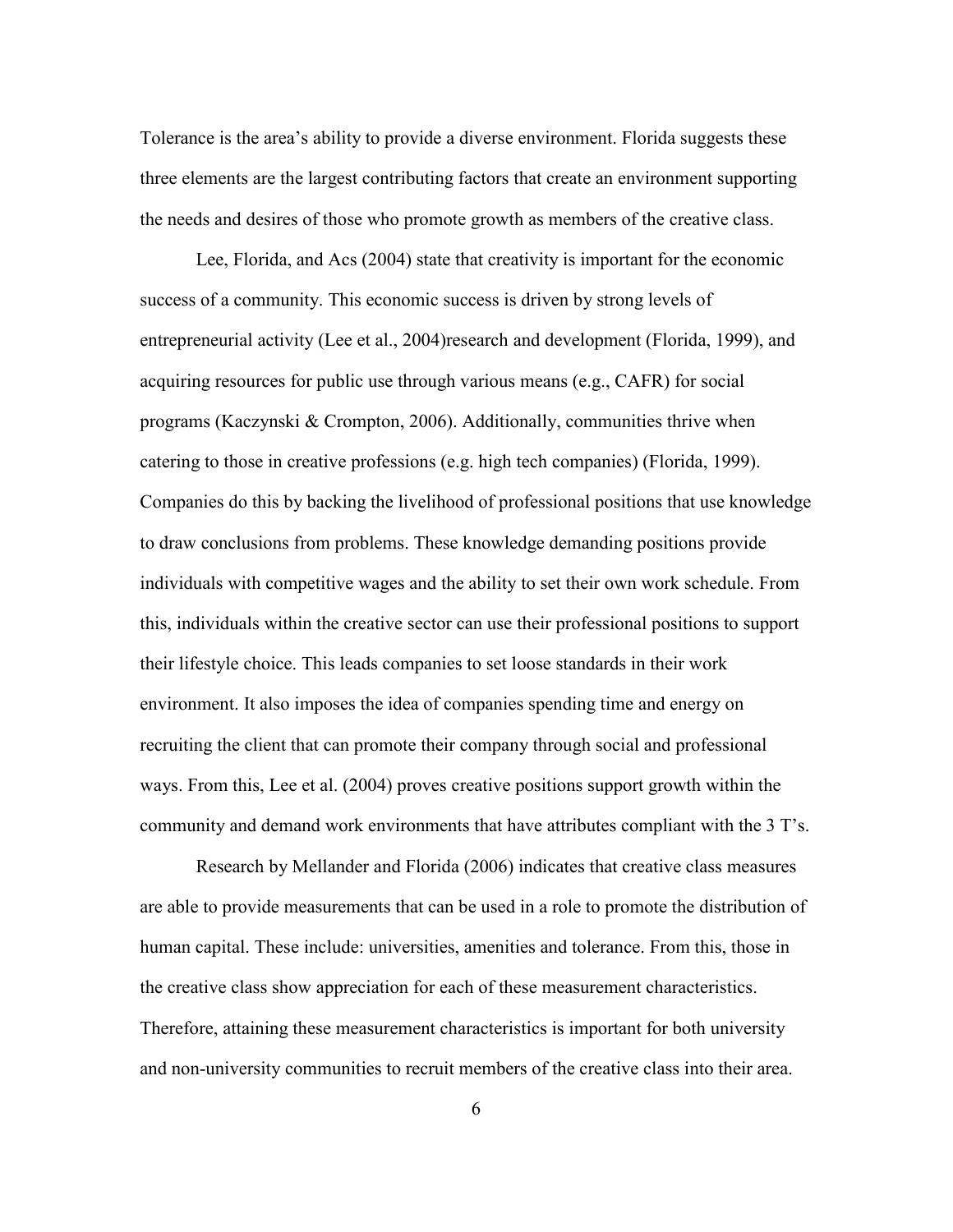Tolerance is the area's ability to provide a diverse environment. Florida suggests these three elements are the largest contributing factors that create an environment supporting the needs and desires of those who promote growth as members of the creative class.

Lee, Florida, and Acs (2004) state that creativity is important for the economic success of a community. This economic success is driven by strong levels of entrepreneurial activity (Lee et al., 2004)research and development (Florida, 1999), and acquiring resources for public use through various means (e.g., CAFR) for social programs (Kaczynski & Crompton, 2006). Additionally, communities thrive when catering to those in creative professions (e.g. high tech companies) (Florida, 1999). Companies do this by backing the livelihood of professional positions that use knowledge to draw conclusions from problems. These knowledge demanding positions provide individuals with competitive wages and the ability to set their own work schedule. From this, individuals within the creative sector can use their professional positions to support their lifestyle choice. This leads companies to set loose standards in their work environment. It also imposes the idea of companies spending time and energy on recruiting the client that can promote their company through social and professional ways. From this, Lee et al. (2004) proves creative positions support growth within the community and demand work environments that have attributes compliant with the 3 T's.

Research by Mellander and Florida (2006) indicates that creative class measures are able to provide measurements that can be used in a role to promote the distribution of human capital. These include: universities, amenities and tolerance. From this, those in the creative class show appreciation for each of these measurement characteristics. Therefore, attaining these measurement characteristics is important for both university and non-university communities to recruit members of the creative class into their area.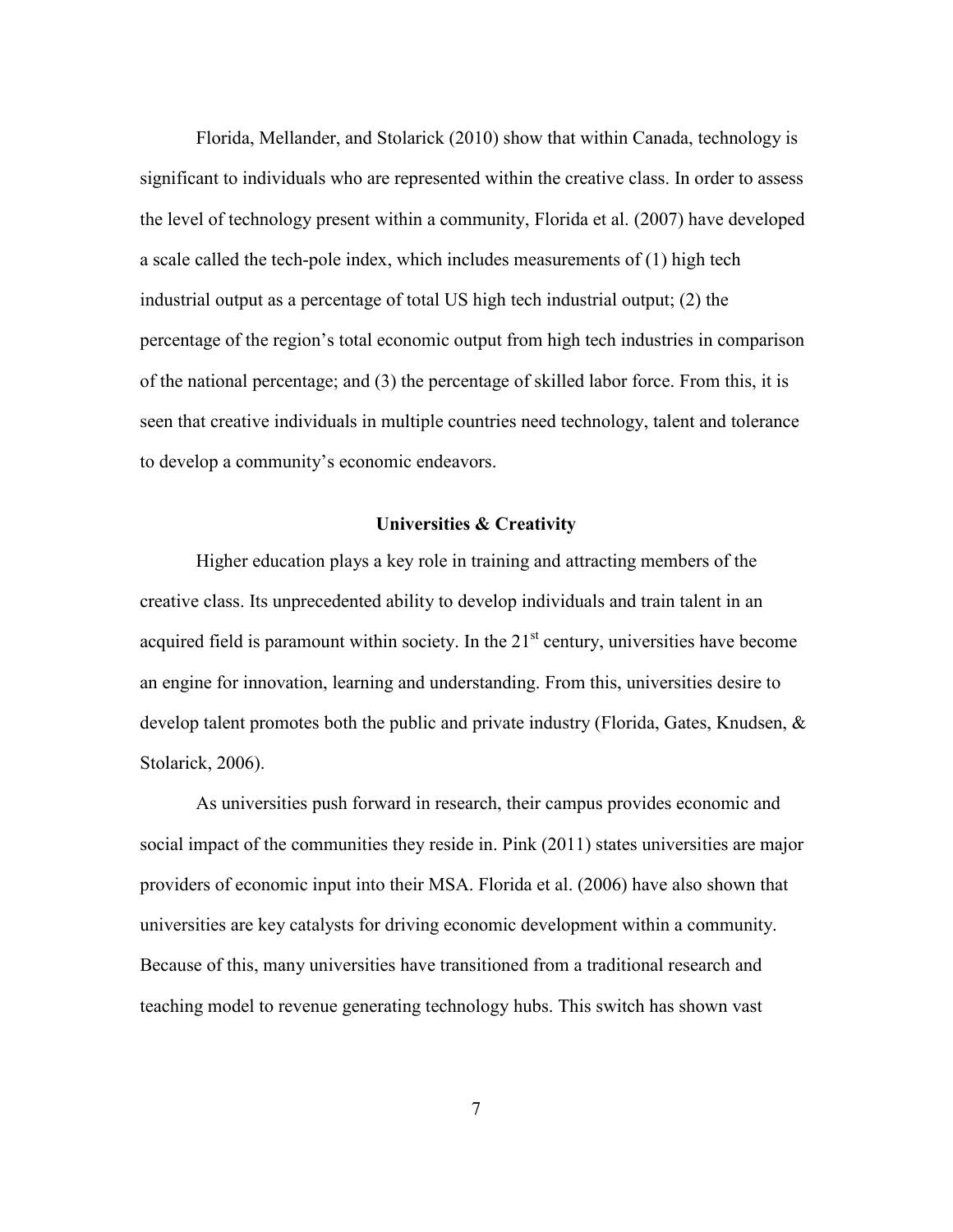Florida, Mellander, and Stolarick (2010) show that within Canada, technology is significant to individuals who are represented within the creative class. In order to assess the level of technology present within a community, Florida et al. (2007) have developed a scale called the tech-pole index, which includes measurements of (1) high tech industrial output as a percentage of total US high tech industrial output; (2) the percentage of the region's total economic output from high tech industries in comparison of the national percentage; and (3) the percentage of skilled labor force. From this, it is seen that creative individuals in multiple countries need technology, talent and tolerance to develop a community's economic endeavors.

### Universities & Creativity

Higher education plays a key role in training and attracting members of the creative class. Its unprecedented ability to develop individuals and train talent in an acquired field is paramount within society. In the 21st century, universities have become an engine for innovation, learning and understanding. From this, universities desire to develop talent promotes both the public and private industry (Florida, Gates, Knudsen, & Stolarick, 2006).

As universities push forward in research, their campus provides economic and social impact of the communities they reside in. Pink (2011) states universities are major providers of economic input into their MSA. Florida et al. (2006) have also shown that universities are key catalysts for driving economic development within a community. Because of this, many universities have transitioned from a traditional research and teaching model to revenue generating technology hubs. This switch has shown vast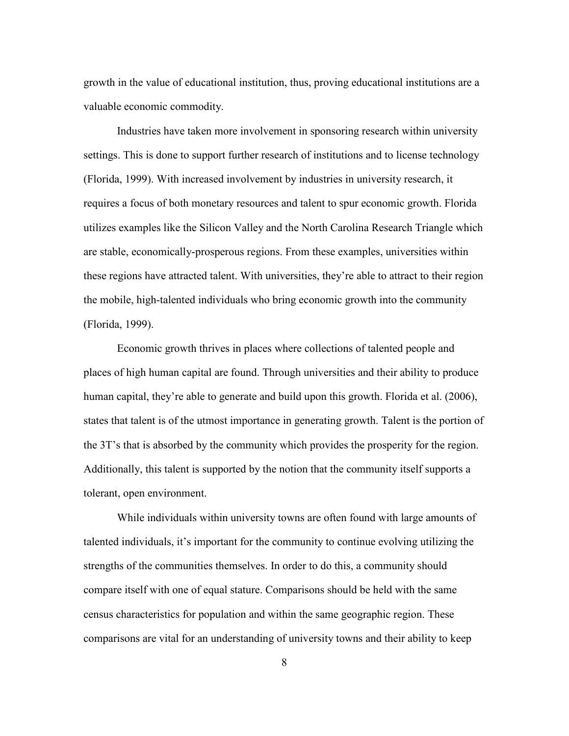growth in the value of educational institution, thus, proving educational institutions are a valuable economic commodity.

Industries have taken more involvement in sponsoring research within university settings. This is done to support further research of institutions and to license technology (Florida, 1999). With increased involvement by industries in university research, it requires a focus of both monetary resources and talent to spur economic growth. Florida utilizes examples like the Silicon Valley and the North Carolina Research Triangle which are stable, economically-prosperous regions. From these examples, universities within these regions have attracted talent. With universities, they're able to attract to their region the mobile, high-talented individuals who bring economic growth into the community (Florida, 1999).

Economic growth thrives in places where collections of talented people and places of high human capital are found. Through universities and their ability to produce human capital, they're able to generate and build upon this growth. Florida et al. (2006), states that talent is of the utmost importance in generating growth. Talent is the portion of the 3T's that is absorbed by the community which provides the prosperity for the region. Additionally, this talent is supported by the notion that the community itself supports a tolerant, open environment.

While individuals within university towns are often found with large amounts of talented individuals, it's important for the community to continue evolving utilizing the strengths of the communities themselves. In order to do this, a community should compare itself with one of equal stature. Comparisons should be held with the same census characteristics for population and within the same geographic region. These comparisons are vital for an understanding of university towns and their ability to keep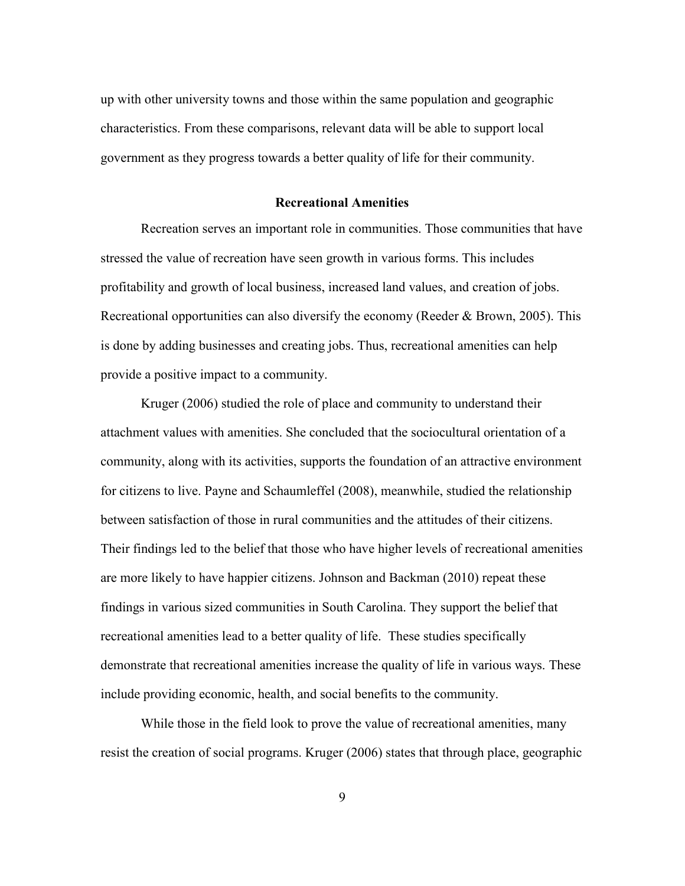up with other university towns and those within the same population and geographic characteristics. From these comparisons, relevant data will be able to support local government as they progress towards a better quality of life for their community.

## Recreational Amenities

Recreation serves an important role in communities. Those communities that have stressed the value of recreation have seen growth in various forms. This includes profitability and growth of local business, increased land values, and creation of jobs. Recreational opportunities can also diversify the economy (Reeder & Brown, 2005). This is done by adding businesses and creating jobs. Thus, recreational amenities can help provide a positive impact to a community.

Kruger (2006) studied the role of place and community to understand their attachment values with amenities. She concluded that the sociocultural orientation of a community, along with its activities, supports the foundation of an attractive environment for citizens to live. Payne and Schaumleffel (2008), meanwhile, studied the relationship between satisfaction of those in rural communities and the attitudes of their citizens. Their findings led to the belief that those who have higher levels of recreational amenities are more likely to have happier citizens. Johnson and Backman (2010) repeat these findings in various sized communities in South Carolina. They support the belief that recreational amenities lead to a better quality of life. These studies specifically demonstrate that recreational amenities increase the quality of life in various ways. These include providing economic, health, and social benefits to the community.

While those in the field look to prove the value of recreational amenities, many resist the creation of social programs. Kruger (2006) states that through place, geographic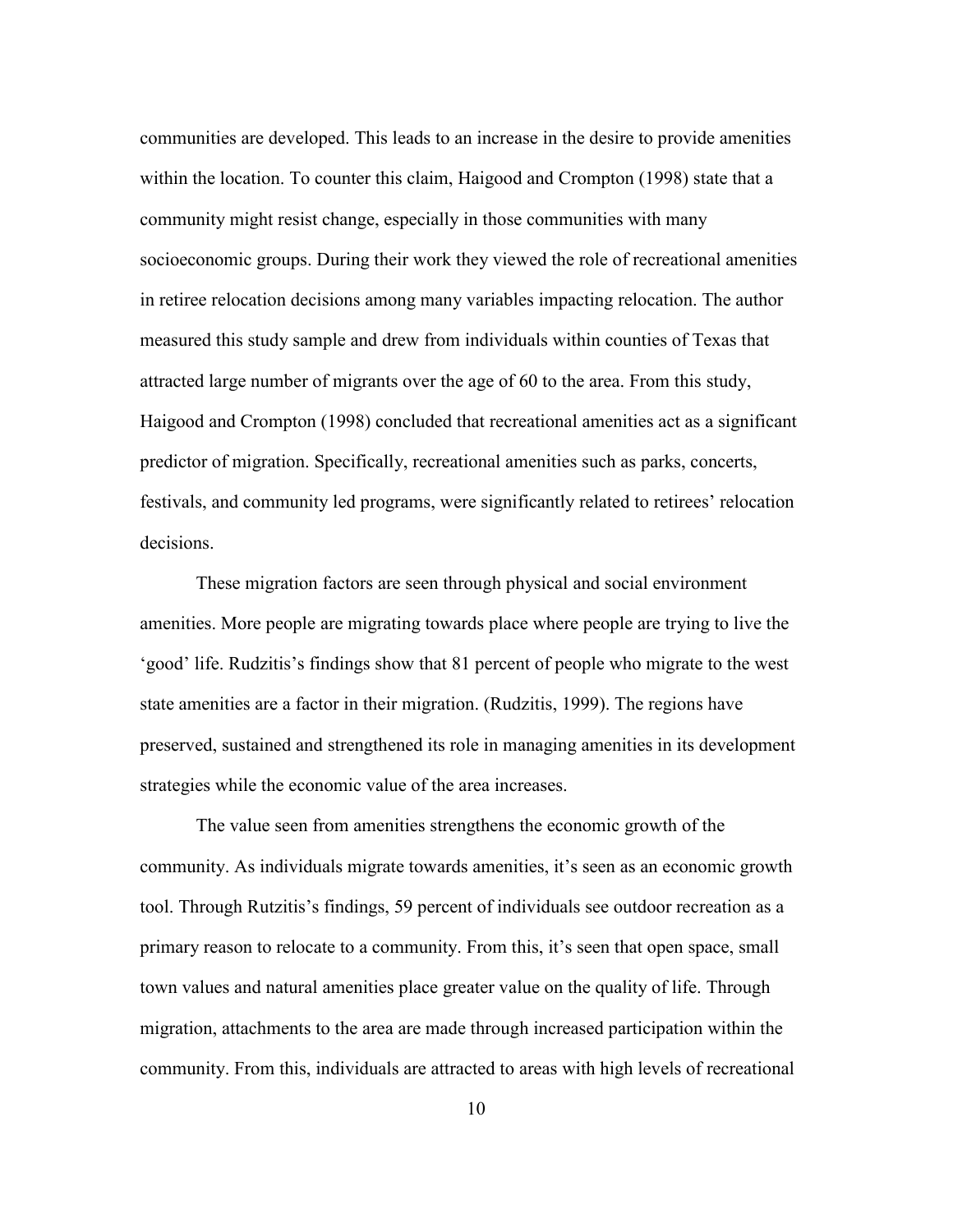communities are developed. This leads to an increase in the desire to provide amenities within the location. To counter this claim, Haigood and Crompton (1998) state that a community might resist change, especially in those communities with many socioeconomic groups. During their work they viewed the role of recreational amenities in retiree relocation decisions among many variables impacting relocation. The author measured this study sample and drew from individuals within counties of Texas that attracted large number of migrants over the age of 60 to the area. From this study, Haigood and Crompton (1998) concluded that recreational amenities act as a significant predictor of migration. Specifically, recreational amenities such as parks, concerts, festivals, and community led programs, were significantly related to retirees' relocation decisions.

These migration factors are seen through physical and social environment amenities. More people are migrating towards place where people are trying to live the 'good' life. Rudzitis's findings show that 81 percent of people who migrate to the west state amenities are a factor in their migration. (Rudzitis, 1999). The regions have preserved, sustained and strengthened its role in managing amenities in its development strategies while the economic value of the area increases.

The value seen from amenities strengthens the economic growth of the community. As individuals migrate towards amenities, it's seen as an economic growth tool. Through Rutzitis's findings, 59 percent of individuals see outdoor recreation as a primary reason to relocate to a community. From this, it's seen that open space, small town values and natural amenities place greater value on the quality of life. Through migration, attachments to the area are made through increased participation within the community. From this, individuals are attracted to areas with high levels of recreational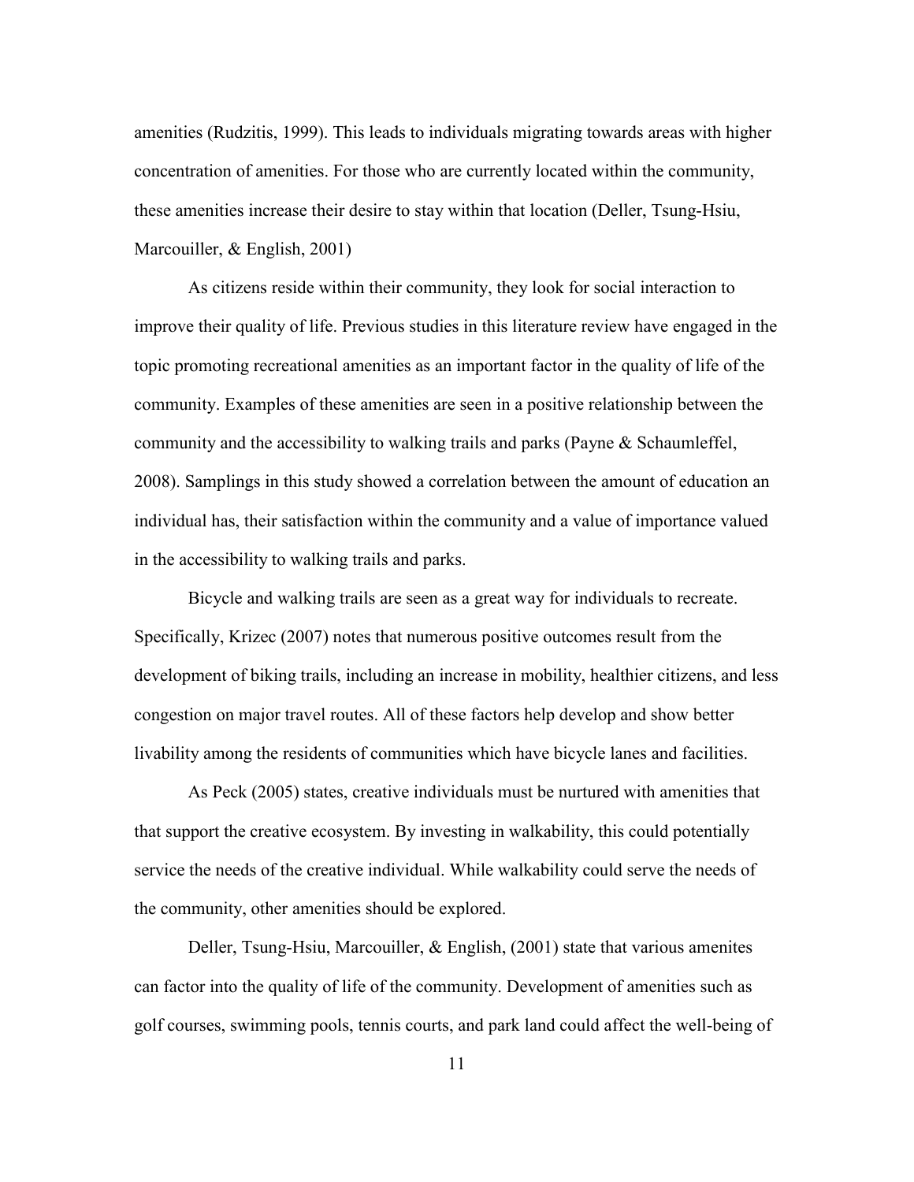amenities (Rudzitis, 1999). This leads to individuals migrating towards areas with higher concentration of amenities. For those who are currently located within the community, these amenities increase their desire to stay within that location (Deller, Tsung-Hsiu, Marcouiller, & English, 2001)

As citizens reside within their community, they look for social interaction to improve their quality of life. Previous studies in this literature review have engaged in the topic promoting recreational amenities as an important factor in the quality of life of the community. Examples of these amenities are seen in a positive relationship between the community and the accessibility to walking trails and parks (Payne & Schaumleffel, 2008). Samplings in this study showed a correlation between the amount of education an individual has, their satisfaction within the community and a value of importance valued in the accessibility to walking trails and parks.

Bicycle and walking trails are seen as a great way for individuals to recreate. Specifically, Krizec (2007) notes that numerous positive outcomes result from the development of biking trails, including an increase in mobility, healthier citizens, and less congestion on major travel routes. All of these factors help develop and show better livability among the residents of communities which have bicycle lanes and facilities.

As Peck (2005) states, creative individuals must be nurtured with amenities that that support the creative ecosystem. By investing in walkability, this could potentially service the needs of the creative individual. While walkability could serve the needs of the community, other amenities should be explored.

Deller, Tsung-Hsiu, Marcouiller, & English, (2001) state that various amenites can factor into the quality of life of the community. Development of amenities such as golf courses, swimming pools, tennis courts, and park land could affect the well-being of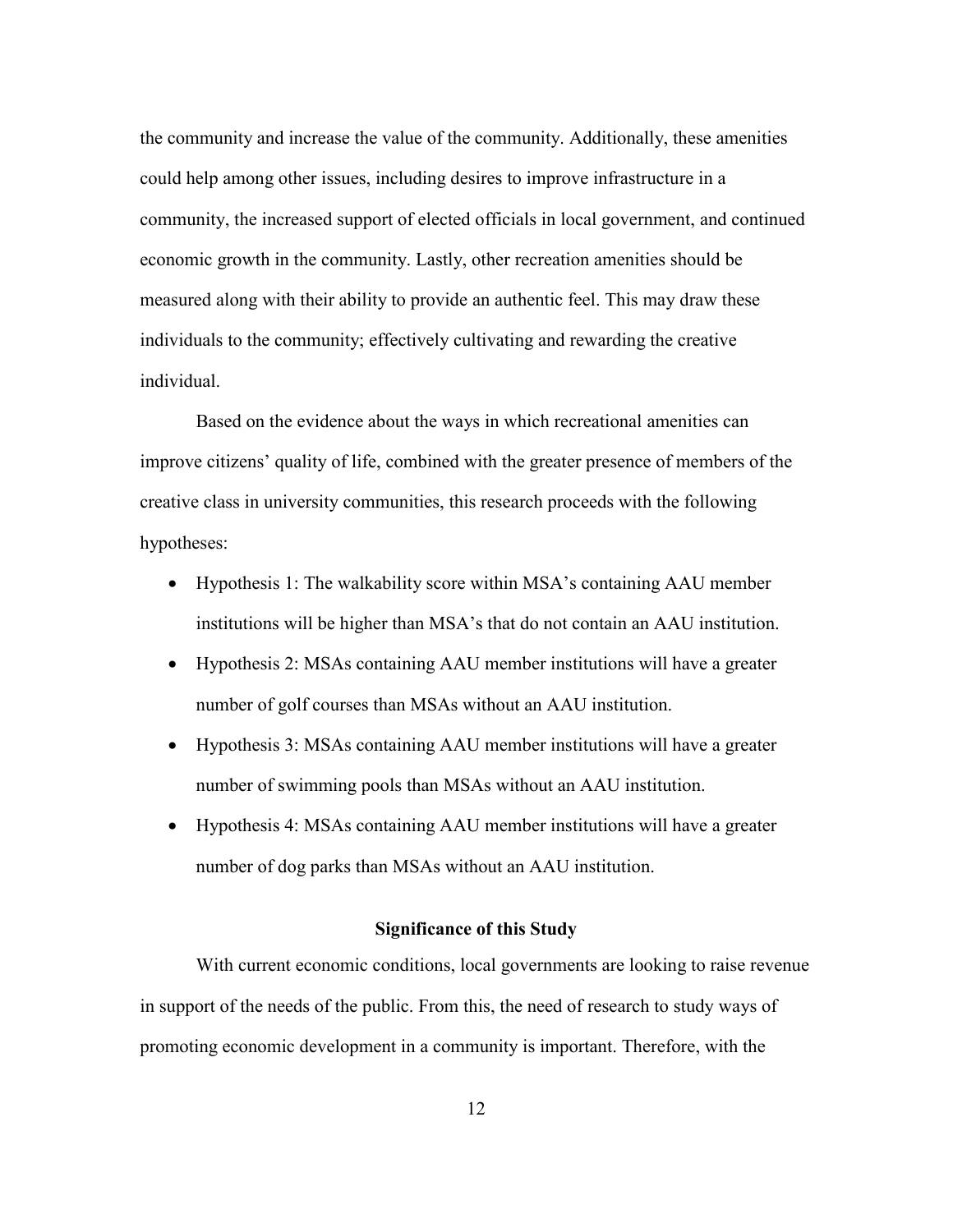the community and increase the value of the community. Additionally, these amenities could help among other issues, including desires to improve infrastructure in a community, the increased support of elected officials in local government, and continued economic growth in the community. Lastly, other recreation amenities should be measured along with their ability to provide an authentic feel. This may draw these individuals to the community; effectively cultivating and rewarding the creative individual.

Based on the evidence about the ways in which recreational amenities can improve citizens' quality of life, combined with the greater presence of members of the creative class in university communities, this research proceeds with the following hypotheses:

- Hypothesis 1: The walkability score within MSA's containing AAU member institutions will be higher than MSA's that do not contain an AAU institution.
- Hypothesis 2: MSAs containing AAU member institutions will have a greater number of golf courses than MSAs without an AAU institution.
- Hypothesis 3: MSAs containing AAU member institutions will have a greater number of swimming pools than MSAs without an AAU institution.
- Hypothesis 4: MSAs containing AAU member institutions will have a greater number of dog parks than MSAs without an AAU institution.

## Significance of this Study

With current economic conditions, local governments are looking to raise revenue in support of the needs of the public. From this, the need of research to study ways of promoting economic development in a community is important. Therefore, with the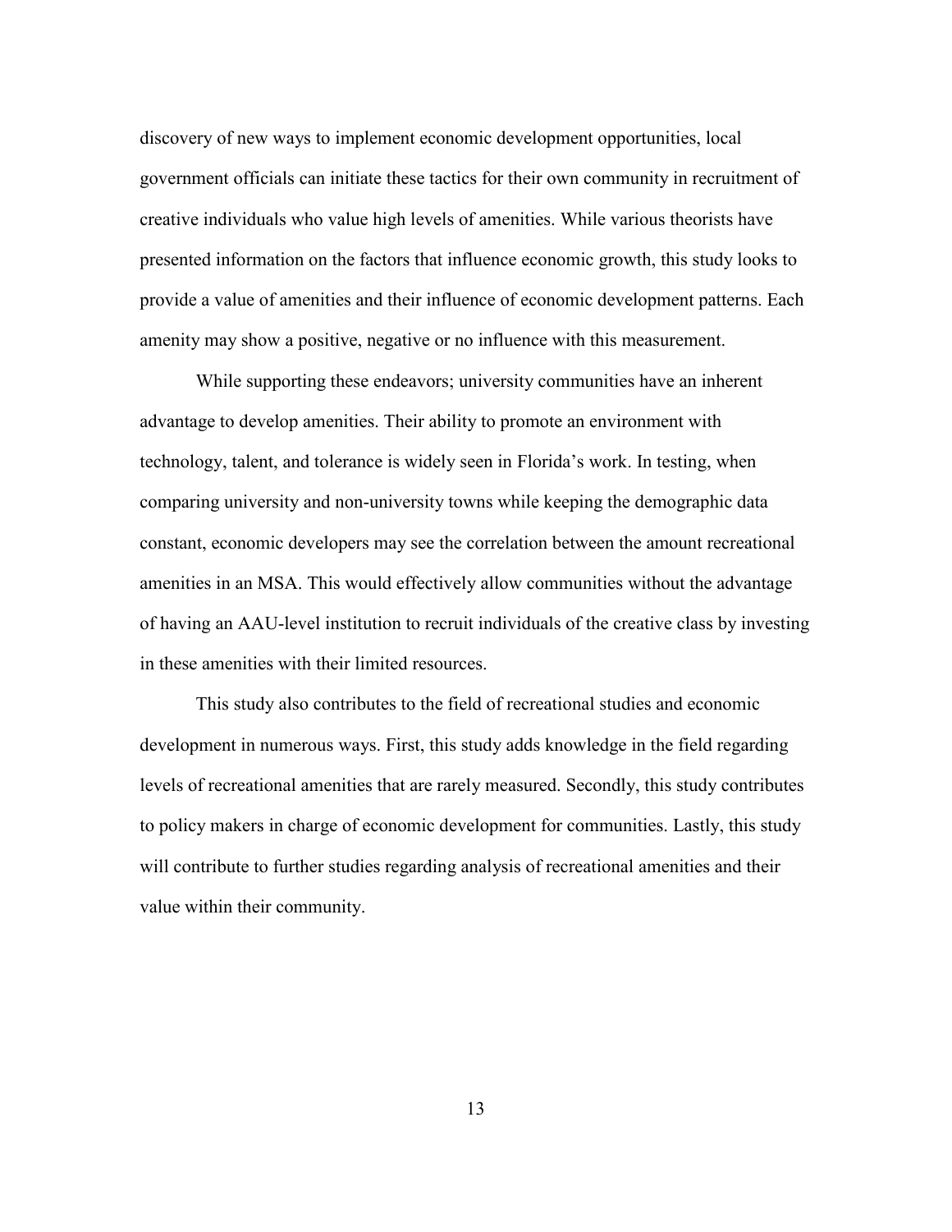discovery of new ways to implement economic development opportunities, local government officials can initiate these tactics for their own community in recruitment of creative individuals who value high levels of amenities. While various theorists have presented information on the factors that influence economic growth, this study looks to provide a value of amenities and their influence of economic development patterns. Each amenity may show a positive, negative or no influence with this measurement.

While supporting these endeavors; university communities have an inherent advantage to develop amenities. Their ability to promote an environment with technology, talent, and tolerance is widely seen in Florida's work. In testing, when comparing university and non-university towns while keeping the demographic data constant, economic developers may see the correlation between the amount recreational amenities in an MSA. This would effectively allow communities without the advantage of having an AAU-level institution to recruit individuals of the creative class by investing in these amenities with their limited resources.

This study also contributes to the field of recreational studies and economic development in numerous ways. First, this study adds knowledge in the field regarding levels of recreational amenities that are rarely measured. Secondly, this study contributes to policy makers in charge of economic development for communities. Lastly, this study will contribute to further studies regarding analysis of recreational amenities and their value within their community.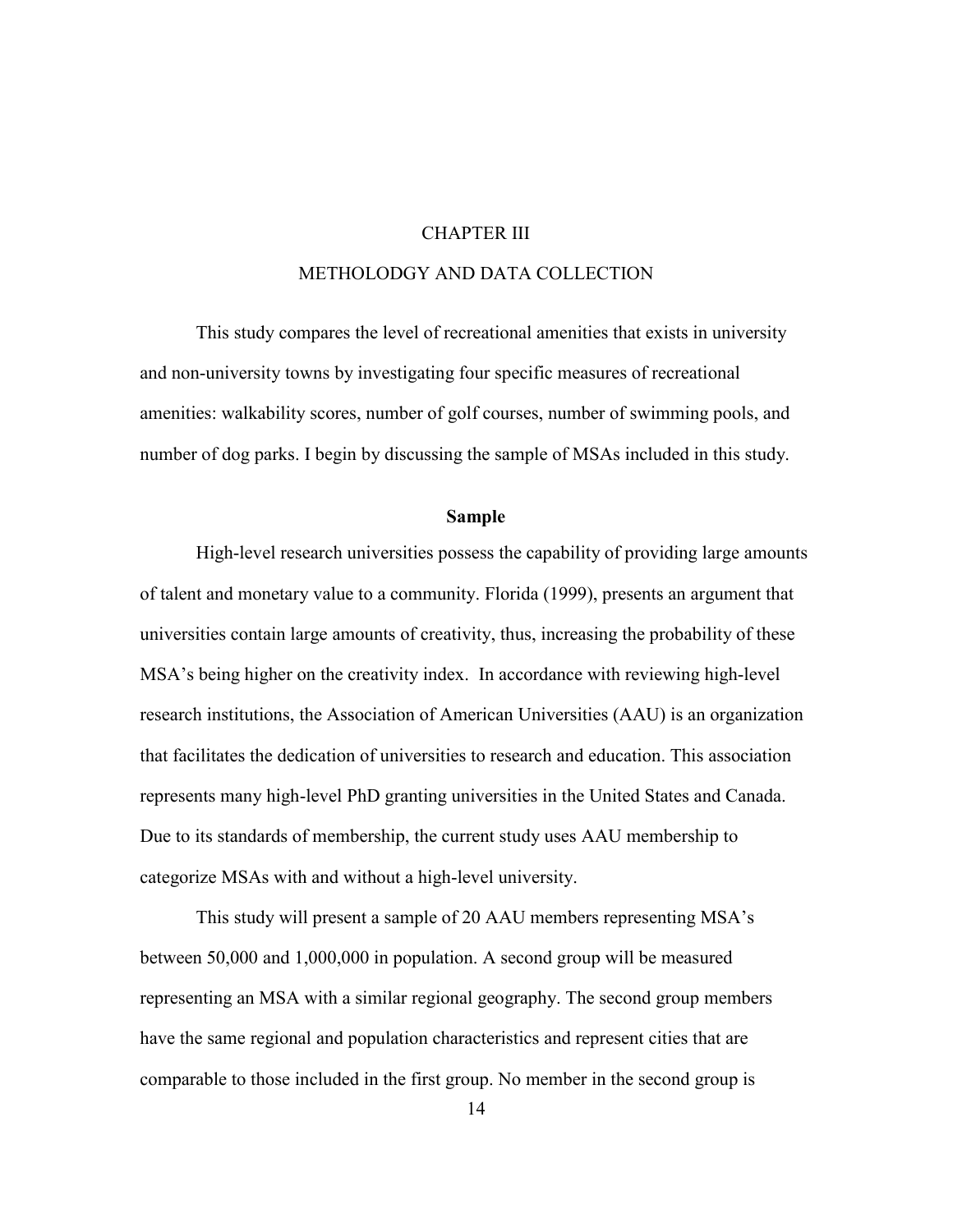# CHAPTER III

# METHOLODGY AND DATA COLLECTION

This study compares the level of recreational amenities that exists in university and non-university towns by investigating four specific measures of recreational amenities: walkability scores, number of golf courses, number of swimming pools, and number of dog parks. I begin by discussing the sample of MSAs included in this study.

## Sample

High-level research universities possess the capability of providing large amounts of talent and monetary value to a community. Florida (1999), presents an argument that universities contain large amounts of creativity, thus, increasing the probability of these MSA's being higher on the creativity index. In accordance with reviewing high-level research institutions, the Association of American Universities (AAU) is an organization that facilitates the dedication of universities to research and education. This association represents many high-level PhD granting universities in the United States and Canada. Due to its standards of membership, the current study uses AAU membership to categorize MSAs with and without a high-level university.

This study will present a sample of 20 AAU members representing MSA's between 50,000 and 1,000,000 in population. A second group will be measured representing an MSA with a similar regional geography. The second group members have the same regional and population characteristics and represent cities that are comparable to those included in the first group. No member in the second group is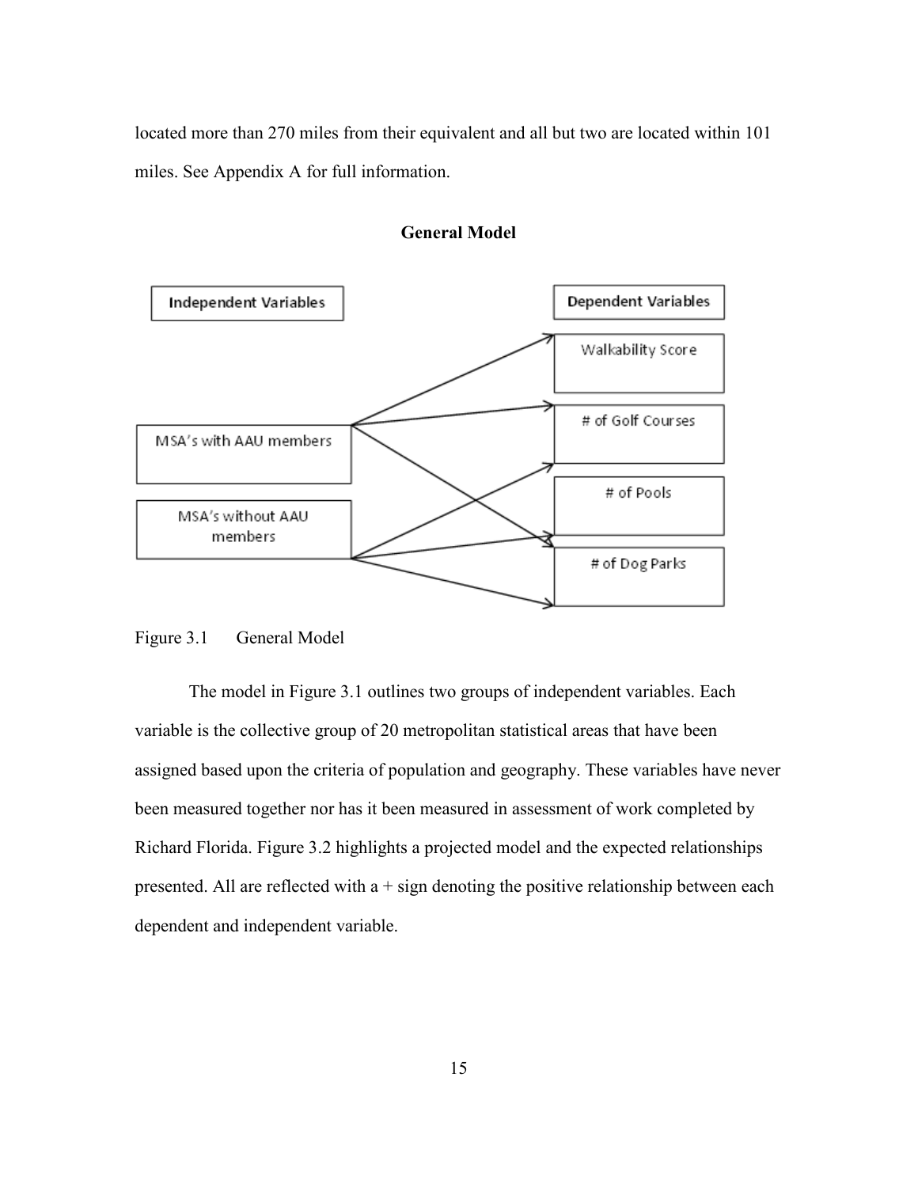located more than 270 miles from their equivalent and all but two are located within 101 miles. See Appendix A for full information.

**General Model**

Independent Variables

MSA's with AAU members

MSA's without AAU members

Dependent Variables

Walkability Score

# of Golf Courses

# of Pools

# of Dog Parks

Figure 3.1 General Model

The model in Figure 3.1 outlines two groups of independent variables. Each variable is the collective group of 20 metropolitan statistical areas that have been assigned based upon the criteria of population and geography. These variables have never been measured together nor has it been measured in assessment of work completed by Richard Florida. Figure 3.2 highlights a projected model and the expected relationships presented. All are reflected with a + sign denoting the positive relationship between each dependent and independent variable.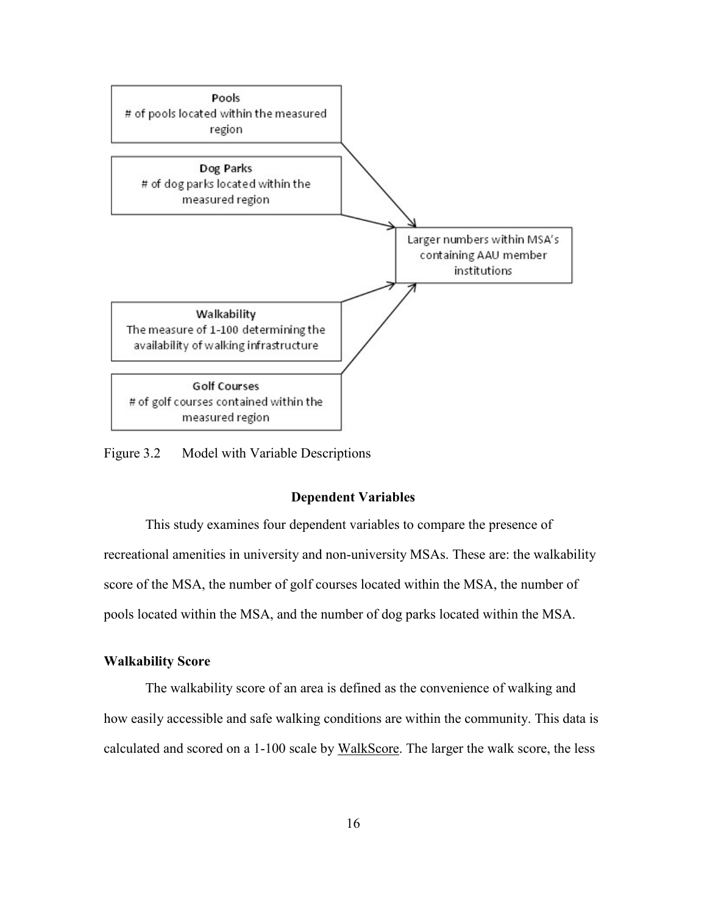Pools
# of pools located within the measured region

Dog Parks
# of dog parks located within the measured region

Walkability
The measure of 1-100 determining the availability of walking infrastructure

Golf Courses
# of golf courses contained within the measured region

Larger numbers within MSA's containing AAU member institutions

Figure 3.2 Model with Variable Descriptions

## Dependent Variables

This study examines four dependent variables to compare the presence of recreational amenities in university and non-university MSAs. These are: the walkability score of the MSA, the number of golf courses located within the MSA, the number of pools located within the MSA, and the number of dog parks located within the MSA.

### Walkability Score

The walkability score of an area is defined as the convenience of walking and how easily accessible and safe walking conditions are within the community. This data is calculated and scored on a 1-100 scale by WalkScore. The larger the walk score, the less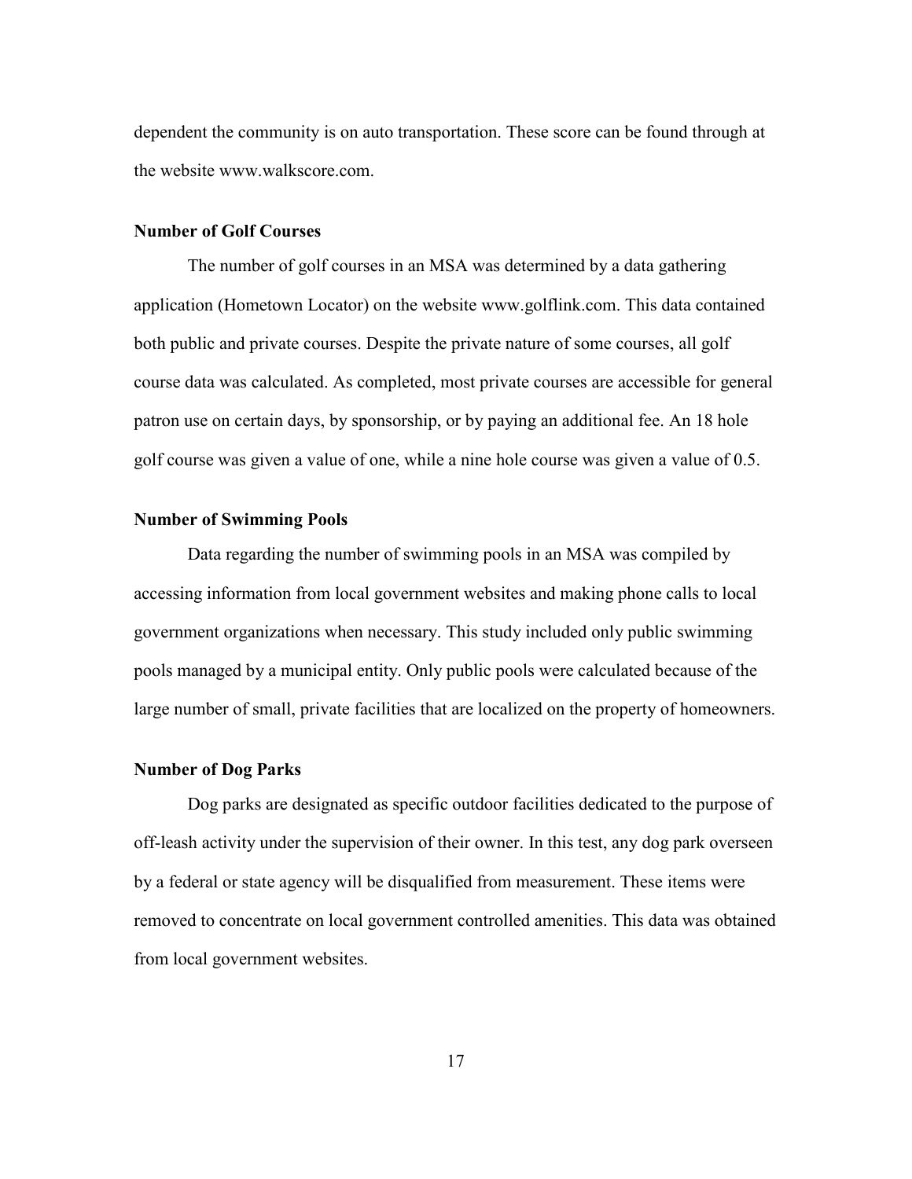dependent the community is on auto transportation. These score can be found through at the website www.walkscore.com.

### Number of Golf Courses

The number of golf courses in an MSA was determined by a data gathering application (Hometown Locator) on the website www.golflink.com. This data contained both public and private courses. Despite the private nature of some courses, all golf course data was calculated. As completed, most private courses are accessible for general patron use on certain days, by sponsorship, or by paying an additional fee. An 18 hole golf course was given a value of one, while a nine hole course was given a value of 0.5.

### Number of Swimming Pools

Data regarding the number of swimming pools in an MSA was compiled by accessing information from local government websites and making phone calls to local government organizations when necessary. This study included only public swimming pools managed by a municipal entity. Only public pools were calculated because of the large number of small, private facilities that are localized on the property of homeowners.

### Number of Dog Parks

Dog parks are designated as specific outdoor facilities dedicated to the purpose of off-leash activity under the supervision of their owner. In this test, any dog park overseen by a federal or state agency will be disqualified from measurement. These items were removed to concentrate on local government controlled amenities. This data was obtained from local government websites.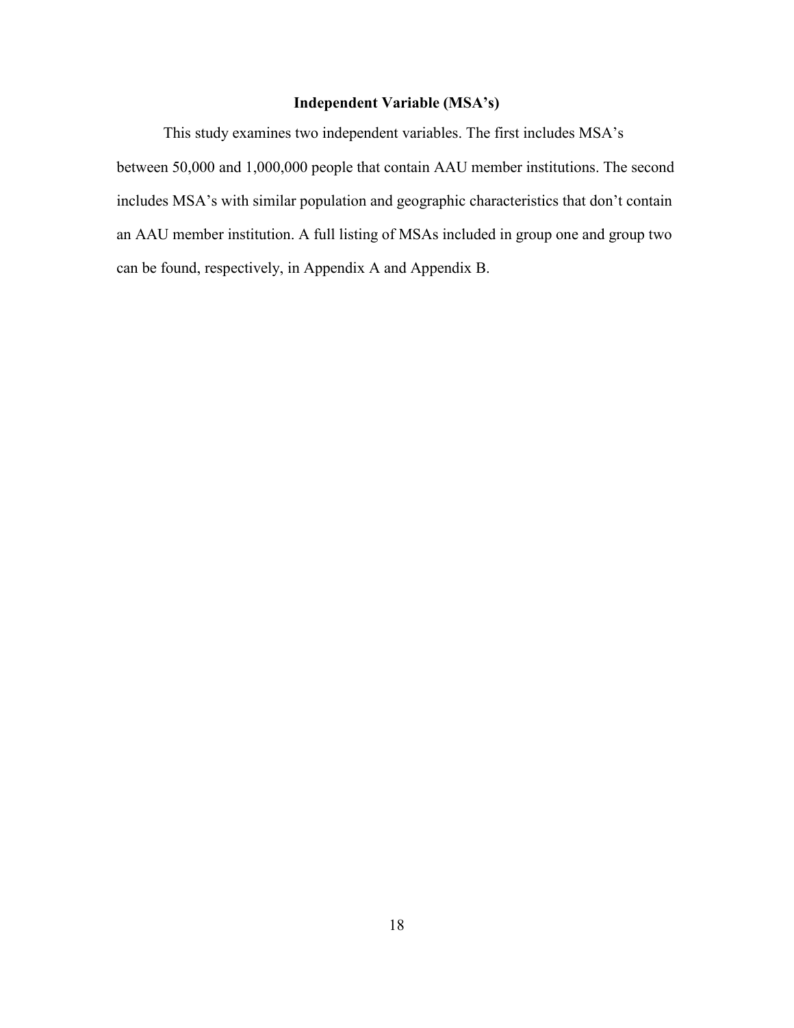## Independent Variable (MSA's)

This study examines two independent variables. The first includes MSA's between 50,000 and 1,000,000 people that contain AAU member institutions. The second includes MSA's with similar population and geographic characteristics that don't contain an AAU member institution. A full listing of MSAs included in group one and group two can be found, respectively, in Appendix A and Appendix B.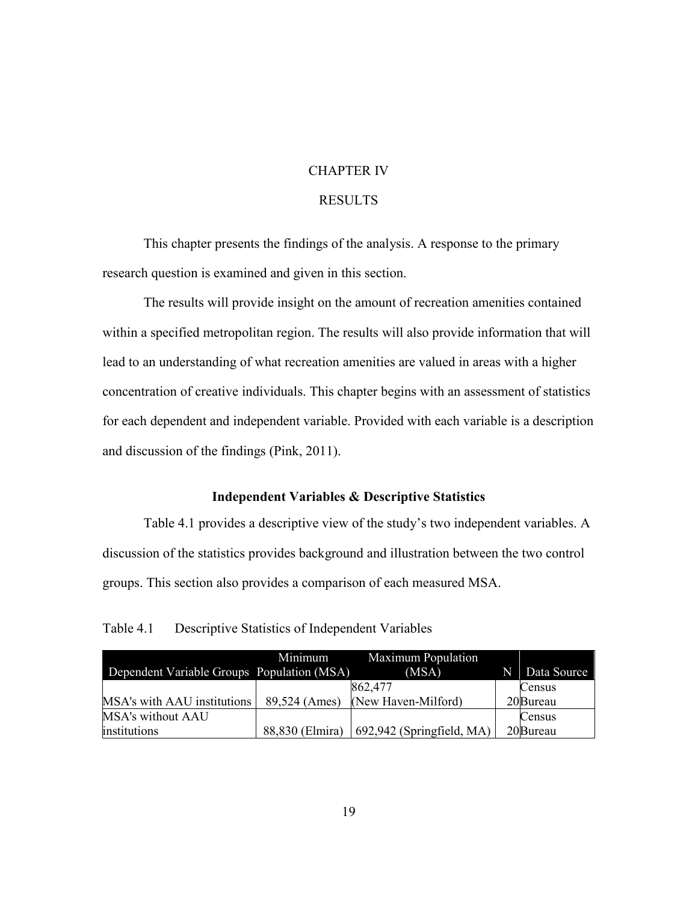# CHAPTER IV

# RESULTS

This chapter presents the findings of the analysis. A response to the primary research question is examined and given in this section.

The results will provide insight on the amount of recreation amenities contained within a specified metropolitan region. The results will also provide information that will lead to an understanding of what recreation amenities are valued in areas with a higher concentration of creative individuals. This chapter begins with an assessment of statistics for each dependent and independent variable. Provided with each variable is a description and discussion of the findings (Pink, 2011).

### Independent Variables & Descriptive Statistics

Table 4.1 provides a descriptive view of the study's two independent variables. A discussion of the statistics provides background and illustration between the two control groups. This section also provides a comparison of each measured MSA.

Table 4.1 Descriptive Statistics of Independent Variables

| Dependent Variable Groups | Minimum Population (MSA) | Maximum Population (MSA) | N | Data Source |
|---|---|---|---|---|
| MSA's with AAU institutions | 89,524 (Ames) | 862,477 (New Haven-Milford) | 20 | Census Bureau |
| MSA's without AAU institutions | 88,830 (Elmira) | 692,942 (Springfield, MA) | 20 | Census Bureau |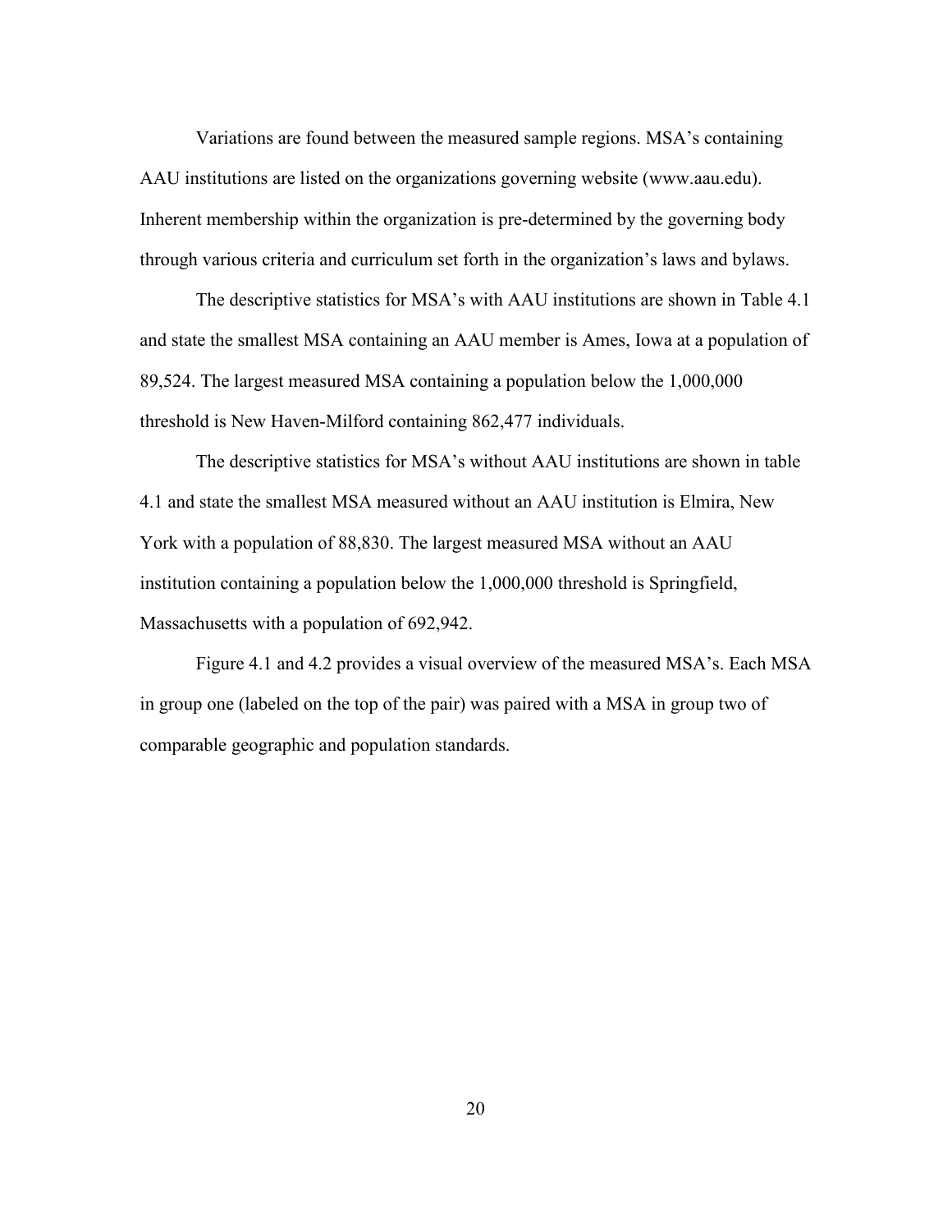Variations are found between the measured sample regions. MSA's containing AAU institutions are listed on the organizations governing website (www.aau.edu). Inherent membership within the organization is pre-determined by the governing body through various criteria and curriculum set forth in the organization's laws and bylaws.

The descriptive statistics for MSA's with AAU institutions are shown in Table 4.1 and state the smallest MSA containing an AAU member is Ames, Iowa at a population of 89,524. The largest measured MSA containing a population below the 1,000,000 threshold is New Haven-Milford containing 862,477 individuals.

The descriptive statistics for MSA's without AAU institutions are shown in table 4.1 and state the smallest MSA measured without an AAU institution is Elmira, New York with a population of 88,830. The largest measured MSA without an AAU institution containing a population below the 1,000,000 threshold is Springfield, Massachusetts with a population of 692,942.

Figure 4.1 and 4.2 provides a visual overview of the measured MSA's. Each MSA in group one (labeled on the top of the pair) was paired with a MSA in group two of comparable geographic and population standards.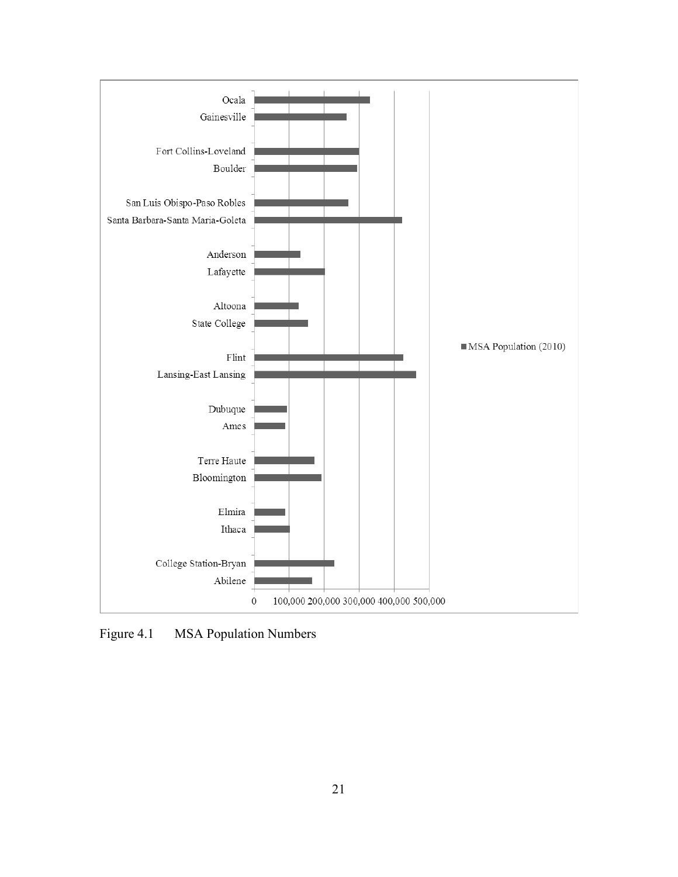| MSA | MSA Population (2010) |
| --- | --- |
| Ocala | |
| Gainesville | |
| Fort Collins-Loveland | |
| Boulder | |
| San Luis Obispo-Paso Robles | |
| Santa Barbara-Santa Maria-Goleta | |
| Anderson | |
| Lafayette | |
| Altoona | |
| State College | |
| Flint | |
| Lansing-East Lansing | |
| Dubuque | |
| Ames | |
| Terre Haute | |
| Bloomington | |
| Elmira | |
| Ithaca | |
| College Station-Bryan | |
| Abilene | |

0 100,000 200,000 300,000 400,000 500,000

Figure 4.1 MSA Population Numbers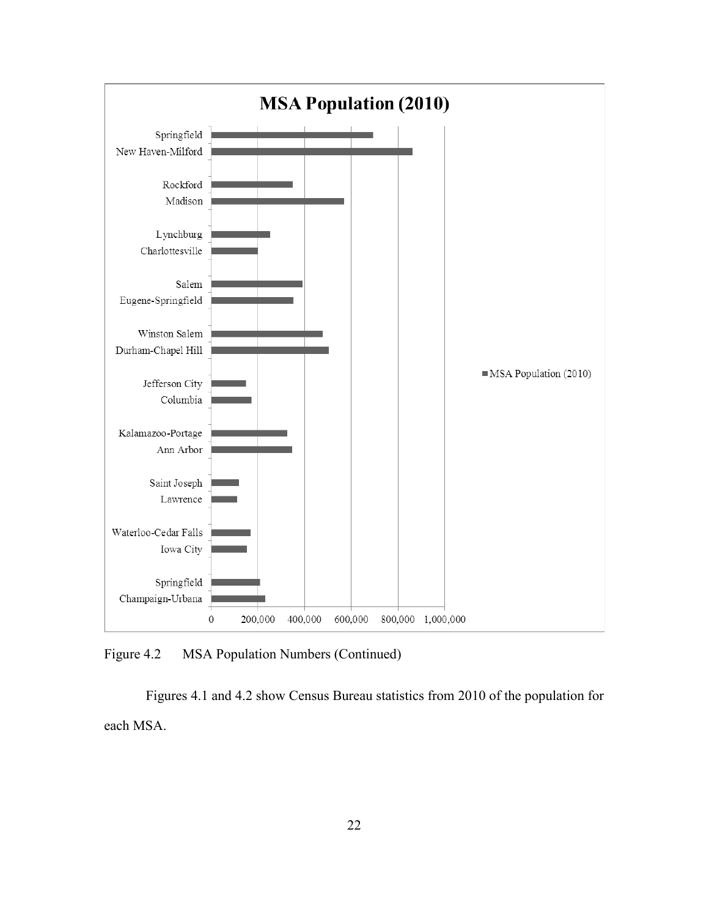Figure 4.2 MSA Population Numbers (Continued)

Figures 4.1 and 4.2 show Census Bureau statistics from 2010 of the population for each MSA.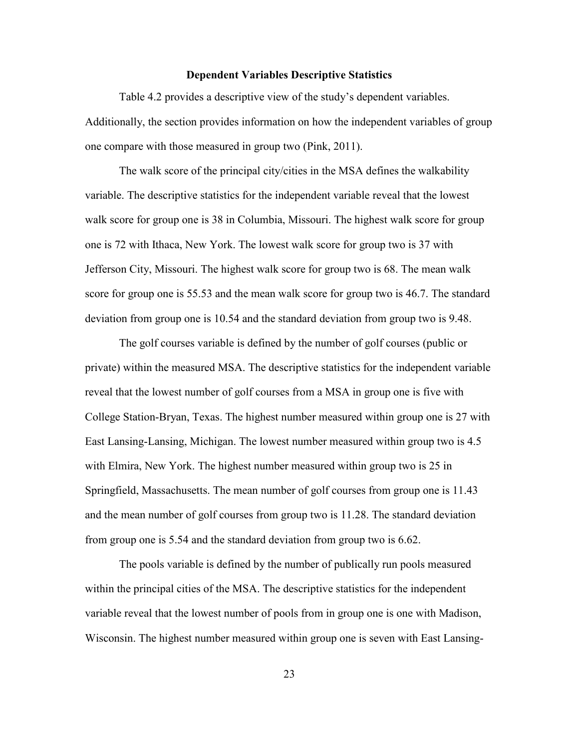## Dependent Variables Descriptive Statistics

Table 4.2 provides a descriptive view of the study's dependent variables. Additionally, the section provides information on how the independent variables of group one compare with those measured in group two (Pink, 2011).

The walk score of the principal city/cities in the MSA defines the walkability variable. The descriptive statistics for the independent variable reveal that the lowest walk score for group one is 38 in Columbia, Missouri. The highest walk score for group one is 72 with Ithaca, New York. The lowest walk score for group two is 37 with Jefferson City, Missouri. The highest walk score for group two is 68. The mean walk score for group one is 55.53 and the mean walk score for group two is 46.7. The standard deviation from group one is 10.54 and the standard deviation from group two is 9.48.

The golf courses variable is defined by the number of golf courses (public or private) within the measured MSA. The descriptive statistics for the independent variable reveal that the lowest number of golf courses from a MSA in group one is five with College Station-Bryan, Texas. The highest number measured within group one is 27 with East Lansing-Lansing, Michigan. The lowest number measured within group two is 4.5 with Elmira, New York. The highest number measured within group two is 25 in Springfield, Massachusetts. The mean number of golf courses from group one is 11.43 and the mean number of golf courses from group two is 11.28. The standard deviation from group one is 5.54 and the standard deviation from group two is 6.62.

The pools variable is defined by the number of publically run pools measured within the principal cities of the MSA. The descriptive statistics for the independent variable reveal that the lowest number of pools from in group one is one with Madison, Wisconsin. The highest number measured within group one is seven with East Lansing-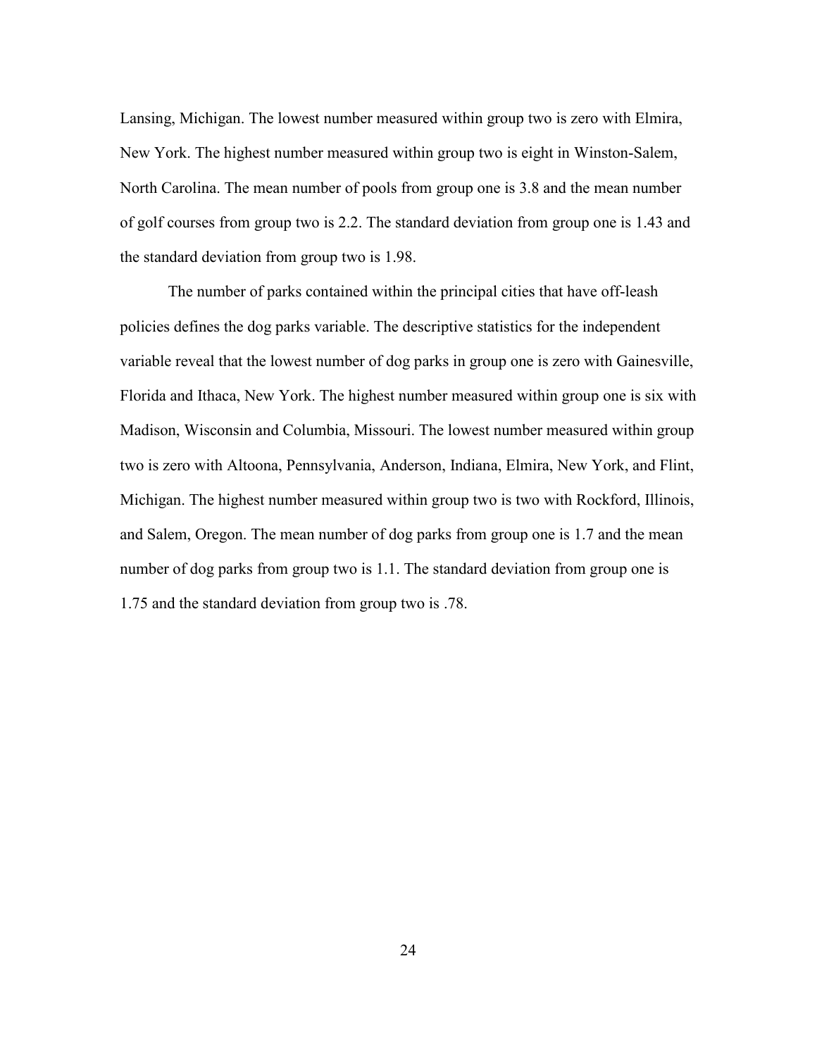Lansing, Michigan. The lowest number measured within group two is zero with Elmira, New York. The highest number measured within group two is eight in Winston-Salem, North Carolina. The mean number of pools from group one is 3.8 and the mean number of golf courses from group two is 2.2. The standard deviation from group one is 1.43 and the standard deviation from group two is 1.98.

The number of parks contained within the principal cities that have off-leash policies defines the dog parks variable. The descriptive statistics for the independent variable reveal that the lowest number of dog parks in group one is zero with Gainesville, Florida and Ithaca, New York. The highest number measured within group one is six with Madison, Wisconsin and Columbia, Missouri. The lowest number measured within group two is zero with Altoona, Pennsylvania, Anderson, Indiana, Elmira, New York, and Flint, Michigan. The highest number measured within group two is two with Rockford, Illinois, and Salem, Oregon. The mean number of dog parks from group one is 1.7 and the mean number of dog parks from group two is 1.1. The standard deviation from group one is 1.75 and the standard deviation from group two is .78.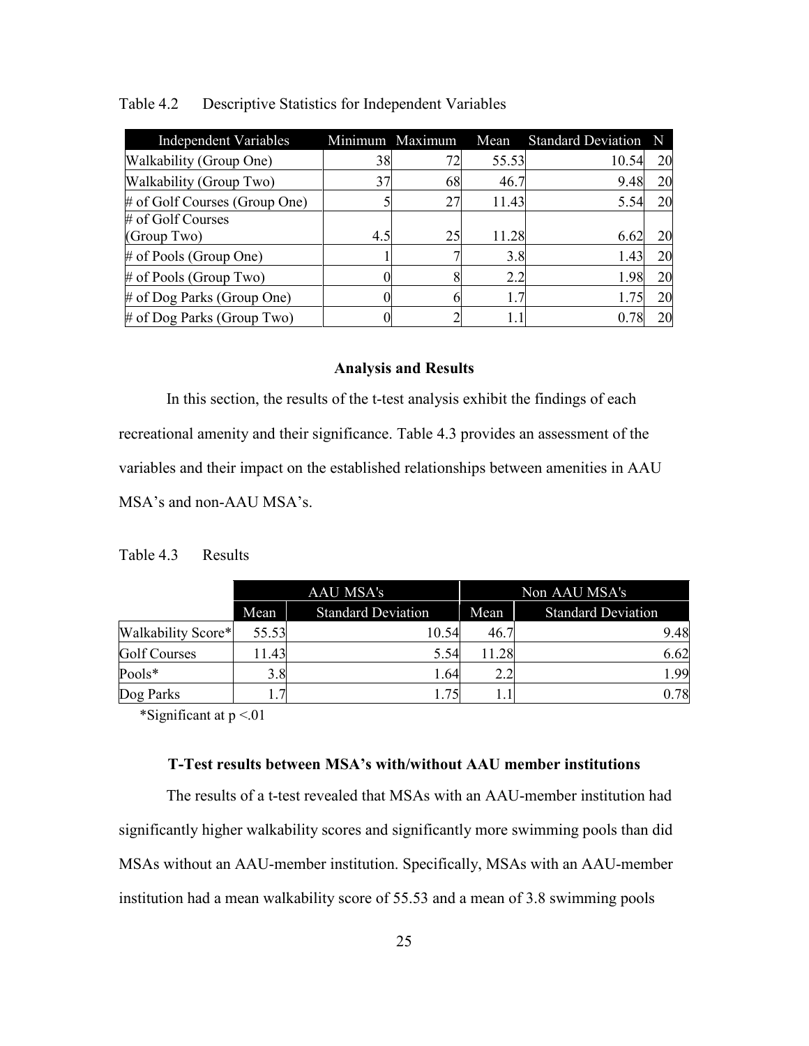Table 4.2 Descriptive Statistics for Independent Variables

| Independent Variables | Minimum | Maximum | Mean | Standard Deviation | N |
|---|---|---|---|---|---|
| Walkability (Group One) | 38 | 72 | 55.53 | 10.54 | 20 |
| Walkability (Group Two) | 37 | 68 | 46.7 | 9.48 | 20 |
| # of Golf Courses (Group One) | 5 | 27 | 11.43 | 5.54 | 20 |
| # of Golf Courses (Group Two) | 4.5 | 25 | 11.28 | 6.62 | 20 |
| # of Pools (Group One) | 1 | 7 | 3.8 | 1.43 | 20 |
| # of Pools (Group Two) | 0 | 8 | 2.2 | 1.98 | 20 |
| # of Dog Parks (Group One) | 0 | 6 | 1.7 | 1.75 | 20 |
| # of Dog Parks (Group Two) | 0 | 2 | 1.1 | 0.78 | 20 |

### Analysis and Results

In this section, the results of the t-test analysis exhibit the findings of each recreational amenity and their significance. Table 4.3 provides an assessment of the variables and their impact on the established relationships between amenities in AAU MSA's and non-AAU MSA's.

Table 4.3 Results

| | AAU MSA's | | Non AAU MSA's | |
|---|---|---|---|---|
| | Mean | Standard Deviation | Mean | Standard Deviation |
| Walkability Score* | 55.53 | 10.54 | 46.7 | 9.48 |
| Golf Courses | 11.43 | 5.54 | 11.28 | 6.62 |
| Pools* | 3.8 | 1.64 | 2.2 | 1.99 |
| Dog Parks | 1.7 | 1.75 | 1.1 | 0.78 |

*Significant at $p < .01$

### T-Test results between MSA's with/without AAU member institutions

The results of a t-test revealed that MSAs with an AAU-member institution had significantly higher walkability scores and significantly more swimming pools than did MSAs without an AAU-member institution. Specifically, MSAs with an AAU-member institution had a mean walkability score of 55.53 and a mean of 3.8 swimming pools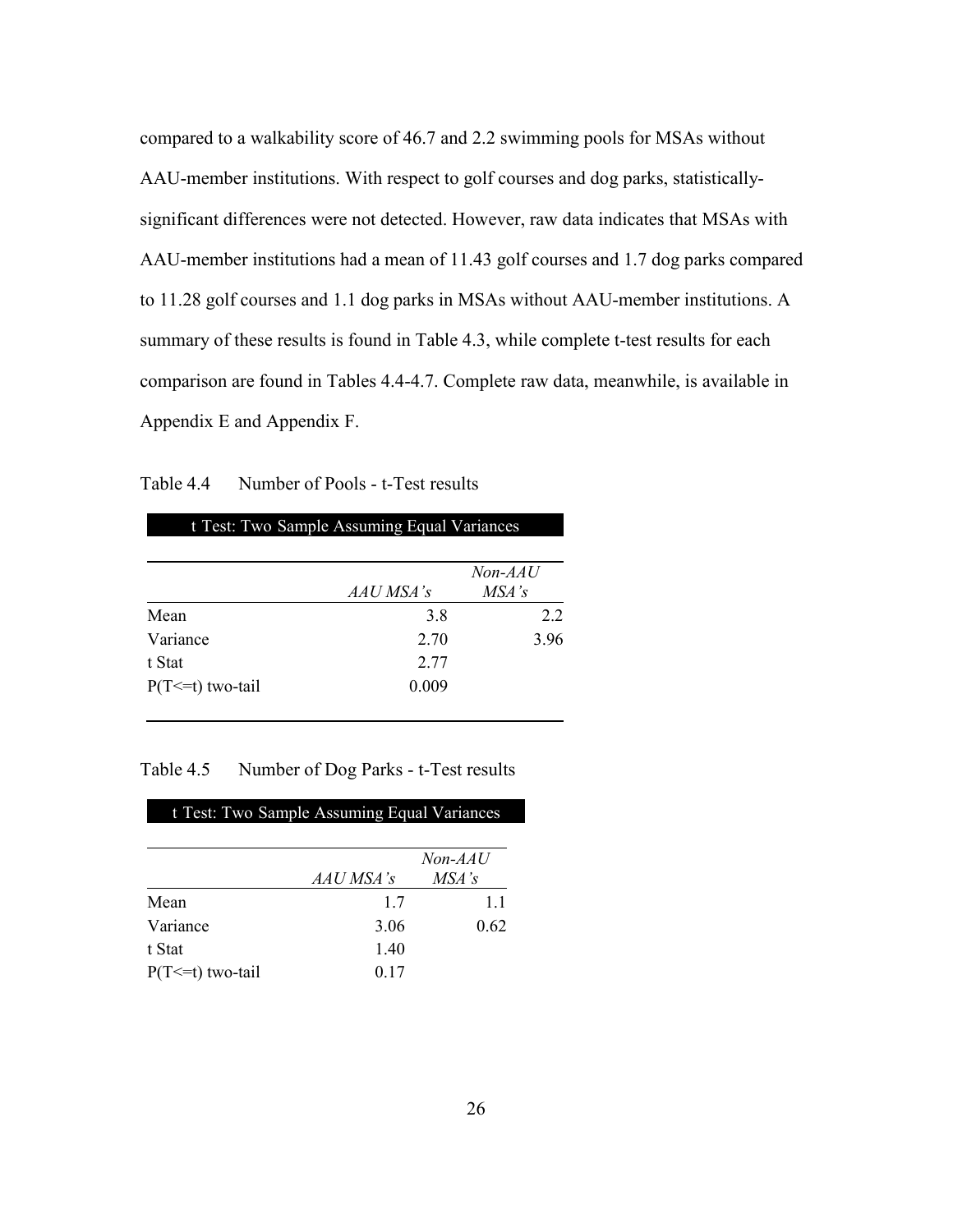compared to a walkability score of 46.7 and 2.2 swimming pools for MSAs without AAU-member institutions. With respect to golf courses and dog parks, statistically-significant differences were not detected. However, raw data indicates that MSAs with AAU-member institutions had a mean of 11.43 golf courses and 1.7 dog parks compared to 11.28 golf courses and 1.1 dog parks in MSAs without AAU-member institutions. A summary of these results is found in Table 4.3, while complete t-test results for each comparison are found in Tables 4.4-4.7. Complete raw data, meanwhile, is available in Appendix E and Appendix F.

Table 4.4 Number of Pools - t-Test results

| t Test: Two Sample Assuming Equal Variances | | |
|---|---|---|
| | *AAU MSA's* | *Non-AAU MSA's* |
| Mean | 3.8 | 2.2 |
| Variance | 2.70 | 3.96 |
| t Stat | 2.77 | |
| P(T<=t) two-tail | 0.009 | |

Table 4.5 Number of Dog Parks - t-Test results

| t Test: Two Sample Assuming Equal Variances | | |
|---|---|---|
| | *AAU MSA's* | *Non-AAU MSA's* |
| Mean | 1.7 | 1.1 |
| Variance | 3.06 | 0.62 |
| t Stat | 1.40 | |
| P(T<=t) two-tail | 0.17 | |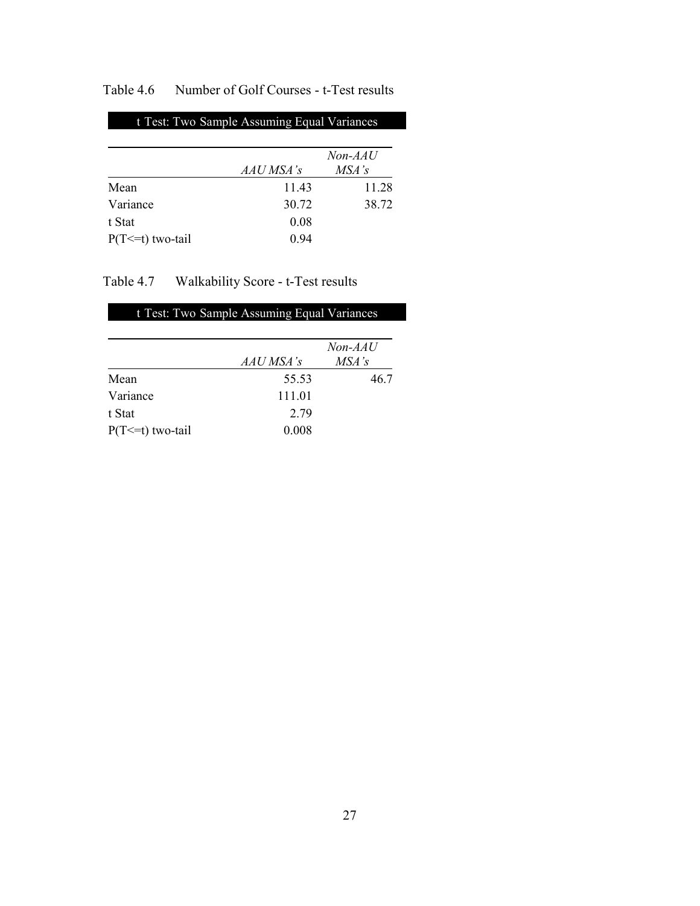Table 4.6 Number of Golf Courses - t-Test results

| t Test: Two Sample Assuming Equal Variances | | |
|---|---|---|
| | *AAU MSA's* | *Non-AAU MSA's* |
| Mean | 11.43 | 11.28 |
| Variance | 30.72 | 38.72 |
| t Stat | 0.08 | |
| P(T<=t) two-tail | 0.94 | |

Table 4.7 Walkability Score - t-Test results

| t Test: Two Sample Assuming Equal Variances | | |
|---|---|---|
| | *AAU MSA's* | *Non-AAU MSA's* |
| Mean | 55.53 | 46.7 |
| Variance | 111.01 | |
| t Stat | 2.79 | |
| P(T<=t) two-tail | 0.008 | |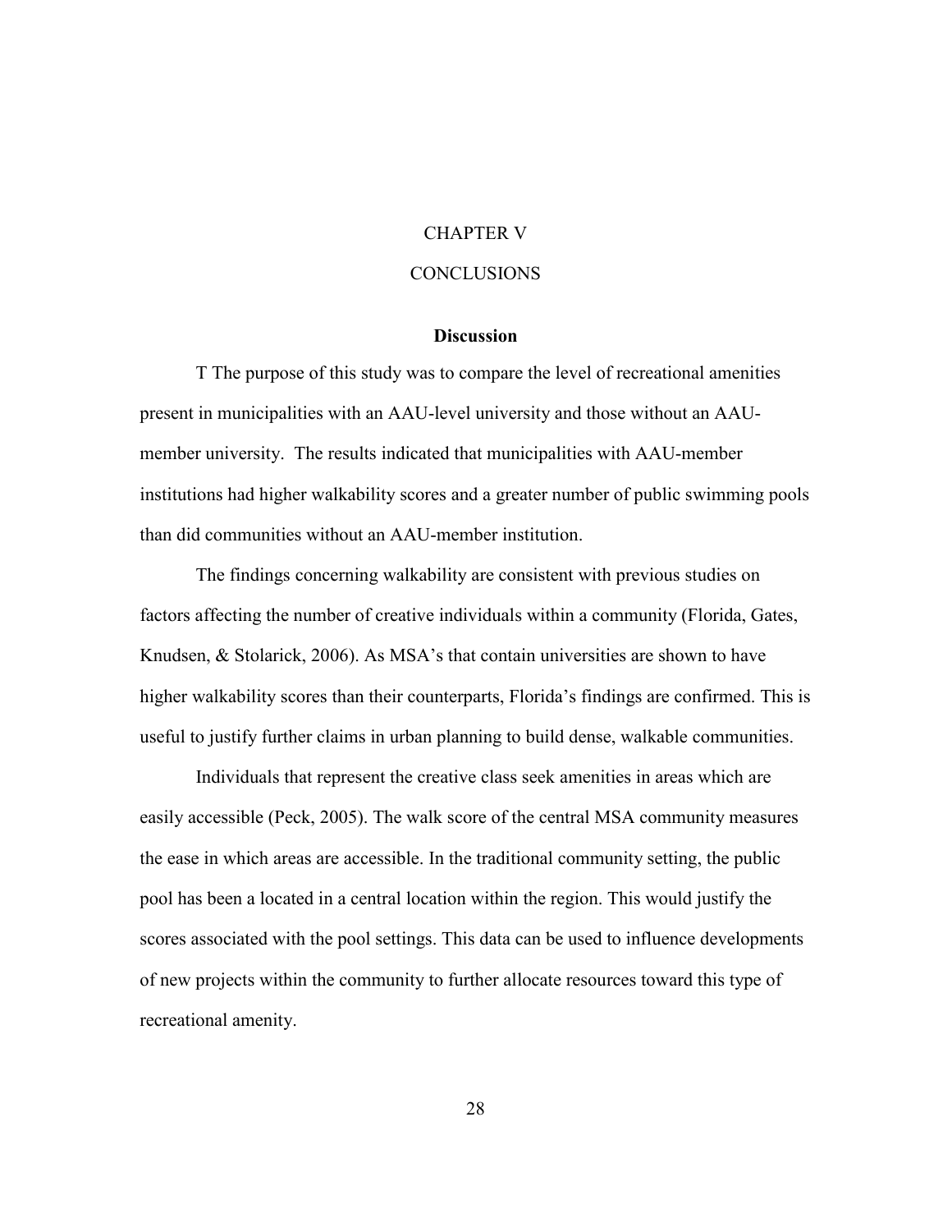# CHAPTER V

# CONCLUSIONS

## Discussion

T The purpose of this study was to compare the level of recreational amenities present in municipalities with an AAU-level university and those without an AAU-member university. The results indicated that municipalities with AAU-member institutions had higher walkability scores and a greater number of public swimming pools than did communities without an AAU-member institution.

The findings concerning walkability are consistent with previous studies on factors affecting the number of creative individuals within a community (Florida, Gates, Knudsen, & Stolarick, 2006). As MSA's that contain universities are shown to have higher walkability scores than their counterparts, Florida's findings are confirmed. This is useful to justify further claims in urban planning to build dense, walkable communities.

Individuals that represent the creative class seek amenities in areas which are easily accessible (Peck, 2005). The walk score of the central MSA community measures the ease in which areas are accessible. In the traditional community setting, the public pool has been a located in a central location within the region. This would justify the scores associated with the pool settings. This data can be used to influence developments of new projects within the community to further allocate resources toward this type of recreational amenity.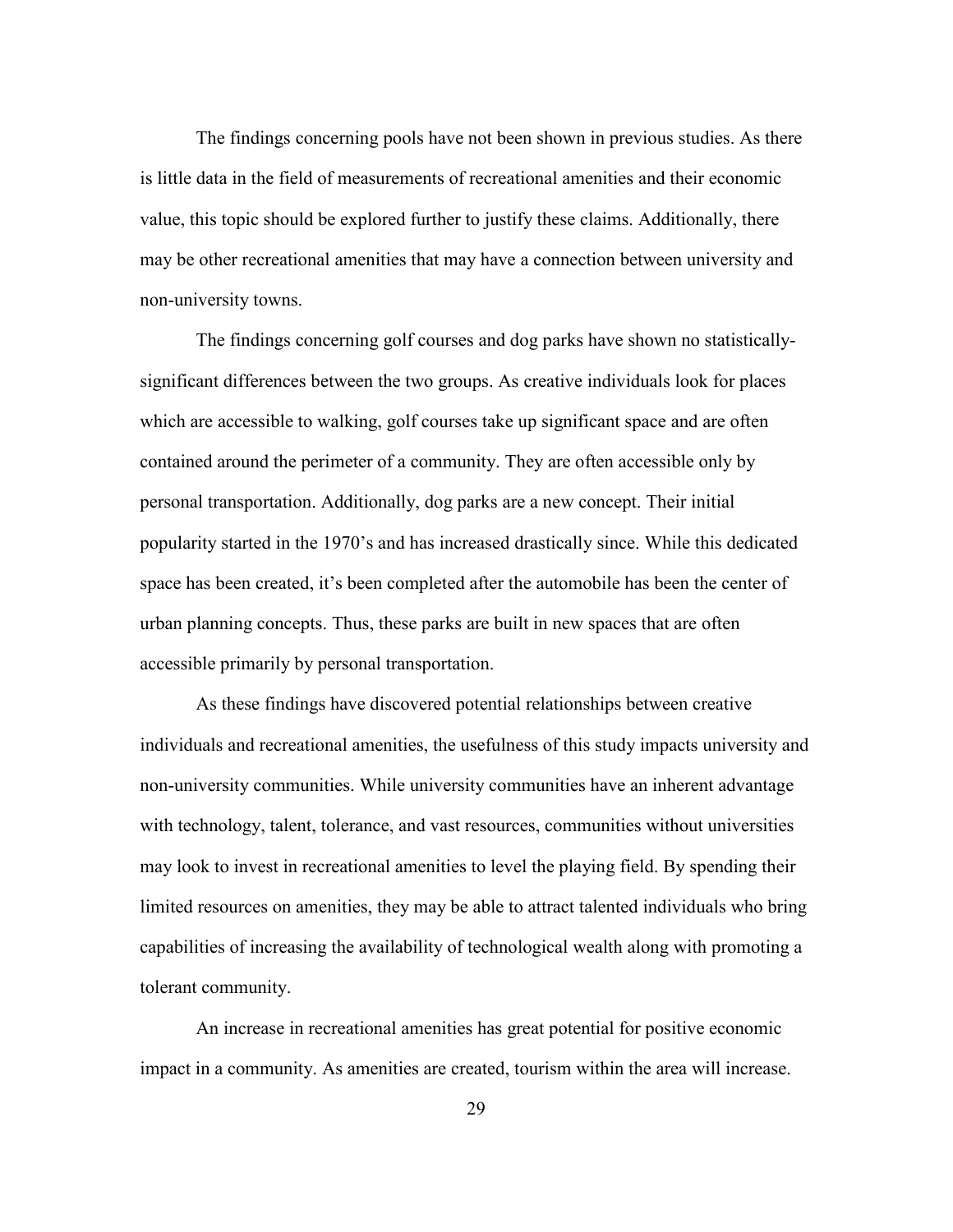The findings concerning pools have not been shown in previous studies. As there is little data in the field of measurements of recreational amenities and their economic value, this topic should be explored further to justify these claims. Additionally, there may be other recreational amenities that may have a connection between university and non-university towns.

The findings concerning golf courses and dog parks have shown no statistically-significant differences between the two groups. As creative individuals look for places which are accessible to walking, golf courses take up significant space and are often contained around the perimeter of a community. They are often accessible only by personal transportation. Additionally, dog parks are a new concept. Their initial popularity started in the 1970's and has increased drastically since. While this dedicated space has been created, it's been completed after the automobile has been the center of urban planning concepts. Thus, these parks are built in new spaces that are often accessible primarily by personal transportation.

As these findings have discovered potential relationships between creative individuals and recreational amenities, the usefulness of this study impacts university and non-university communities. While university communities have an inherent advantage with technology, talent, tolerance, and vast resources, communities without universities may look to invest in recreational amenities to level the playing field. By spending their limited resources on amenities, they may be able to attract talented individuals who bring capabilities of increasing the availability of technological wealth along with promoting a tolerant community.

An increase in recreational amenities has great potential for positive economic impact in a community. As amenities are created, tourism within the area will increase.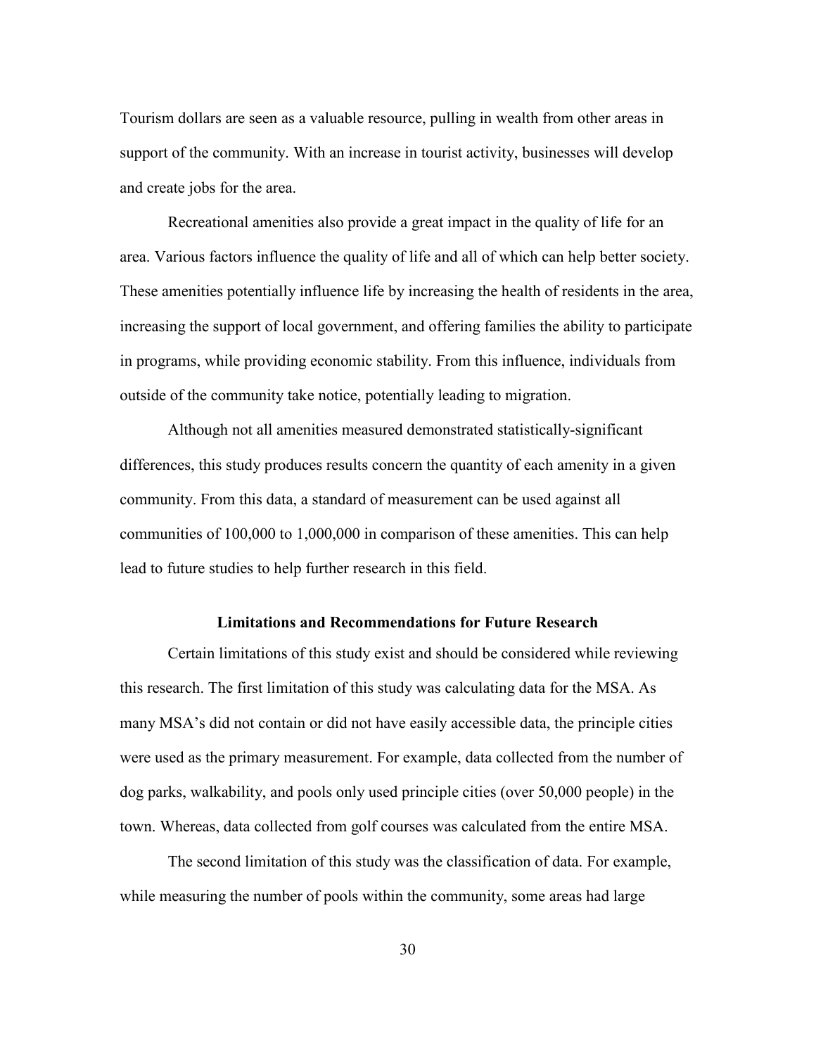Tourism dollars are seen as a valuable resource, pulling in wealth from other areas in support of the community. With an increase in tourist activity, businesses will develop and create jobs for the area.

Recreational amenities also provide a great impact in the quality of life for an area. Various factors influence the quality of life and all of which can help better society. These amenities potentially influence life by increasing the health of residents in the area, increasing the support of local government, and offering families the ability to participate in programs, while providing economic stability. From this influence, individuals from outside of the community take notice, potentially leading to migration.

Although not all amenities measured demonstrated statistically-significant differences, this study produces results concern the quantity of each amenity in a given community. From this data, a standard of measurement can be used against all communities of 100,000 to 1,000,000 in comparison of these amenities. This can help lead to future studies to help further research in this field.

### Limitations and Recommendations for Future Research

Certain limitations of this study exist and should be considered while reviewing this research. The first limitation of this study was calculating data for the MSA. As many MSA's did not contain or did not have easily accessible data, the principle cities were used as the primary measurement. For example, data collected from the number of dog parks, walkability, and pools only used principle cities (over 50,000 people) in the town. Whereas, data collected from golf courses was calculated from the entire MSA.

The second limitation of this study was the classification of data. For example, while measuring the number of pools within the community, some areas had large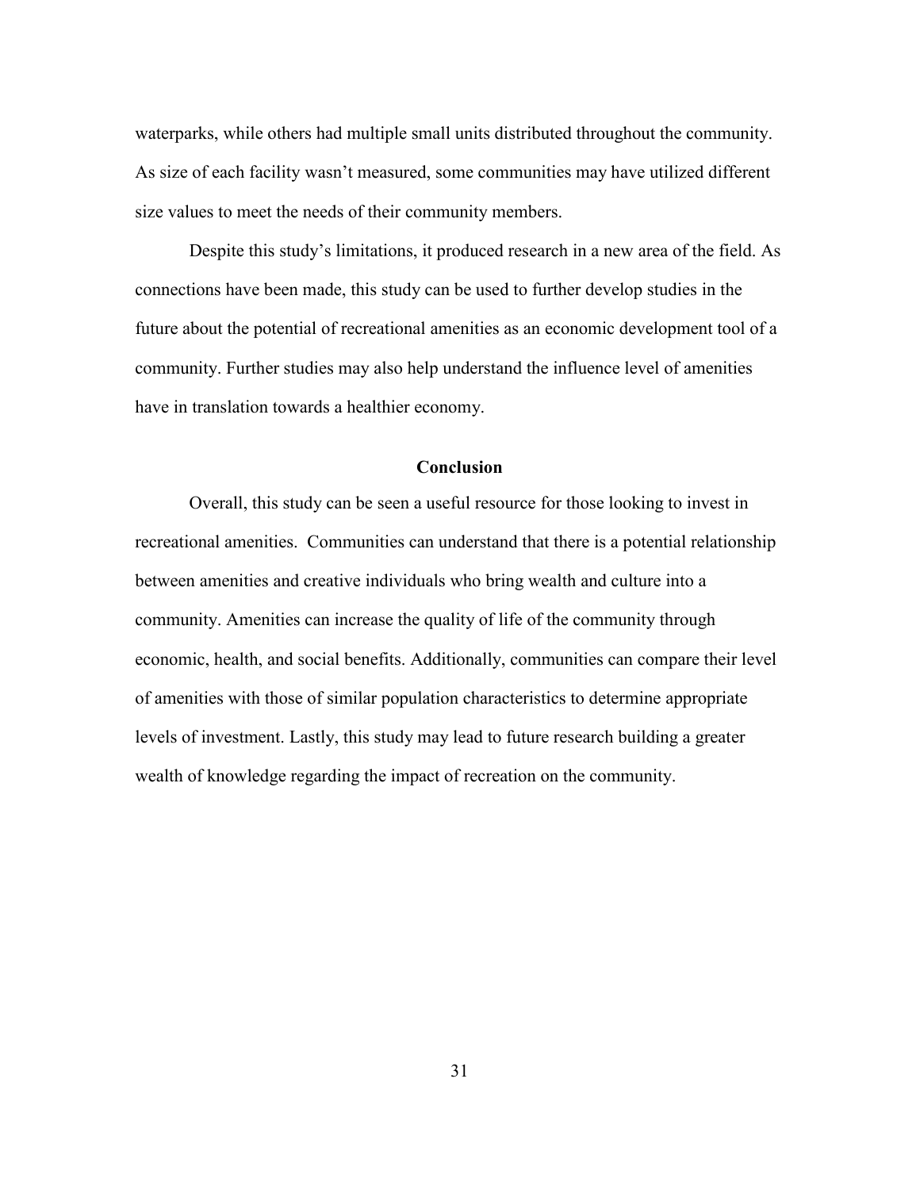waterparks, while others had multiple small units distributed throughout the community. As size of each facility wasn't measured, some communities may have utilized different size values to meet the needs of their community members.

Despite this study's limitations, it produced research in a new area of the field. As connections have been made, this study can be used to further develop studies in the future about the potential of recreational amenities as an economic development tool of a community. Further studies may also help understand the influence level of amenities have in translation towards a healthier economy.

## Conclusion

Overall, this study can be seen a useful resource for those looking to invest in recreational amenities. Communities can understand that there is a potential relationship between amenities and creative individuals who bring wealth and culture into a community. Amenities can increase the quality of life of the community through economic, health, and social benefits. Additionally, communities can compare their level of amenities with those of similar population characteristics to determine appropriate levels of investment. Lastly, this study may lead to future research building a greater wealth of knowledge regarding the impact of recreation on the community.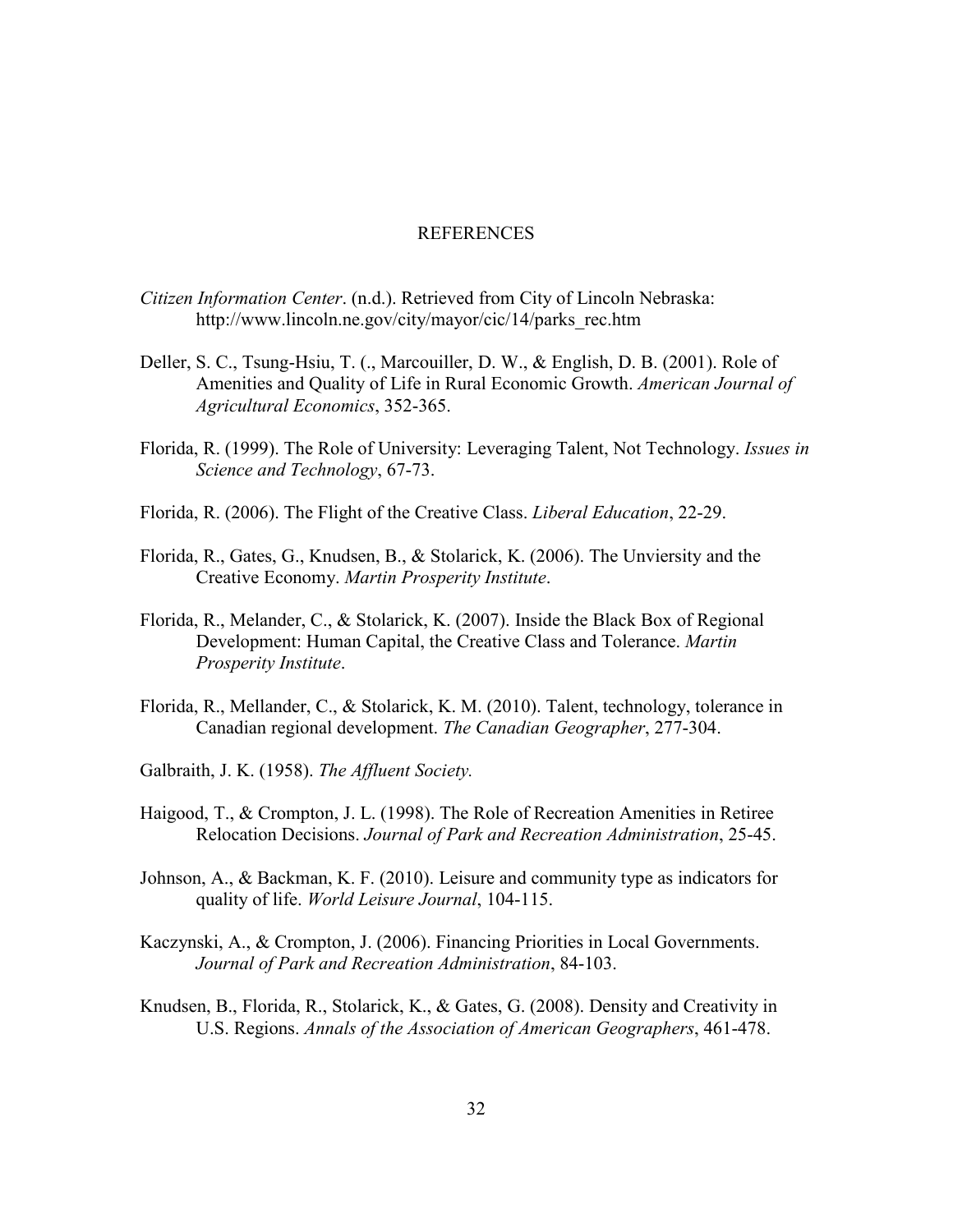# REFERENCES

*Citizen Information Center*. (n.d.). Retrieved from City of Lincoln Nebraska: http://www.lincoln.ne.gov/city/mayor/cic/14/parks_rec.htm

Deller, S. C., Tsung-Hsiu, T. (., Marcouiller, D. W., & English, D. B. (2001). Role of Amenities and Quality of Life in Rural Economic Growth. *American Journal of Agricultural Economics*, 352-365.

Florida, R. (1999). The Role of University: Leveraging Talent, Not Technology. *Issues in Science and Technology*, 67-73.

Florida, R. (2006). The Flight of the Creative Class. *Liberal Education*, 22-29.

Florida, R., Gates, G., Knudsen, B., & Stolarick, K. (2006). The Unviersity and the Creative Economy. *Martin Prosperity Institute*.

Florida, R., Melander, C., & Stolarick, K. (2007). Inside the Black Box of Regional Development: Human Capital, the Creative Class and Tolerance. *Martin Prosperity Institute*.

Florida, R., Mellander, C., & Stolarick, K. M. (2010). Talent, technology, tolerance in Canadian regional development. *The Canadian Geographer*, 277-304.

Galbraith, J. K. (1958). *The Affluent Society.*

Haigood, T., & Crompton, J. L. (1998). The Role of Recreation Amenities in Retiree Relocation Decisions. *Journal of Park and Recreation Administration*, 25-45.

Johnson, A., & Backman, K. F. (2010). Leisure and community type as indicators for quality of life. *World Leisure Journal*, 104-115.

Kaczynski, A., & Crompton, J. (2006). Financing Priorities in Local Governments. *Journal of Park and Recreation Administration*, 84-103.

Knudsen, B., Florida, R., Stolarick, K., & Gates, G. (2008). Density and Creativity in U.S. Regions. *Annals of the Association of American Geographers*, 461-478.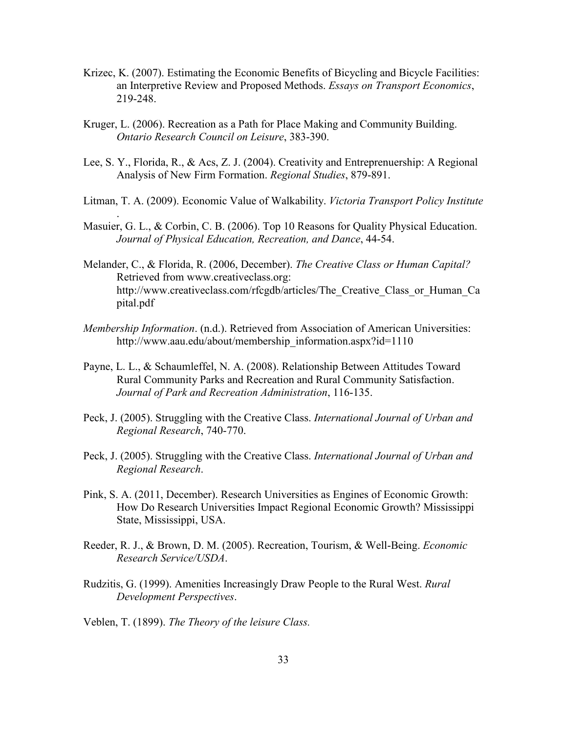Krizec, K. (2007). Estimating the Economic Benefits of Bicycling and Bicycle Facilities: an Interpretive Review and Proposed Methods. *Essays on Transport Economics*, 219-248.

Kruger, L. (2006). Recreation as a Path for Place Making and Community Building. *Ontario Research Council on Leisure*, 383-390.

Lee, S. Y., Florida, R., & Acs, Z. J. (2004). Creativity and Entreprenuership: A Regional Analysis of New Firm Formation. *Regional Studies*, 879-891.

Litman, T. A. (2009). Economic Value of Walkability. *Victoria Transport Policy Institute*.

Masuier, G. L., & Corbin, C. B. (2006). Top 10 Reasons for Quality Physical Education. *Journal of Physical Education, Recreation, and Dance*, 44-54.

Melander, C., & Florida, R. (2006, December). *The Creative Class or Human Capital?* Retrieved from www.creativeclass.org: http://www.creativeclass.com/rfcgdb/articles/The_Creative_Class_or_Human_Capital.pdf

*Membership Information*. (n.d.). Retrieved from Association of American Universities: http://www.aau.edu/about/membership_information.aspx?id=1110

Payne, L. L., & Schaumleffel, N. A. (2008). Relationship Between Attitudes Toward Rural Community Parks and Recreation and Rural Community Satisfaction. *Journal of Park and Recreation Administration*, 116-135.

Peck, J. (2005). Struggling with the Creative Class. *International Journal of Urban and Regional Research*, 740-770.

Peck, J. (2005). Struggling with the Creative Class. *International Journal of Urban and Regional Research*.

Pink, S. A. (2011, December). Research Universities as Engines of Economic Growth: How Do Research Universities Impact Regional Economic Growth? Mississippi State, Mississippi, USA.

Reeder, R. J., & Brown, D. M. (2005). Recreation, Tourism, & Well-Being. *Economic Research Service/USDA*.

Rudzitis, G. (1999). Amenities Increasingly Draw People to the Rural West. *Rural Development Perspectives*.

Veblen, T. (1899). *The Theory of the leisure Class.*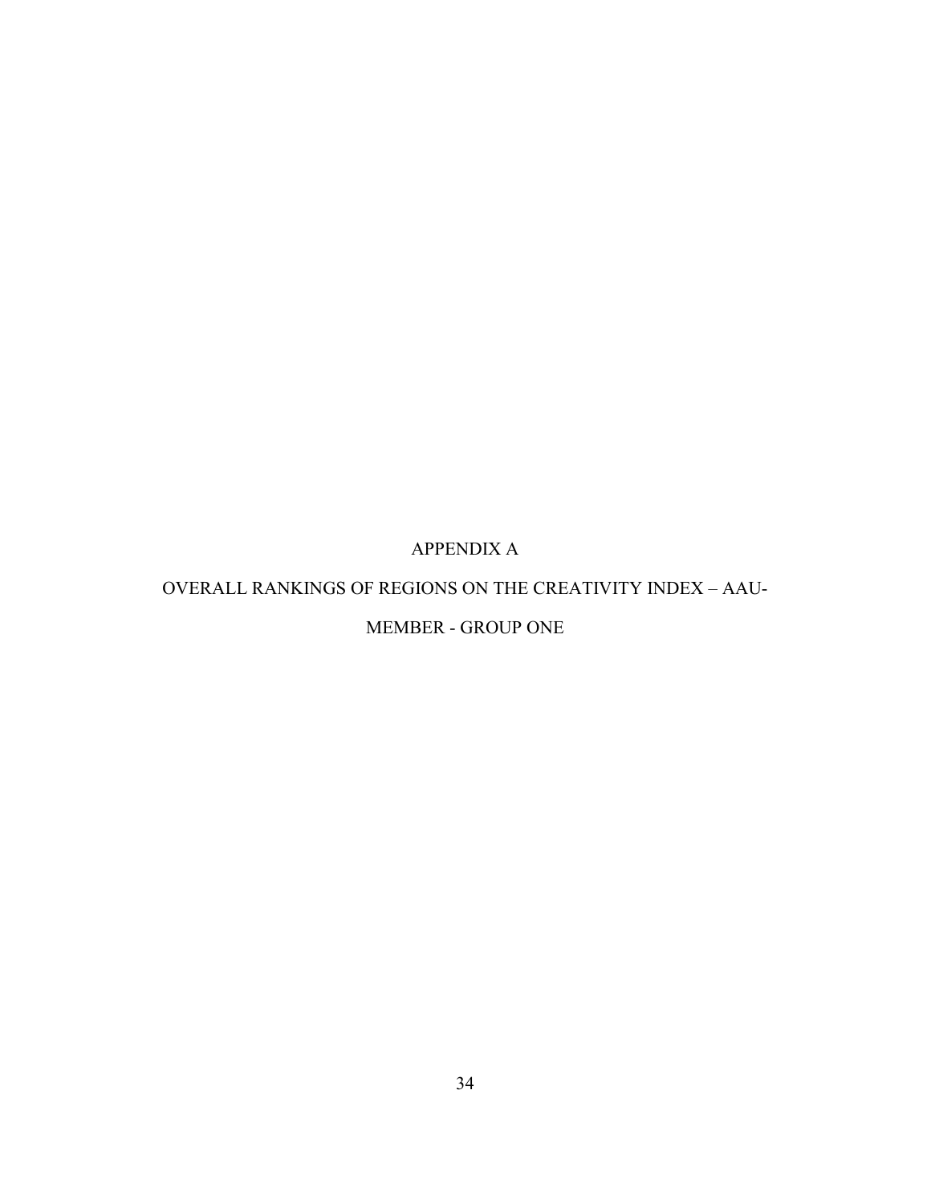# APPENDIX A

## OVERALL RANKINGS OF REGIONS ON THE CREATIVITY INDEX – AAU-MEMBER - GROUP ONE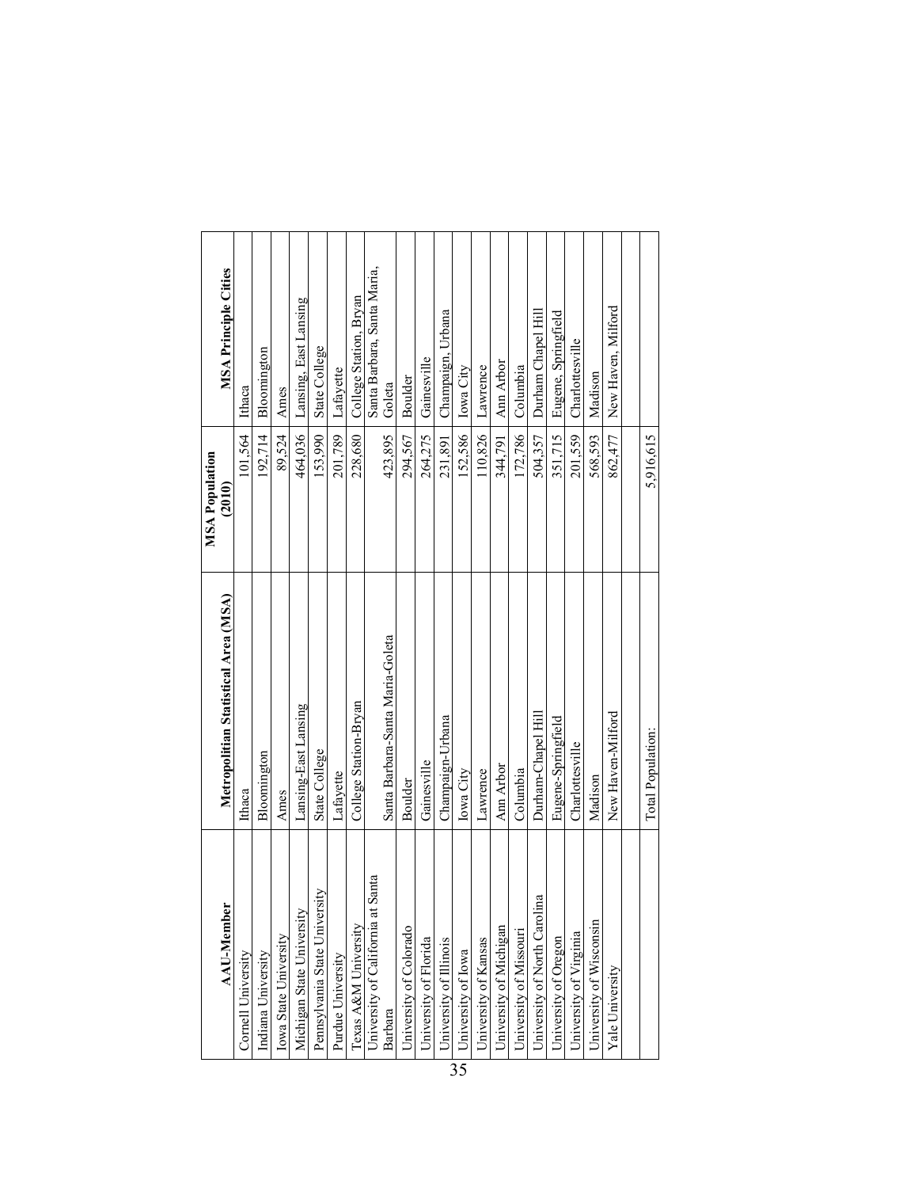| AAU-Member | Metropolitian Statistical Area (MSA) | MSA Population (2010) | MSA Principle Cities |
| --- | --- | --- | --- |
| Cornell University | Ithaca | 101,564 | Ithaca |
| Indiana University | Bloomington | 192,714 | Bloomington |
| Iowa State University | Ames | 89,524 | Ames |
| Michigan State University | Lansing-East Lansing | 464,036 | Lansing, East Lansing |
| Pennsylvania State University | State College | 153,990 | State College |
| Purdue University | Lafayette | 201,789 | Lafayette |
| Texas A&M University | College Station-Bryan | 228,680 | College Station, Bryan |
| University of California at Santa Barbara | Santa Barbara-Santa Maria-Goleta | 423,895 | Santa Barbara, Santa Maria, Goleta |
| University of Colorado | Boulder | 294,567 | Boulder |
| University of Florida | Gainesville | 264,275 | Gainesville |
| University of Illinois | Champaign-Urbana | 231,891 | Champaign, Urbana |
| University of Iowa | Iowa City | 152,586 | Iowa City |
| University of Kansas | Lawrence | 110,826 | Lawrence |
| University of Michigan | Ann Arbor | 344,791 | Ann Arbor |
| University of Missouri | Columbia | 172,786 | Columbia |
| University of North Carolina | Durham-Chapel Hill | 504,357 | Durham Chapel Hill |
| University of Oregon | Eugene-Springfield | 351,715 | Eugene, Springfield |
| University of Virginia | Charlottesville | 201,559 | Charlottesville |
| University of Wisconsin | Madison | 568,593 | Madison |
| Yale University | New Haven-Milford | 862,477 | New Haven, Milford |
| | | | |
| | Total Population: | 5,916,615 | |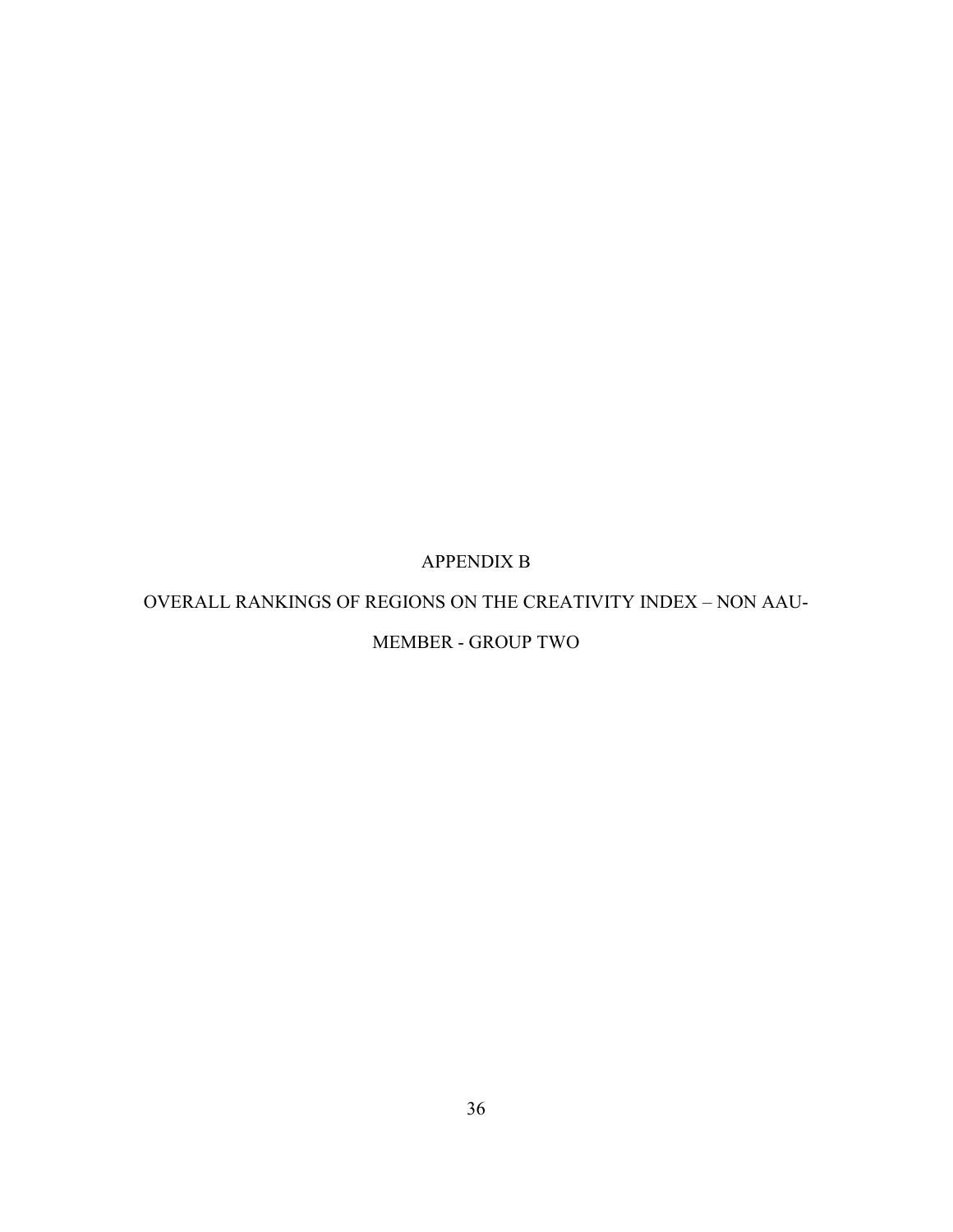# APPENDIX B

## OVERALL RANKINGS OF REGIONS ON THE CREATIVITY INDEX – NON AAU-MEMBER - GROUP TWO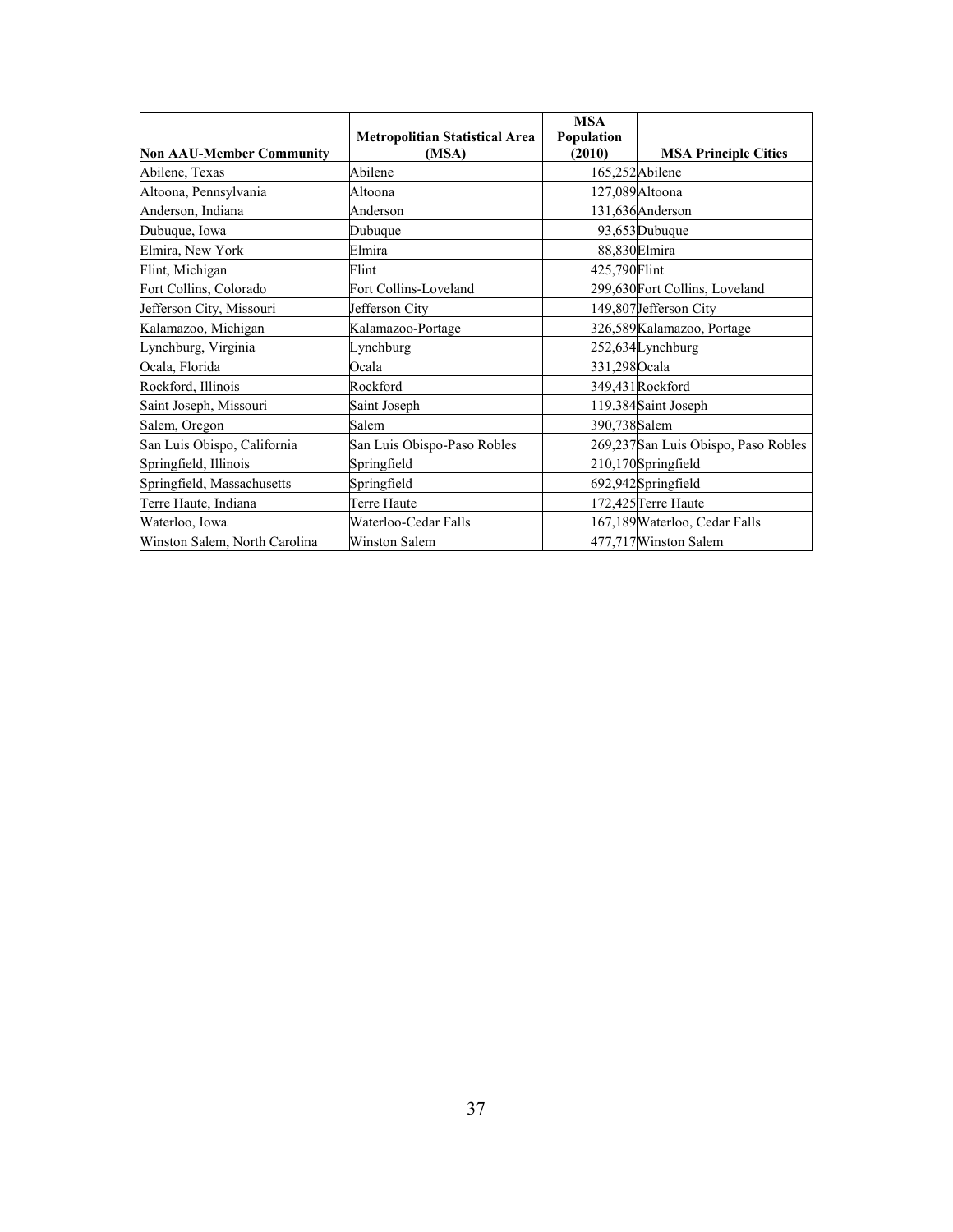| Non AAU-Member Community | Metropolitian Statistical Area (MSA) | MSA Population (2010) | MSA Principle Cities |
|---|---|---|---|
| Abilene, Texas | Abilene | 165,252 | Abilene |
| Altoona, Pennsylvania | Altoona | 127,089 | Altoona |
| Anderson, Indiana | Anderson | 131,636 | Anderson |
| Dubuque, Iowa | Dubuque | 93,653 | Dubuque |
| Elmira, New York | Elmira | 88,830 | Elmira |
| Flint, Michigan | Flint | 425,790 | Flint |
| Fort Collins, Colorado | Fort Collins-Loveland | 299,630 | Fort Collins, Loveland |
| Jefferson City, Missouri | Jefferson City | 149,807 | Jefferson City |
| Kalamazoo, Michigan | Kalamazoo-Portage | 326,589 | Kalamazoo, Portage |
| Lynchburg, Virginia | Lynchburg | 252,634 | Lynchburg |
| Ocala, Florida | Ocala | 331,298 | Ocala |
| Rockford, Illinois | Rockford | 349,431 | Rockford |
| Saint Joseph, Missouri | Saint Joseph | 119.384 | Saint Joseph |
| Salem, Oregon | Salem | 390,738 | Salem |
| San Luis Obispo, California | San Luis Obispo-Paso Robles | 269,237 | San Luis Obispo, Paso Robles |
| Springfield, Illinois | Springfield | 210,170 | Springfield |
| Springfield, Massachusetts | Springfield | 692,942 | Springfield |
| Terre Haute, Indiana | Terre Haute | 172,425 | Terre Haute |
| Waterloo, Iowa | Waterloo-Cedar Falls | 167,189 | Waterloo, Cedar Falls |
| Winston Salem, North Carolina | Winston Salem | 477,717 | Winston Salem |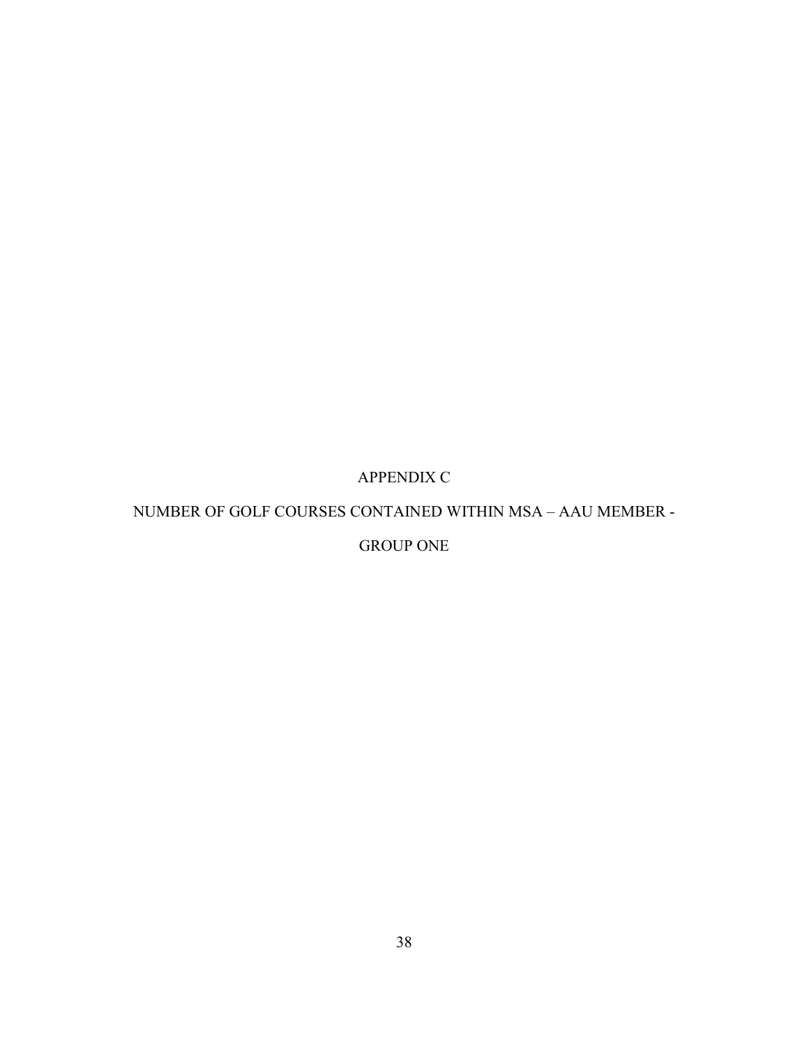# APPENDIX C

## NUMBER OF GOLF COURSES CONTAINED WITHIN MSA – AAU MEMBER - GROUP ONE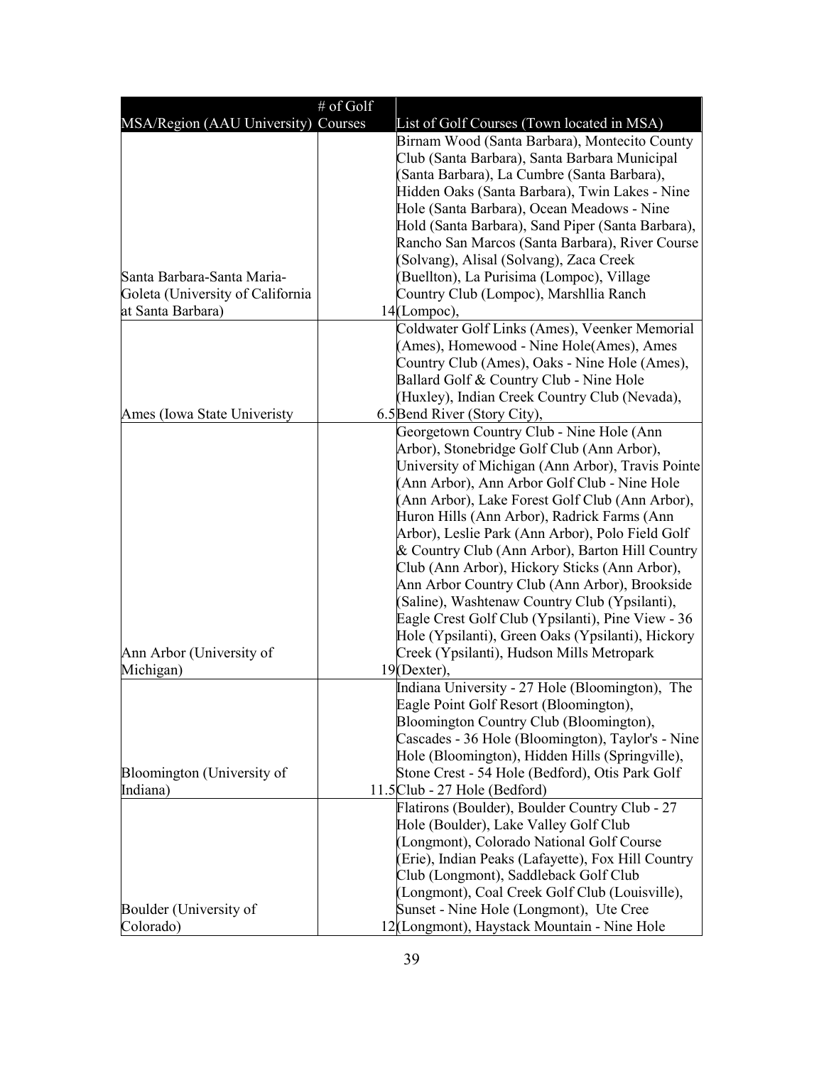| MSA/Region (AAU University) | # of Golf Courses | List of Golf Courses (Town located in MSA) |
|---|---|---|
| Santa Barbara-Santa Maria-Goleta (University of California at Santa Barbara) | 14 | Birnam Wood (Santa Barbara), Montecito County Club (Santa Barbara), Santa Barbara Municipal (Santa Barbara), La Cumbre (Santa Barbara), Hidden Oaks (Santa Barbara), Twin Lakes - Nine Hole (Santa Barbara), Ocean Meadows - Nine Hold (Santa Barbara), Sand Piper (Santa Barbara), Rancho San Marcos (Santa Barbara), River Course (Solvang), Alisal (Solvang), Zaca Creek (Buellton), La Purisima (Lompoc), Village Country Club (Lompoc), Marshllia Ranch (Lompoc), |
| Ames (Iowa State Univeristy | 6.5 | Coldwater Golf Links (Ames), Veenker Memorial (Ames), Homewood - Nine Hole(Ames), Ames Country Club (Ames), Oaks - Nine Hole (Ames), Ballard Golf & Country Club - Nine Hole (Huxley), Indian Creek Country Club (Nevada), Bend River (Story City), |
| Ann Arbor (University of Michigan) | 19 | Georgetown Country Club - Nine Hole (Ann Arbor), Stonebridge Golf Club (Ann Arbor), University of Michigan (Ann Arbor), Travis Pointe (Ann Arbor), Ann Arbor Golf Club - Nine Hole (Ann Arbor), Lake Forest Golf Club (Ann Arbor), Huron Hills (Ann Arbor), Radrick Farms (Ann Arbor), Leslie Park (Ann Arbor), Polo Field Golf & Country Club (Ann Arbor), Barton Hill Country Club (Ann Arbor), Hickory Sticks (Ann Arbor), Ann Arbor Country Club (Ann Arbor), Brookside (Saline), Washtenaw Country Club (Ypsilanti), Eagle Crest Golf Club (Ypsilanti), Pine View - 36 Hole (Ypsilanti), Green Oaks (Ypsilanti), Hickory Creek (Ypsilanti), Hudson Mills Metropark (Dexter), |
| Bloomington (University of Indiana) | 11.5 | Indiana University - 27 Hole (Bloomington), The Eagle Point Golf Resort (Bloomington), Bloomington Country Club (Bloomington), Cascades - 36 Hole (Bloomington), Taylor's - Nine Hole (Bloomington), Hidden Hills (Springville), Stone Crest - 54 Hole (Bedford), Otis Park Golf Club - 27 Hole (Bedford) |
| Boulder (University of Colorado) | 12 | Flatirons (Boulder), Boulder Country Club - 27 Hole (Boulder), Lake Valley Golf Club (Longmont), Colorado National Golf Course (Erie), Indian Peaks (Lafayette), Fox Hill Country Club (Longmont), Saddleback Golf Club (Longmont), Coal Creek Golf Club (Louisville), Sunset - Nine Hole (Longmont), Ute Cree (Longmont), Haystack Mountain - Nine Hole |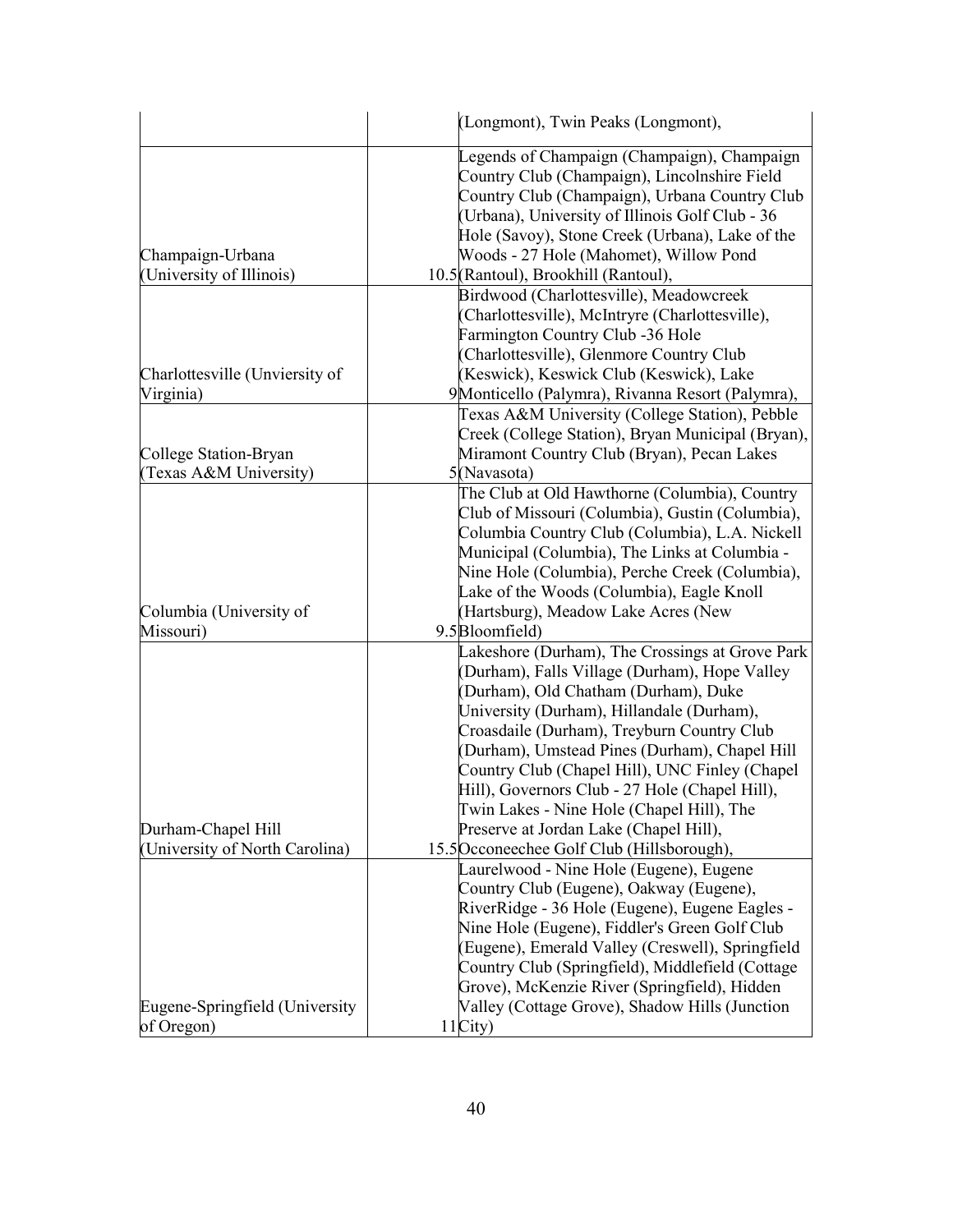| | | |
|---|---|---|
| | | (Longmont), Twin Peaks (Longmont), |
| Champaign-Urbana (University of Illinois) | 10.5 | Legends of Champaign (Champaign), Champaign Country Club (Champaign), Lincolnshire Field Country Club (Champaign), Urbana Country Club (Urbana), University of Illinois Golf Club - 36 Hole (Savoy), Stone Creek (Urbana), Lake of the Woods - 27 Hole (Mahomet), Willow Pond (Rantoul), Brookhill (Rantoul), |
| Charlottesville (Unviersity of Virginia) | 9 | Birdwood (Charlottesville), Meadowcreek (Charlottesville), McIntryre (Charlottesville), Farmington Country Club -36 Hole (Charlottesville), Glenmore Country Club (Keswick), Keswick Club (Keswick), Lake Monticello (Palymra), Rivanna Resort (Palymra), |
| College Station-Bryan (Texas A&M University) | 5 | Texas A&M University (College Station), Pebble Creek (College Station), Bryan Municipal (Bryan), Miramont Country Club (Bryan), Pecan Lakes (Navasota) |
| Columbia (University of Missouri) | 9.5 | The Club at Old Hawthorne (Columbia), Country Club of Missouri (Columbia), Gustin (Columbia), Columbia Country Club (Columbia), L.A. Nickell Municipal (Columbia), The Links at Columbia - Nine Hole (Columbia), Perche Creek (Columbia), Lake of the Woods (Columbia), Eagle Knoll (Hartsburg), Meadow Lake Acres (New Bloomfield) |
| Durham-Chapel Hill (University of North Carolina) | 15.5 | Lakeshore (Durham), The Crossings at Grove Park (Durham), Falls Village (Durham), Hope Valley (Durham), Old Chatham (Durham), Duke University (Durham), Hillandale (Durham), Croasdaile (Durham), Treyburn Country Club (Durham), Umstead Pines (Durham), Chapel Hill Country Club (Chapel Hill), UNC Finley (Chapel Hill), Governors Club - 27 Hole (Chapel Hill), Twin Lakes - Nine Hole (Chapel Hill), The Preserve at Jordan Lake (Chapel Hill), Occoneechee Golf Club (Hillsborough), |
| Eugene-Springfield (University of Oregon) | 11 | Laurelwood - Nine Hole (Eugene), Eugene Country Club (Eugene), Oakway (Eugene), RiverRidge - 36 Hole (Eugene), Eugene Eagles - Nine Hole (Eugene), Fiddler's Green Golf Club (Eugene), Emerald Valley (Creswell), Springfield Country Club (Springfield), Middlefield (Cottage Grove), McKenzie River (Springfield), Hidden Valley (Cottage Grove), Shadow Hills (Junction City) |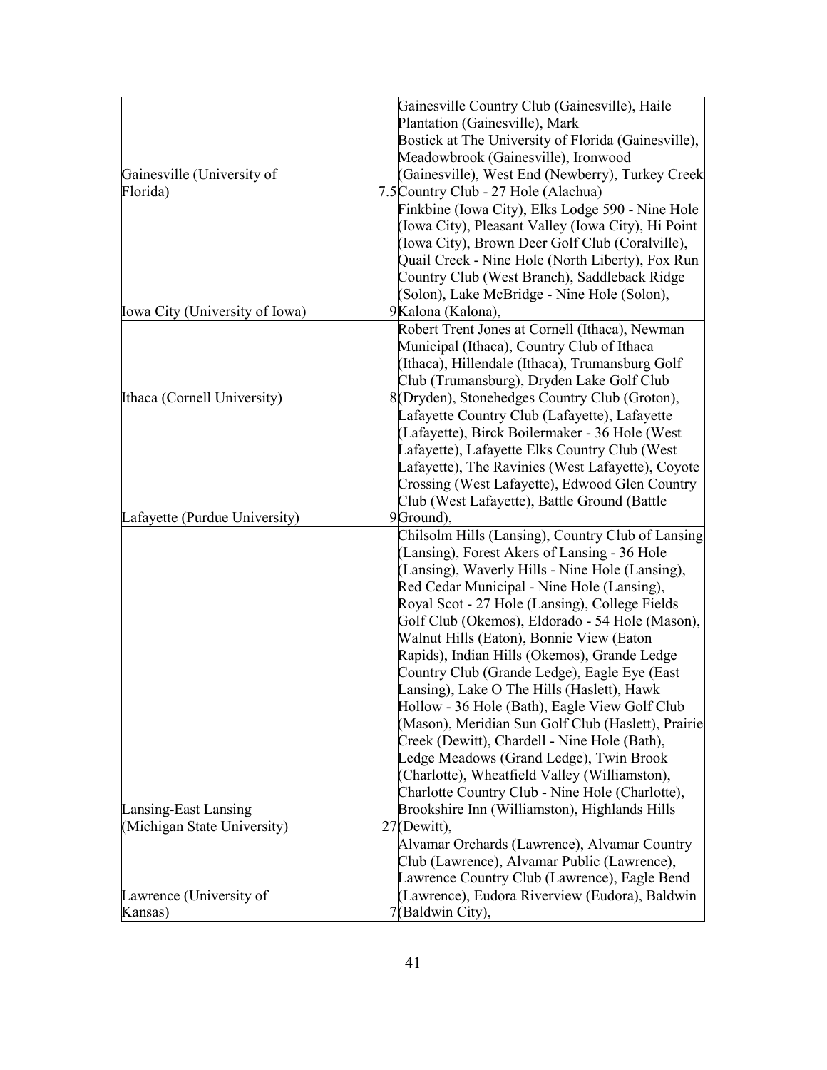| | | |
|---|---|---|
| Gainesville (University of Florida) | 7.5 | Gainesville Country Club (Gainesville), Haile Plantation (Gainesville), Mark Bostick at The University of Florida (Gainesville), Meadowbrook (Gainesville), Ironwood (Gainesville), West End (Newberry), Turkey Creek Country Club - 27 Hole (Alachua) |
| Iowa City (University of Iowa) | 9 | Finkbine (Iowa City), Elks Lodge 590 - Nine Hole (Iowa City), Pleasant Valley (Iowa City), Hi Point (Iowa City), Brown Deer Golf Club (Coralville), Quail Creek - Nine Hole (North Liberty), Fox Run Country Club (West Branch), Saddleback Ridge (Solon), Lake McBridge - Nine Hole (Solon), Kalona (Kalona), |
| Ithaca (Cornell University) | 8 | Robert Trent Jones at Cornell (Ithaca), Newman Municipal (Ithaca), Country Club of Ithaca (Ithaca), Hillendale (Ithaca), Trumansburg Golf Club (Trumansburg), Dryden Lake Golf Club (Dryden), Stonehedges Country Club (Groton), |
| Lafayette (Purdue University) | 9 | Lafayette Country Club (Lafayette), Lafayette (Lafayette), Birck Boilermaker - 36 Hole (West Lafayette), Lafayette Elks Country Club (West Lafayette), The Ravinies (West Lafayette), Coyote Crossing (West Lafayette), Edwood Glen Country Club (West Lafayette), Battle Ground (Battle Ground), |
| Lansing-East Lansing (Michigan State University) | 27 | Chilsolm Hills (Lansing), Country Club of Lansing (Lansing), Forest Akers of Lansing - 36 Hole (Lansing), Waverly Hills - Nine Hole (Lansing), Red Cedar Municipal - Nine Hole (Lansing), Royal Scot - 27 Hole (Lansing), College Fields Golf Club (Okemos), Eldorado - 54 Hole (Mason), Walnut Hills (Eaton), Bonnie View (Eaton Rapids), Indian Hills (Okemos), Grande Ledge Country Club (Grande Ledge), Eagle Eye (East Lansing), Lake O The Hills (Haslett), Hawk Hollow - 36 Hole (Bath), Eagle View Golf Club (Mason), Meridian Sun Golf Club (Haslett), Prairie Creek (Dewitt), Chardell - Nine Hole (Bath), Ledge Meadows (Grand Ledge), Twin Brook (Charlotte), Wheatfield Valley (Williamston), Charlotte Country Club - Nine Hole (Charlotte), Brookshire Inn (Williamston), Highlands Hills (Dewitt), |
| Lawrence (University of Kansas) | 7 | Alvamar Orchards (Lawrence), Alvamar Country Club (Lawrence), Alvamar Public (Lawrence), Lawrence Country Club (Lawrence), Eagle Bend (Lawrence), Eudora Riverview (Eudora), Baldwin (Baldwin City), |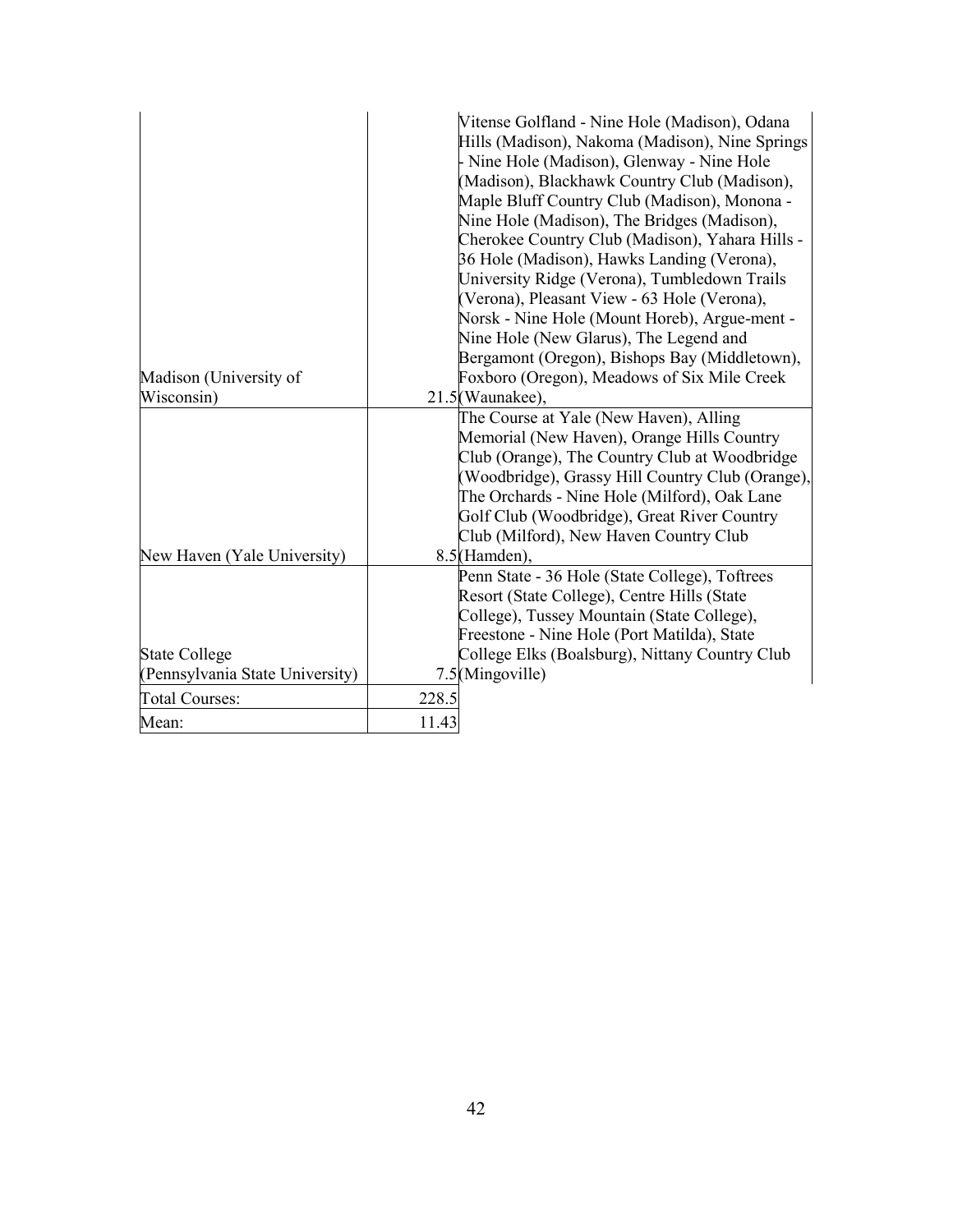| | | |
|---|---|---|
| Madison (University of Wisconsin) | 21.5 | Vitense Golfland - Nine Hole (Madison), Odana Hills (Madison), Nakoma (Madison), Nine Springs - Nine Hole (Madison), Glenway - Nine Hole (Madison), Blackhawk Country Club (Madison), Maple Bluff Country Club (Madison), Monona - Nine Hole (Madison), The Bridges (Madison), Cherokee Country Club (Madison), Yahara Hills - 36 Hole (Madison), Hawks Landing (Verona), University Ridge (Verona), Tumbledown Trails (Verona), Pleasant View - 63 Hole (Verona), Norsk - Nine Hole (Mount Horeb), Argue-ment - Nine Hole (New Glarus), The Legend and Bergamont (Oregon), Bishops Bay (Middletown), Foxboro (Oregon), Meadows of Six Mile Creek (Waunakee), |
| New Haven (Yale University) | 8.5 | The Course at Yale (New Haven), Alling Memorial (New Haven), Orange Hills Country Club (Orange), The Country Club at Woodbridge (Woodbridge), Grassy Hill Country Club (Orange), The Orchards - Nine Hole (Milford), Oak Lane Golf Club (Woodbridge), Great River Country Club (Milford), New Haven Country Club (Hamden), |
| State College (Pennsylvania State University) | 7.5 | Penn State - 36 Hole (State College), Toftrees Resort (State College), Centre Hills (State College), Tussey Mountain (State College), Freestone - Nine Hole (Port Matilda), State College Elks (Boalsburg), Nittany Country Club (Mingoville) |
| Total Courses: | 228.5 | |
| Mean: | 11.43 | |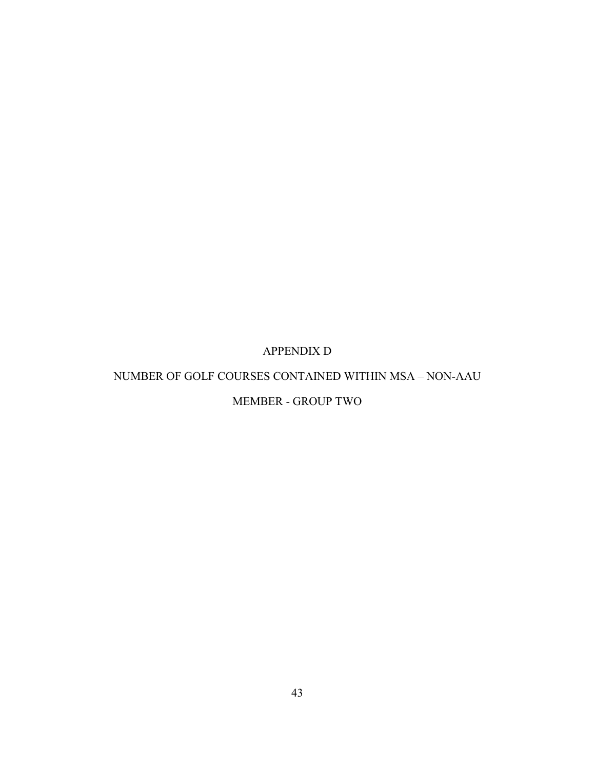# APPENDIX D

## NUMBER OF GOLF COURSES CONTAINED WITHIN MSA – NON-AAU MEMBER - GROUP TWO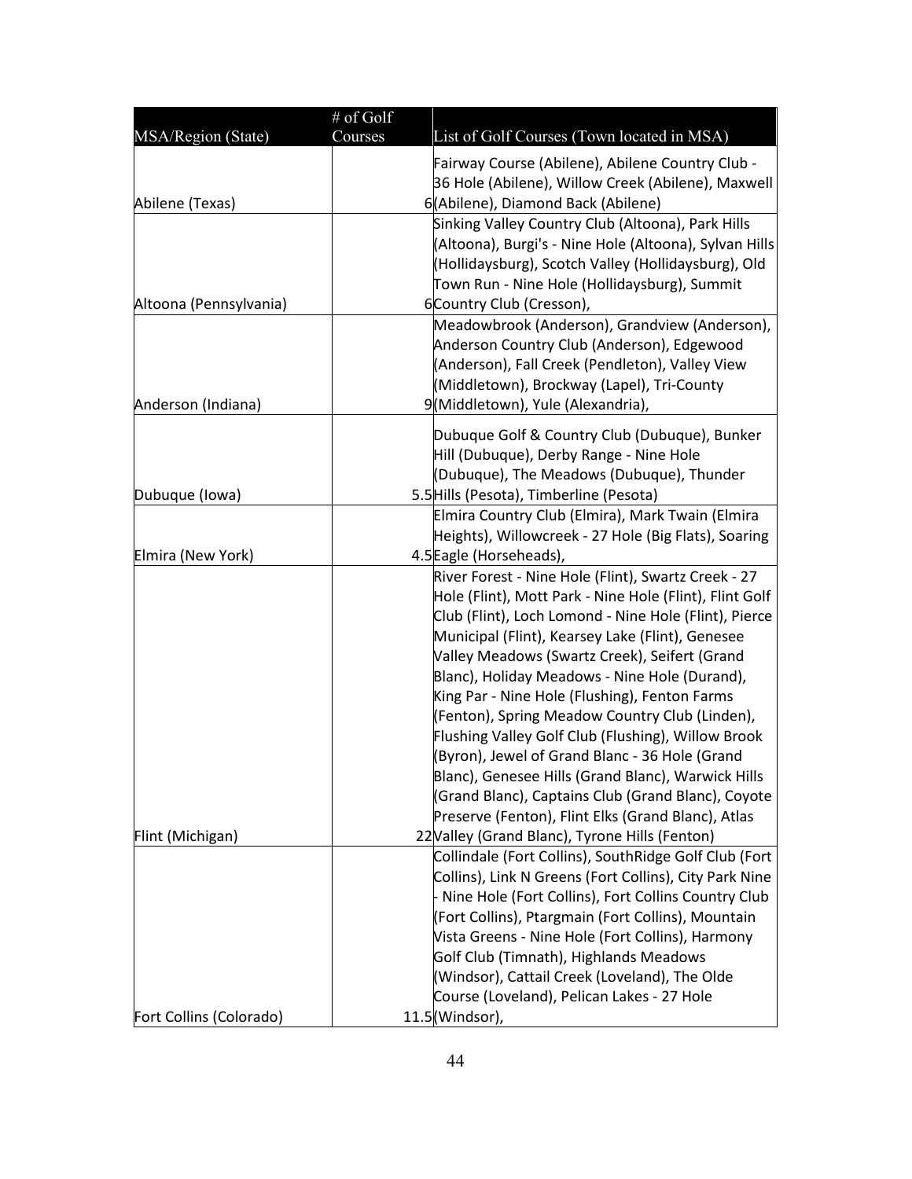| MSA/Region (State) | # of Golf Courses | List of Golf Courses (Town located in MSA) |
|---|---|---|
| Abilene (Texas) | 6 | Fairway Course (Abilene), Abilene Country Club - 36 Hole (Abilene), Willow Creek (Abilene), Maxwell (Abilene), Diamond Back (Abilene) |
| Altoona (Pennsylvania) | 6 | Sinking Valley Country Club (Altoona), Park Hills (Altoona), Burgi's - Nine Hole (Altoona), Sylvan Hills (Hollidaysburg), Scotch Valley (Hollidaysburg), Old Town Run - Nine Hole (Hollidaysburg), Summit Country Club (Cresson), |
| Anderson (Indiana) | 9 | Meadowbrook (Anderson), Grandview (Anderson), Anderson Country Club (Anderson), Edgewood (Anderson), Fall Creek (Pendleton), Valley View (Middletown), Brockway (Lapel), Tri-County (Middletown), Yule (Alexandria), |
| Dubuque (Iowa) | 5.5 | Dubuque Golf & Country Club (Dubuque), Bunker Hill (Dubuque), Derby Range - Nine Hole (Dubuque), The Meadows (Dubuque), Thunder Hills (Pesota), Timberline (Pesota) |
| Elmira (New York) | 4.5 | Elmira Country Club (Elmira), Mark Twain (Elmira Heights), Willowcreek - 27 Hole (Big Flats), Soaring Eagle (Horseheads), |
| Flint (Michigan) | 22 | River Forest - Nine Hole (Flint), Swartz Creek - 27 Hole (Flint), Mott Park - Nine Hole (Flint), Flint Golf Club (Flint), Loch Lomond - Nine Hole (Flint), Pierce Municipal (Flint), Kearsey Lake (Flint), Genesee Valley Meadows (Swartz Creek), Seifert (Grand Blanc), Holiday Meadows - Nine Hole (Durand), King Par - Nine Hole (Flushing), Fenton Farms (Fenton), Spring Meadow Country Club (Linden), Flushing Valley Golf Club (Flushing), Willow Brook (Byron), Jewel of Grand Blanc - 36 Hole (Grand Blanc), Genesee Hills (Grand Blanc), Warwick Hills (Grand Blanc), Captains Club (Grand Blanc), Coyote Preserve (Fenton), Flint Elks (Grand Blanc), Atlas Valley (Grand Blanc), Tyrone Hills (Fenton) |
| Fort Collins (Colorado) | 11.5 | Collindale (Fort Collins), SouthRidge Golf Club (Fort Collins), Link N Greens (Fort Collins), City Park Nine - Nine Hole (Fort Collins), Fort Collins Country Club (Fort Collins), Ptargmain (Fort Collins), Mountain Vista Greens - Nine Hole (Fort Collins), Harmony Golf Club (Timnath), Highlands Meadows (Windsor), Cattail Creek (Loveland), The Olde Course (Loveland), Pelican Lakes - 27 Hole (Windsor), |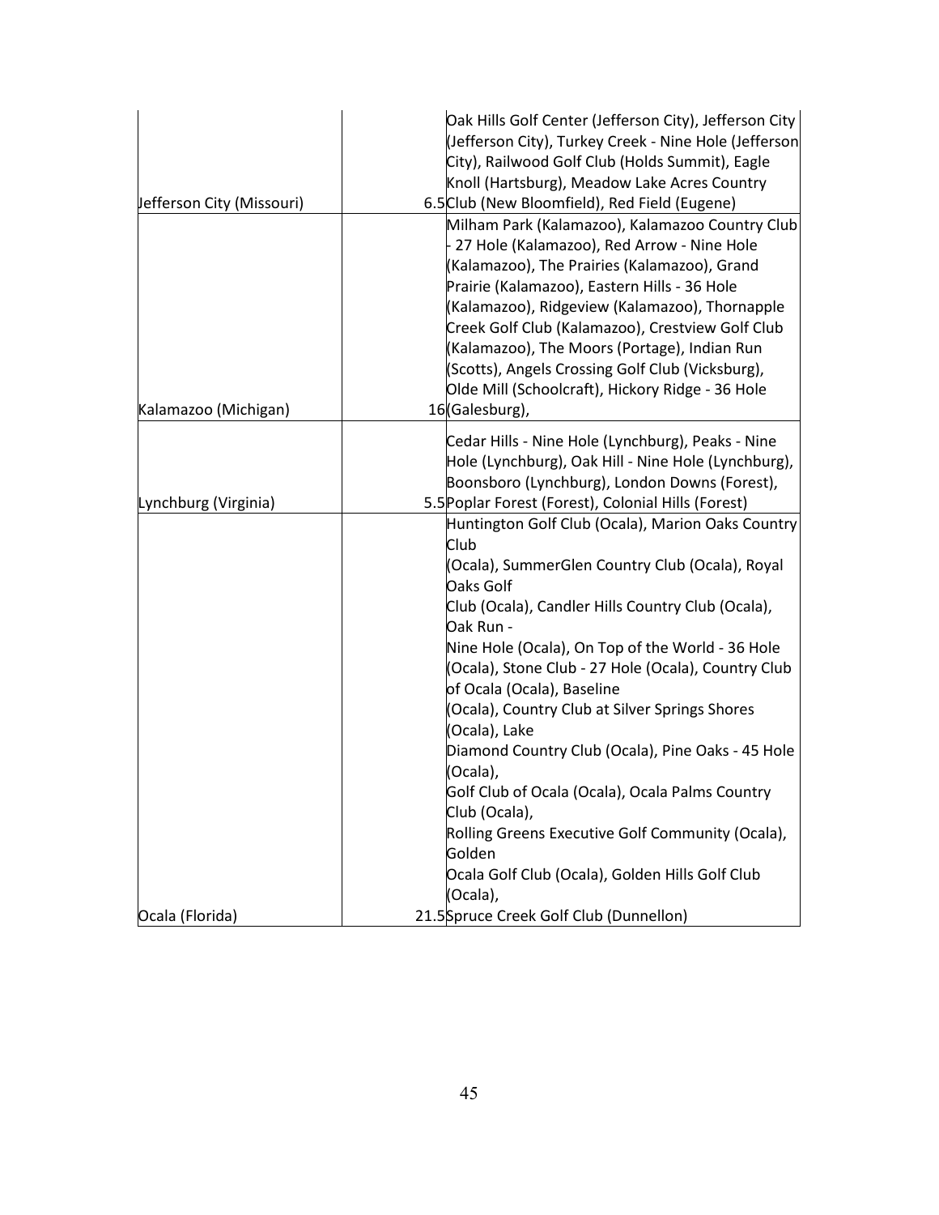| | | |
|---|---|---|
| Jefferson City (Missouri) | 6.5 | Oak Hills Golf Center (Jefferson City), Jefferson City (Jefferson City), Turkey Creek - Nine Hole (Jefferson City), Railwood Golf Club (Holds Summit), Eagle Knoll (Hartsburg), Meadow Lake Acres Country Club (New Bloomfield), Red Field (Eugene) |
| Kalamazoo (Michigan) | 16 | Milham Park (Kalamazoo), Kalamazoo Country Club - 27 Hole (Kalamazoo), Red Arrow - Nine Hole (Kalamazoo), The Prairies (Kalamazoo), Grand Prairie (Kalamazoo), Eastern Hills - 36 Hole (Kalamazoo), Ridgeview (Kalamazoo), Thornapple Creek Golf Club (Kalamazoo), Crestview Golf Club (Kalamazoo), The Moors (Portage), Indian Run (Scotts), Angels Crossing Golf Club (Vicksburg), Olde Mill (Schoolcraft), Hickory Ridge - 36 Hole (Galesburg), |
| Lynchburg (Virginia) | 5.5 | Cedar Hills - Nine Hole (Lynchburg), Peaks - Nine Hole (Lynchburg), Oak Hill - Nine Hole (Lynchburg), Boonsboro (Lynchburg), London Downs (Forest), Poplar Forest (Forest), Colonial Hills (Forest) |
| Ocala (Florida) | 21.5 | Huntington Golf Club (Ocala), Marion Oaks Country Club (Ocala), SummerGlen Country Club (Ocala), Royal Oaks Golf Club (Ocala), Candler Hills Country Club (Ocala), Oak Run - Nine Hole (Ocala), On Top of the World - 36 Hole (Ocala), Stone Club - 27 Hole (Ocala), Country Club of Ocala (Ocala), Baseline (Ocala), Country Club at Silver Springs Shores (Ocala), Lake Diamond Country Club (Ocala), Pine Oaks - 45 Hole (Ocala), Golf Club of Ocala (Ocala), Ocala Palms Country Club (Ocala), Rolling Greens Executive Golf Community (Ocala), Golden Ocala Golf Club (Ocala), Golden Hills Golf Club (Ocala), Spruce Creek Golf Club (Dunnellon) |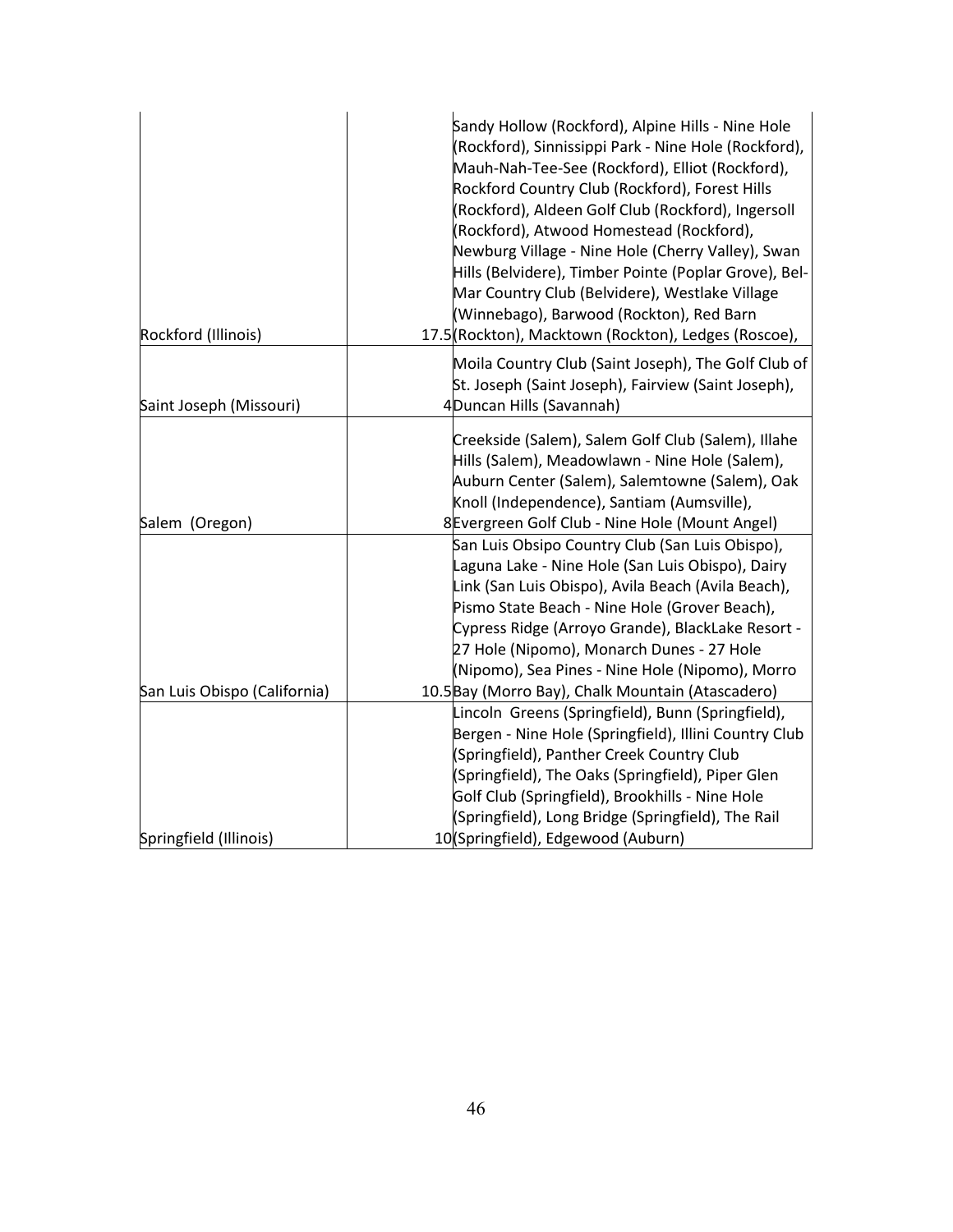| | | |
|---|---|---|
| Rockford (Illinois) | 17.5 | Sandy Hollow (Rockford), Alpine Hills - Nine Hole (Rockford), Sinnissippi Park - Nine Hole (Rockford), Mauh-Nah-Tee-See (Rockford), Elliot (Rockford), Rockford Country Club (Rockford), Forest Hills (Rockford), Aldeen Golf Club (Rockford), Ingersoll (Rockford), Atwood Homestead (Rockford), Newburg Village - Nine Hole (Cherry Valley), Swan Hills (Belvidere), Timber Pointe (Poplar Grove), Bel-Mar Country Club (Belvidere), Westlake Village (Winnebago), Barwood (Rockton), Red Barn (Rockton), Macktown (Rockton), Ledges (Roscoe), |
| Saint Joseph (Missouri) | 4 | Moila Country Club (Saint Joseph), The Golf Club of St. Joseph (Saint Joseph), Fairview (Saint Joseph), Duncan Hills (Savannah) |
| Salem (Oregon) | 8 | Creekside (Salem), Salem Golf Club (Salem), Illahe Hills (Salem), Meadowlawn - Nine Hole (Salem), Auburn Center (Salem), Salemtowne (Salem), Oak Knoll (Independence), Santiam (Aumsville), Evergreen Golf Club - Nine Hole (Mount Angel) |
| San Luis Obispo (California) | 10.5 | San Luis Obsipo Country Club (San Luis Obispo), Laguna Lake - Nine Hole (San Luis Obispo), Dairy Link (San Luis Obispo), Avila Beach (Avila Beach), Pismo State Beach - Nine Hole (Grover Beach), Cypress Ridge (Arroyo Grande), BlackLake Resort - 27 Hole (Nipomo), Monarch Dunes - 27 Hole (Nipomo), Sea Pines - Nine Hole (Nipomo), Morro Bay (Morro Bay), Chalk Mountain (Atascadero) |
| Springfield (Illinois) | 10 | Lincoln Greens (Springfield), Bunn (Springfield), Bergen - Nine Hole (Springfield), Illini Country Club (Springfield), Panther Creek Country Club (Springfield), The Oaks (Springfield), Piper Glen Golf Club (Springfield), Brookhills - Nine Hole (Springfield), Long Bridge (Springfield), The Rail (Springfield), Edgewood (Auburn) |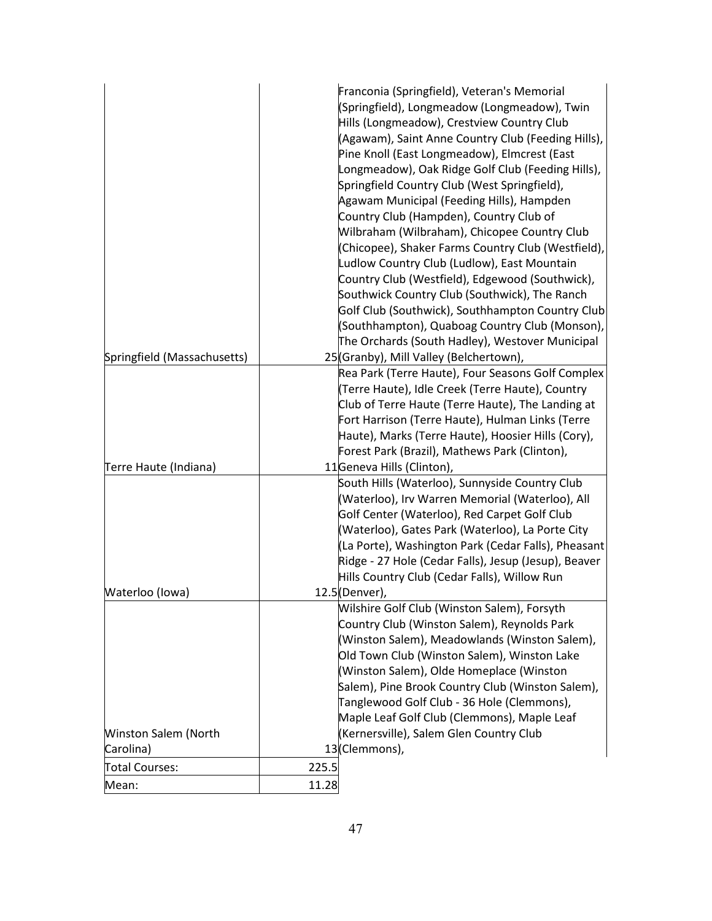| | | |
|---|---|---|
| Springfield (Massachusetts) | 25 | Franconia (Springfield), Veteran's Memorial (Springfield), Longmeadow (Longmeadow), Twin Hills (Longmeadow), Crestview Country Club (Agawam), Saint Anne Country Club (Feeding Hills), Pine Knoll (East Longmeadow), Elmcrest (East Longmeadow), Oak Ridge Golf Club (Feeding Hills), Springfield Country Club (West Springfield), Agawam Municipal (Feeding Hills), Hampden Country Club (Hampden), Country Club of Wilbraham (Wilbraham), Chicopee Country Club (Chicopee), Shaker Farms Country Club (Westfield), Ludlow Country Club (Ludlow), East Mountain Country Club (Westfield), Edgewood (Southwick), Southwick Country Club (Southwick), The Ranch Golf Club (Southwick), Southhampton Country Club (Southhampton), Quaboag Country Club (Monson), The Orchards (South Hadley), Westover Municipal (Granby), Mill Valley (Belchertown), |
| Terre Haute (Indiana) | 11 | Rea Park (Terre Haute), Four Seasons Golf Complex (Terre Haute), Idle Creek (Terre Haute), Country Club of Terre Haute (Terre Haute), The Landing at Fort Harrison (Terre Haute), Hulman Links (Terre Haute), Marks (Terre Haute), Hoosier Hills (Cory), Forest Park (Brazil), Mathews Park (Clinton), Geneva Hills (Clinton), |
| Waterloo (Iowa) | 12.5 | South Hills (Waterloo), Sunnyside Country Club (Waterloo), Irv Warren Memorial (Waterloo), All Golf Center (Waterloo), Red Carpet Golf Club (Waterloo), Gates Park (Waterloo), La Porte City (La Porte), Washington Park (Cedar Falls), Pheasant Ridge - 27 Hole (Cedar Falls), Jesup (Jesup), Beaver Hills Country Club (Cedar Falls), Willow Run (Denver), |
| Winston Salem (North Carolina) | 13 | Wilshire Golf Club (Winston Salem), Forsyth Country Club (Winston Salem), Reynolds Park (Winston Salem), Meadowlands (Winston Salem), Old Town Club (Winston Salem), Winston Lake (Winston Salem), Olde Homeplace (Winston Salem), Pine Brook Country Club (Winston Salem), Tanglewood Golf Club - 36 Hole (Clemmons), Maple Leaf Golf Club (Clemmons), Maple Leaf (Kernersville), Salem Glen Country Club (Clemmons), |
| Total Courses: | 225.5 | |
| Mean: | 11.28 | |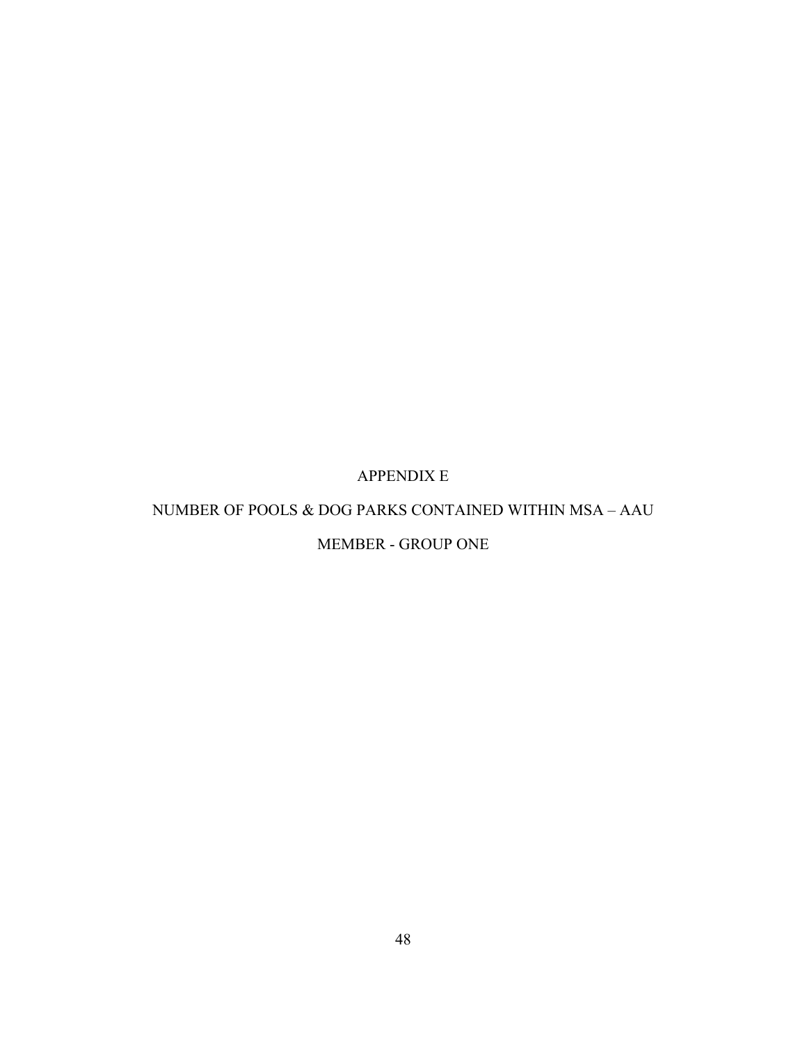# APPENDIX E

## NUMBER OF POOLS & DOG PARKS CONTAINED WITHIN MSA – AAU MEMBER - GROUP ONE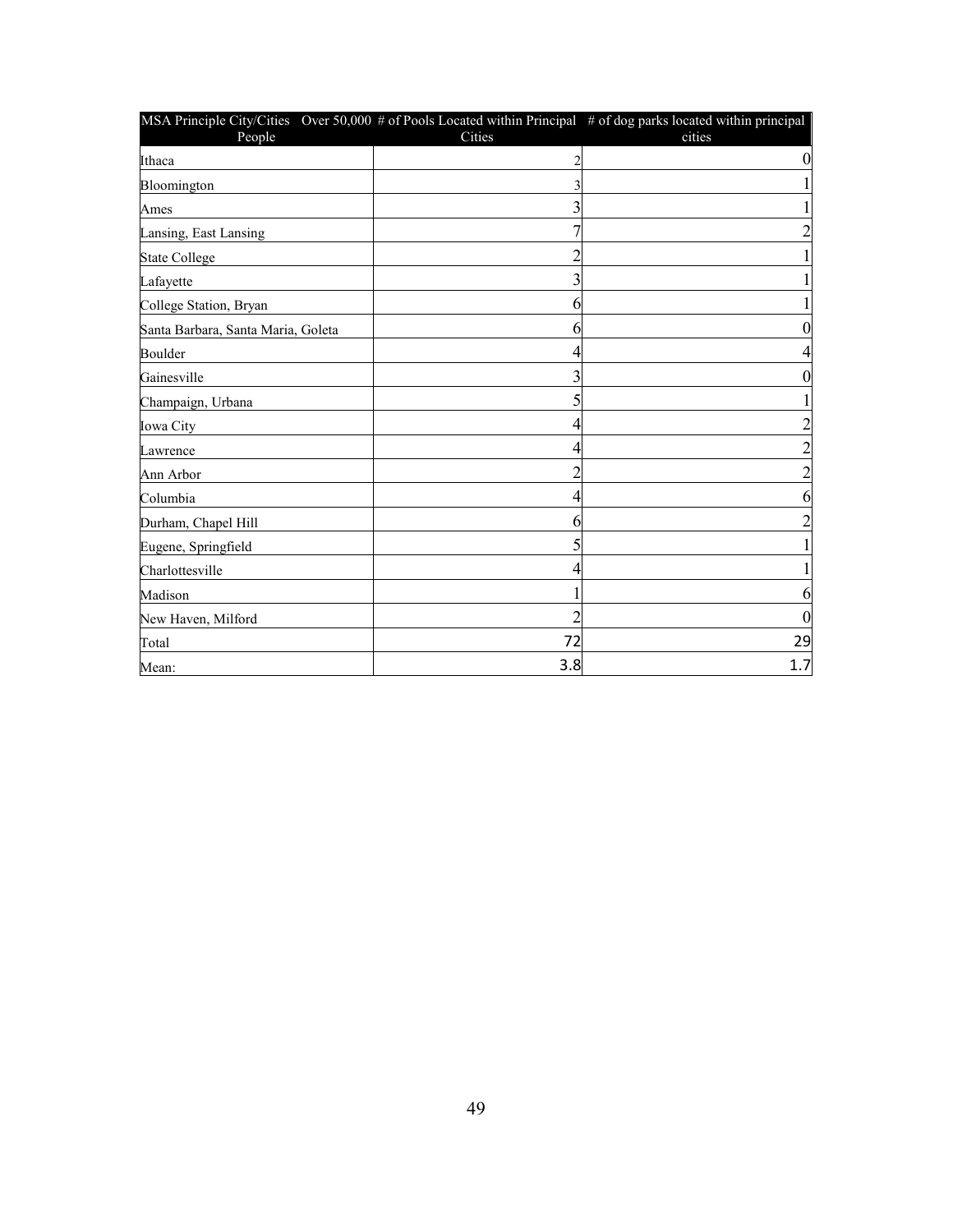| MSA Principle City/Cities Over 50,000 People | # of Pools Located within Principal Cities | # of dog parks located within principal cities |
|---|---|---|
| Ithaca | 2 | 0 |
| Bloomington | 3 | 1 |
| Ames | 3 | 1 |
| Lansing, East Lansing | 7 | 2 |
| State College | 2 | 1 |
| Lafayette | 3 | 1 |
| College Station, Bryan | 6 | 1 |
| Santa Barbara, Santa Maria, Goleta | 6 | 0 |
| Boulder | 4 | 4 |
| Gainesville | 3 | 0 |
| Champaign, Urbana | 5 | 1 |
| Iowa City | 4 | 2 |
| Lawrence | 4 | 2 |
| Ann Arbor | 2 | 2 |
| Columbia | 4 | 6 |
| Durham, Chapel Hill | 6 | 2 |
| Eugene, Springfield | 5 | 1 |
| Charlottesville | 4 | 1 |
| Madison | 1 | 6 |
| New Haven, Milford | 2 | 0 |
| Total | 72 | 29 |
| Mean: | 3.8 | 1.7 |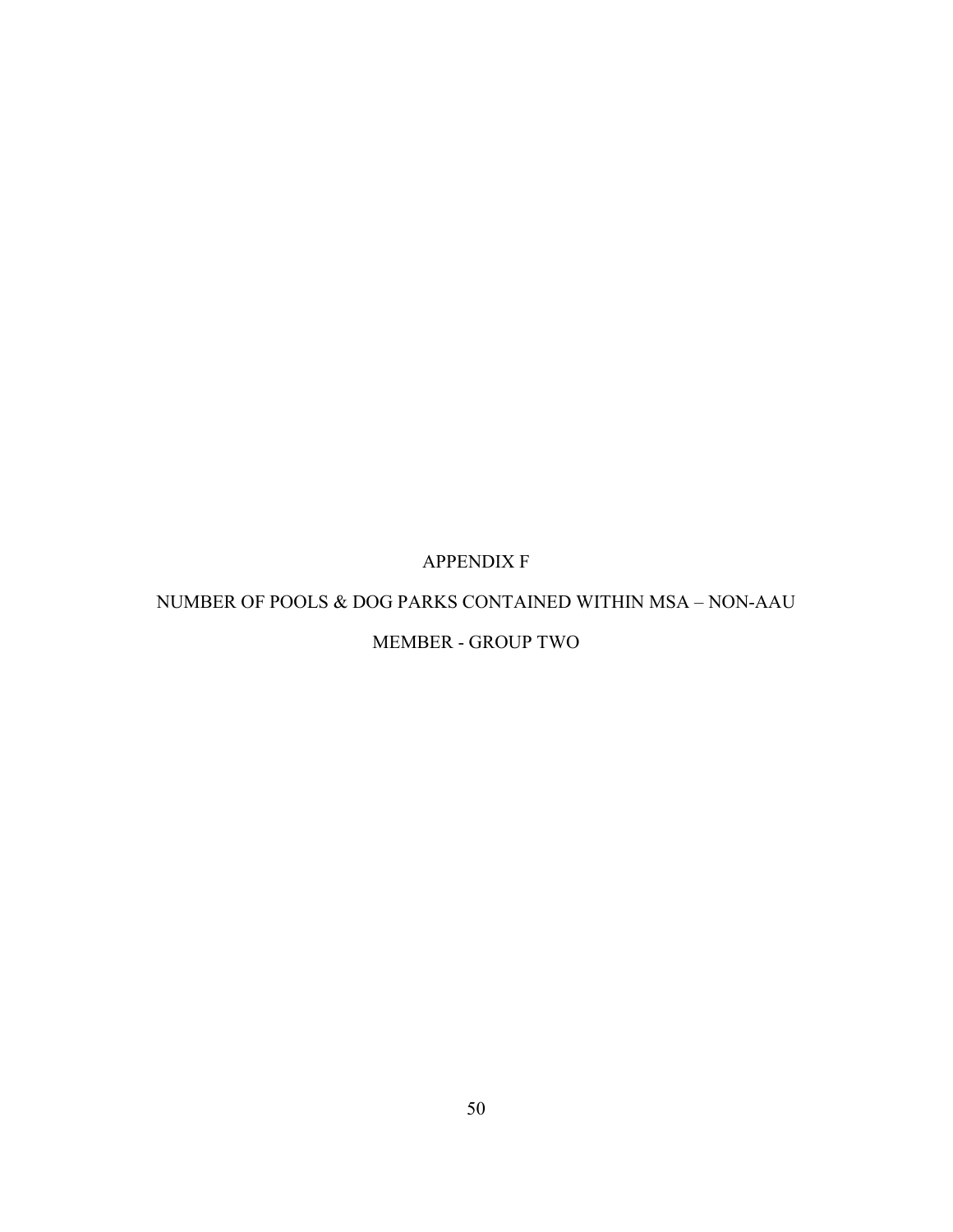# APPENDIX F

# NUMBER OF POOLS & DOG PARKS CONTAINED WITHIN MSA – NON-AAU MEMBER - GROUP TWO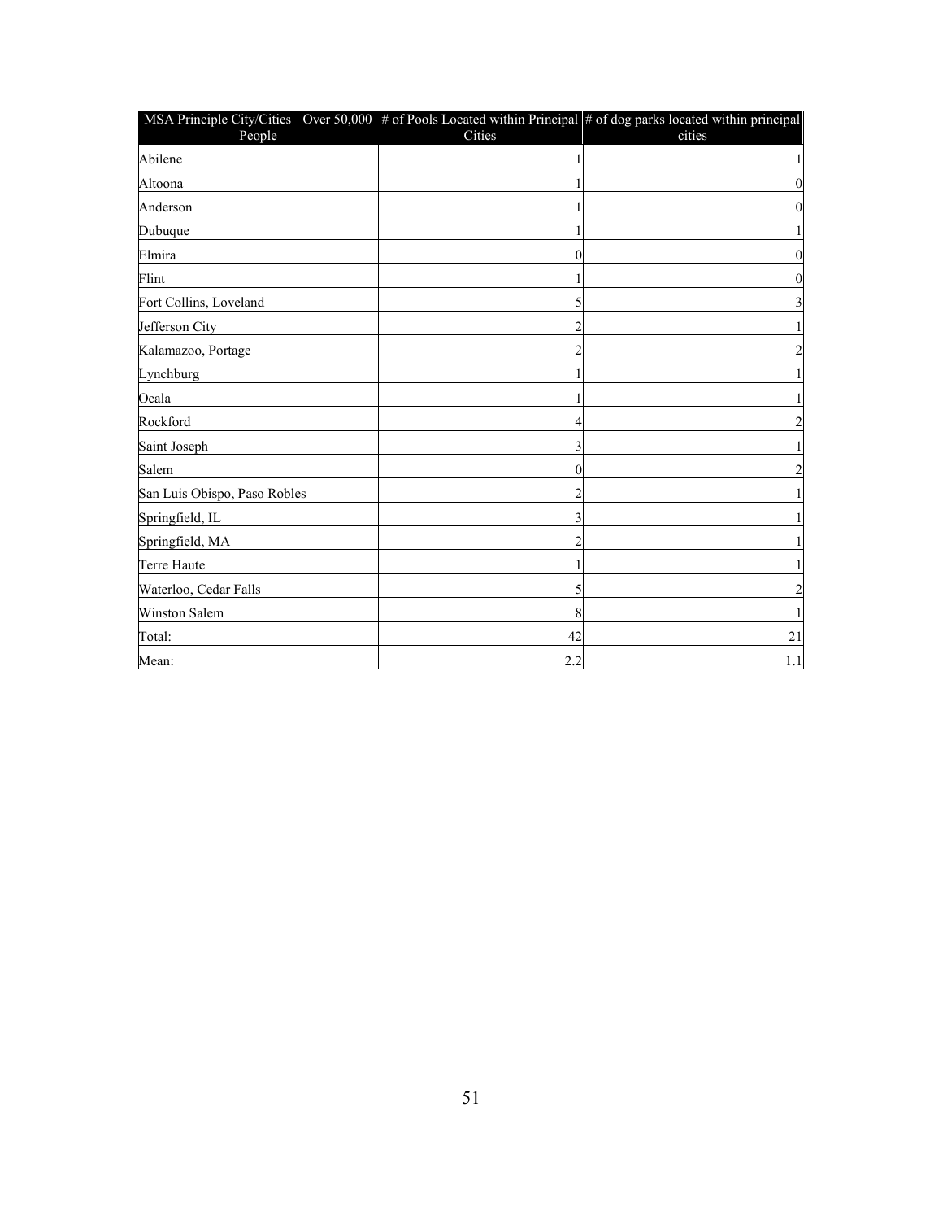| MSA Principle City/Cities Over 50,000 People | # of Pools Located within Principal Cities | # of dog parks located within principal cities |
|---|---|---|
| Abilene | 1 | 1 |
| Altoona | 1 | 0 |
| Anderson | 1 | 0 |
| Dubuque | 1 | 1 |
| Elmira | 0 | 0 |
| Flint | 1 | 0 |
| Fort Collins, Loveland | 5 | 3 |
| Jefferson City | 2 | 1 |
| Kalamazoo, Portage | 2 | 2 |
| Lynchburg | 1 | 1 |
| Ocala | 1 | 1 |
| Rockford | 4 | 2 |
| Saint Joseph | 3 | 1 |
| Salem | 0 | 2 |
| San Luis Obispo, Paso Robles | 2 | 1 |
| Springfield, IL | 3 | 1 |
| Springfield, MA | 2 | 1 |
| Terre Haute | 1 | 1 |
| Waterloo, Cedar Falls | 5 | 2 |
| Winston Salem | 8 | 1 |
| Total: | 42 | 21 |
| Mean: | 2.2 | 1.1 |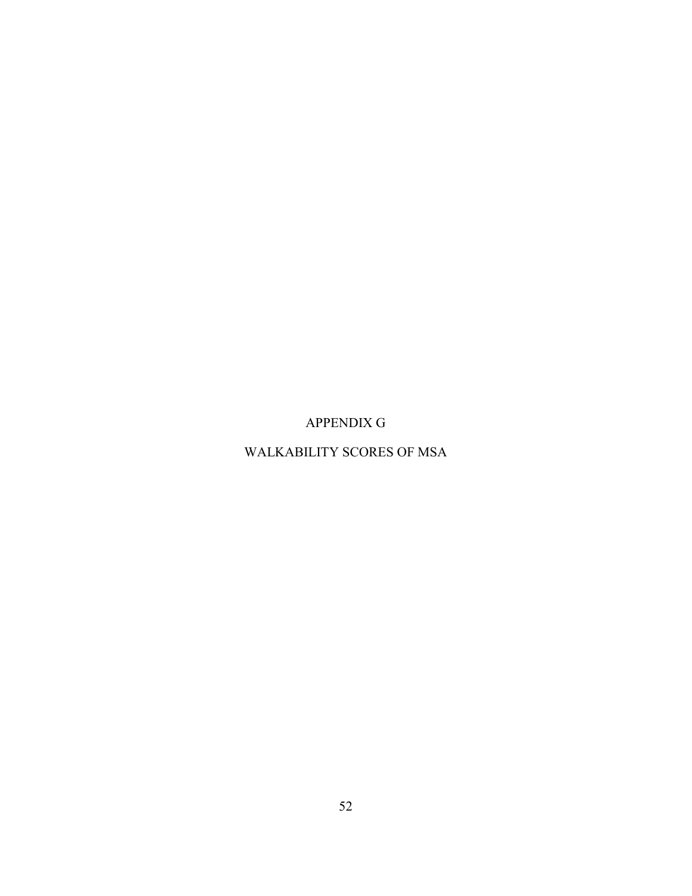# APPENDIX G

## WALKABILITY SCORES OF MSA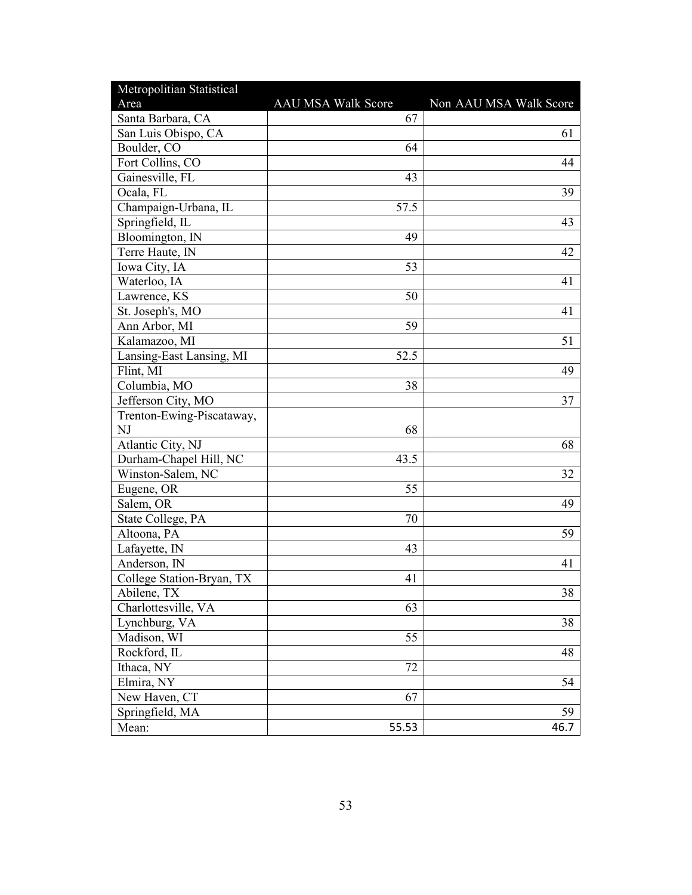| Metropolitan Statistical Area | AAU MSA Walk Score | Non AAU MSA Walk Score |
|---|---|---|
| Santa Barbara, CA | 67 | |
| San Luis Obispo, CA | | 61 |
| Boulder, CO | 64 | |
| Fort Collins, CO | | 44 |
| Gainesville, FL | 43 | |
| Ocala, FL | | 39 |
| Champaign-Urbana, IL | 57.5 | |
| Springfield, IL | | 43 |
| Bloomington, IN | 49 | |
| Terre Haute, IN | | 42 |
| Iowa City, IA | 53 | |
| Waterloo, IA | | 41 |
| Lawrence, KS | 50 | |
| St. Joseph's, MO | | 41 |
| Ann Arbor, MI | 59 | |
| Kalamazoo, MI | | 51 |
| Lansing-East Lansing, MI | 52.5 | |
| Flint, MI | | 49 |
| Columbia, MO | 38 | |
| Jefferson City, MO | | 37 |
| Trenton-Ewing-Piscataway, NJ | 68 | |
| Atlantic City, NJ | | 68 |
| Durham-Chapel Hill, NC | 43.5 | |
| Winston-Salem, NC | | 32 |
| Eugene, OR | 55 | |
| Salem, OR | | 49 |
| State College, PA | 70 | |
| Altoona, PA | | 59 |
| Lafayette, IN | 43 | |
| Anderson, IN | | 41 |
| College Station-Bryan, TX | 41 | |
| Abilene, TX | | 38 |
| Charlottesville, VA | 63 | |
| Lynchburg, VA | | 38 |
| Madison, WI | 55 | |
| Rockford, IL | | 48 |
| Ithaca, NY | 72 | |
| Elmira, NY | | 54 |
| New Haven, CT | 67 | |
| Springfield, MA | | 59 |
| Mean: | 55.53 | 46.7 |